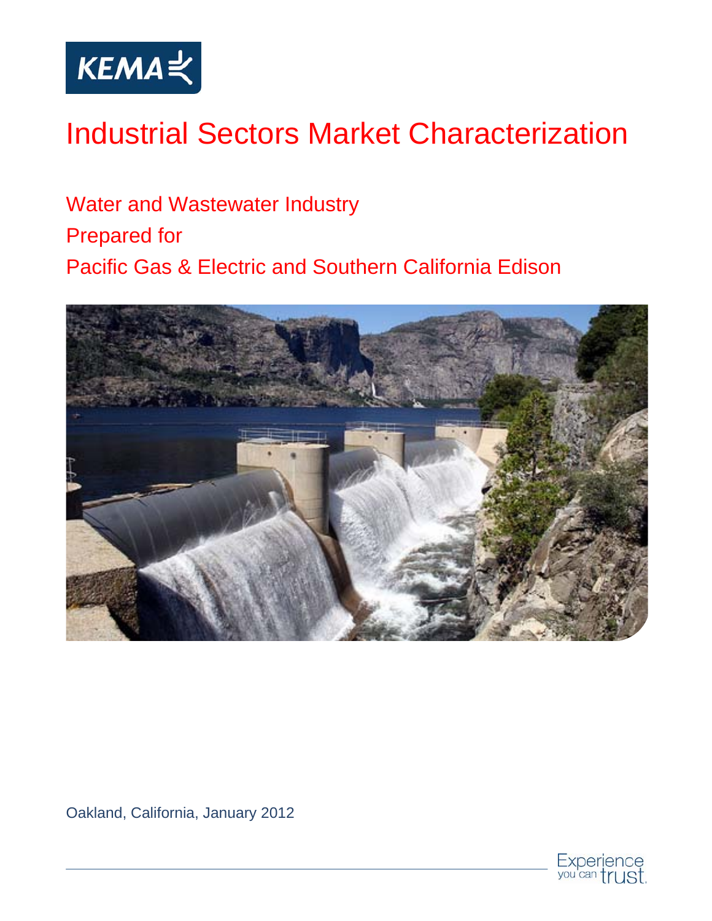KEMA

# Industrial Sectors Market Characterization

## Water and Wastewater Industry

## Prepared for

## Pacific Gas & Electric and Southern California Edison

Oakland, California, January 2012

Experience you can trust.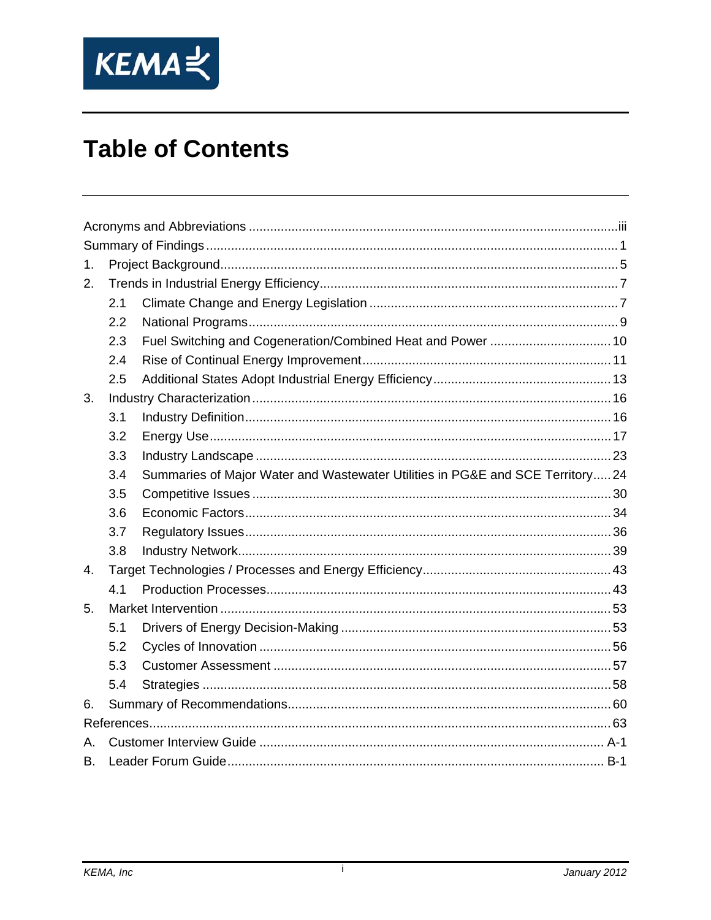# Table of Contents

Acronyms and Abbreviations ..... iii
Summary of Findings ..... 1
1. Project Background ..... 5
2. Trends in Industrial Energy Efficiency ..... 7
   - 2.1 Climate Change and Energy Legislation ..... 7
   - 2.2 National Programs ..... 9
   - 2.3 Fuel Switching and Cogeneration/Combined Heat and Power ..... 10
   - 2.4 Rise of Continual Energy Improvement ..... 11
   - 2.5 Additional States Adopt Industrial Energy Efficiency ..... 13
3. Industry Characterization ..... 16
   - 3.1 Industry Definition ..... 16
   - 3.2 Energy Use ..... 17
   - 3.3 Industry Landscape ..... 23
   - 3.4 Summaries of Major Water and Wastewater Utilities in PG&E and SCE Territory ..... 24
   - 3.5 Competitive Issues ..... 30
   - 3.6 Economic Factors ..... 34
   - 3.7 Regulatory Issues ..... 36
   - 3.8 Industry Network ..... 39
4. Target Technologies / Processes and Energy Efficiency ..... 43
   - 4.1 Production Processes ..... 43
5. Market Intervention ..... 53
   - 5.1 Drivers of Energy Decision-Making ..... 53
   - 5.2 Cycles of Innovation ..... 56
   - 5.3 Customer Assessment ..... 57
   - 5.4 Strategies ..... 58
6. Summary of Recommendations ..... 60

References ..... 63

A. Customer Interview Guide ..... A-1
B. Leader Forum Guide ..... B-1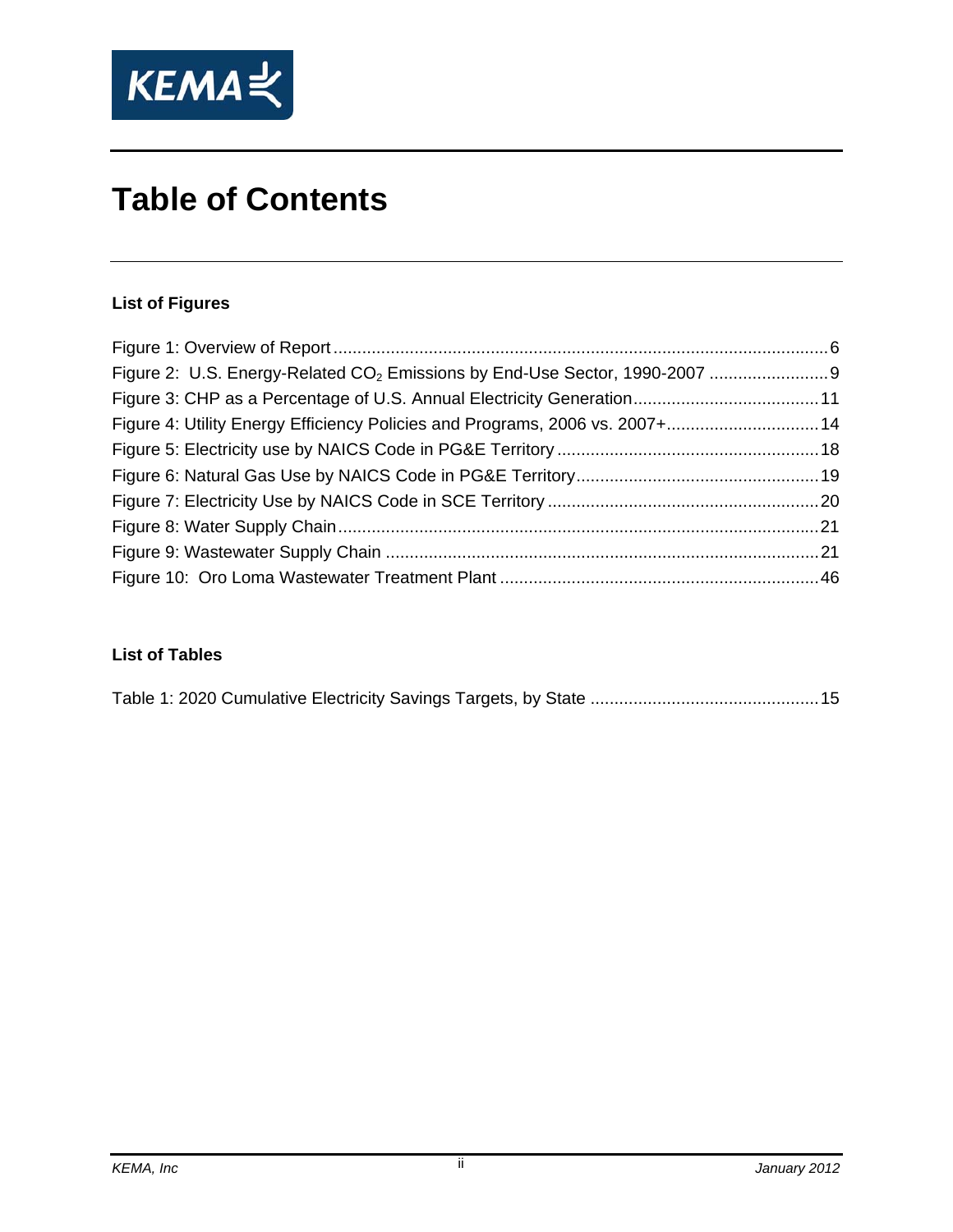# Table of Contents

**List of Figures**

Figure 1: Overview of Report ........................................................................................................ 6
Figure 2: U.S. Energy-Related $CO_2$ Emissions by End-Use Sector, 1990-2007 ......................... 9
Figure 3: CHP as a Percentage of U.S. Annual Electricity Generation....................................... 11
Figure 4: Utility Energy Efficiency Policies and Programs, 2006 vs. 2007+................................ 14
Figure 5: Electricity use by NAICS Code in PG&E Territory ....................................................... 18
Figure 6: Natural Gas Use by NAICS Code in PG&E Territory................................................... 19
Figure 7: Electricity Use by NAICS Code in SCE Territory ......................................................... 20
Figure 8: Water Supply Chain..................................................................................................... 21
Figure 9: Wastewater Supply Chain ........................................................................................... 21
Figure 10: Oro Loma Wastewater Treatment Plant ................................................................... 46

**List of Tables**

Table 1: 2020 Cumulative Electricity Savings Targets, by State ................................................ 15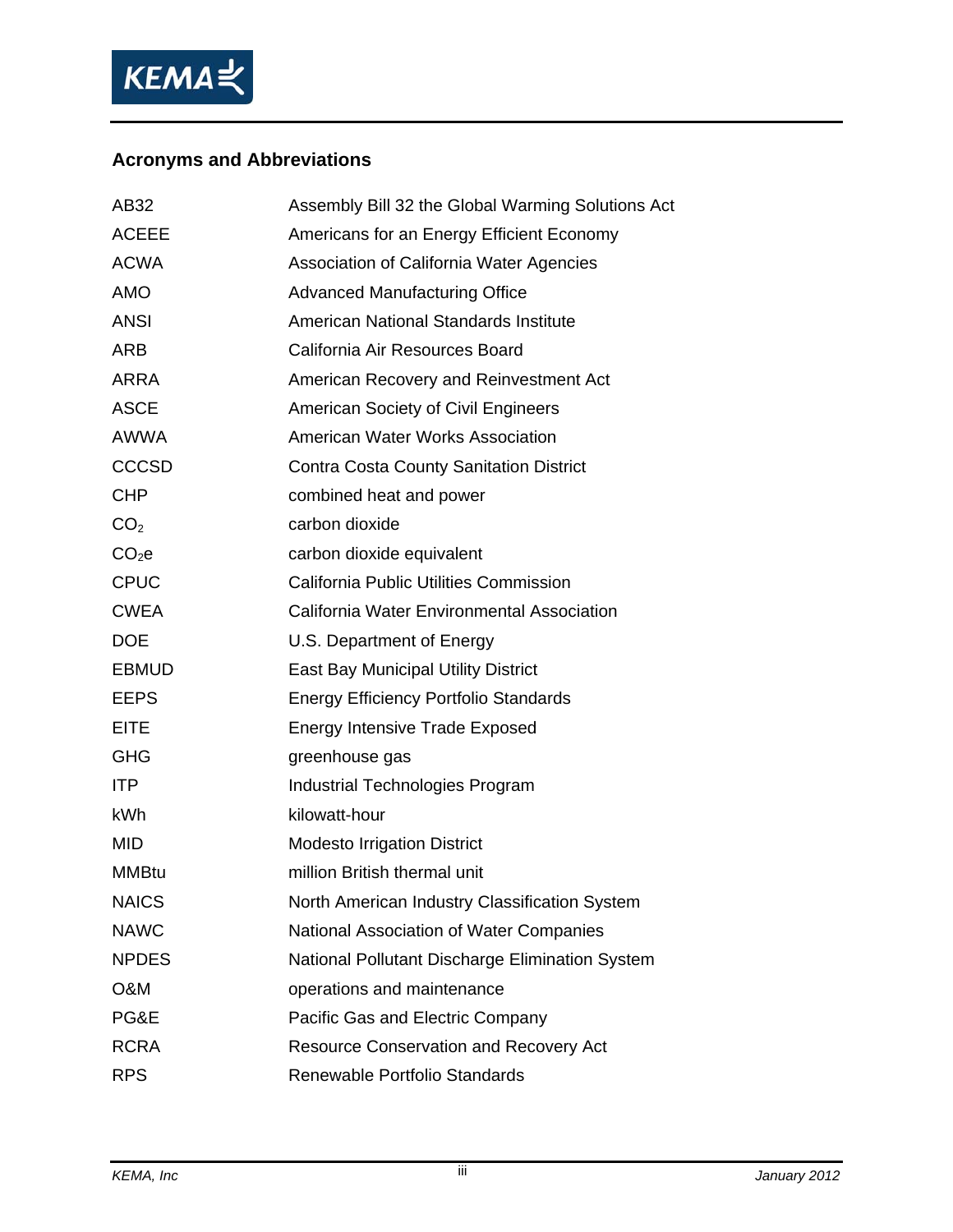## Acronyms and Abbreviations

| | |
|---|---|
| AB32 | Assembly Bill 32 the Global Warming Solutions Act |
| ACEEE | Americans for an Energy Efficient Economy |
| ACWA | Association of California Water Agencies |
| AMO | Advanced Manufacturing Office |
| ANSI | American National Standards Institute |
| ARB | California Air Resources Board |
| ARRA | American Recovery and Reinvestment Act |
| ASCE | American Society of Civil Engineers |
| AWWA | American Water Works Association |
| CCCSD | Contra Costa County Sanitation District |
| CHP | combined heat and power |
| $CO_2$ | carbon dioxide |
| $CO_2e$ | carbon dioxide equivalent |
| CPUC | California Public Utilities Commission |
| CWEA | California Water Environmental Association |
| DOE | U.S. Department of Energy |
| EBMUD | East Bay Municipal Utility District |
| EEPS | Energy Efficiency Portfolio Standards |
| EITE | Energy Intensive Trade Exposed |
| GHG | greenhouse gas |
| ITP | Industrial Technologies Program |
| kWh | kilowatt-hour |
| MID | Modesto Irrigation District |
| MMBtu | million British thermal unit |
| NAICS | North American Industry Classification System |
| NAWC | National Association of Water Companies |
| NPDES | National Pollutant Discharge Elimination System |
| O&M | operations and maintenance |
| PG&E | Pacific Gas and Electric Company |
| RCRA | Resource Conservation and Recovery Act |
| RPS | Renewable Portfolio Standards |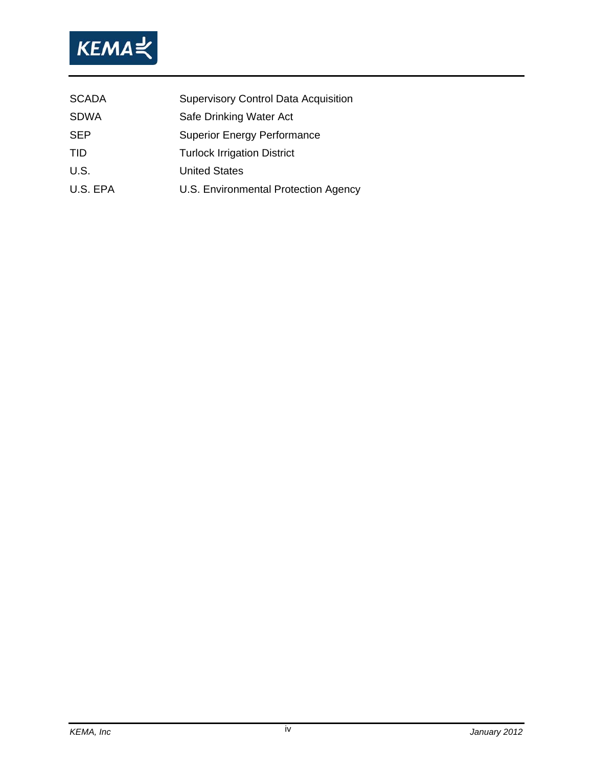| | |
|---|---|
| SCADA | Supervisory Control Data Acquisition |
| SDWA | Safe Drinking Water Act |
| SEP | Superior Energy Performance |
| TID | Turlock Irrigation District |
| U.S. | United States |
| U.S. EPA | U.S. Environmental Protection Agency |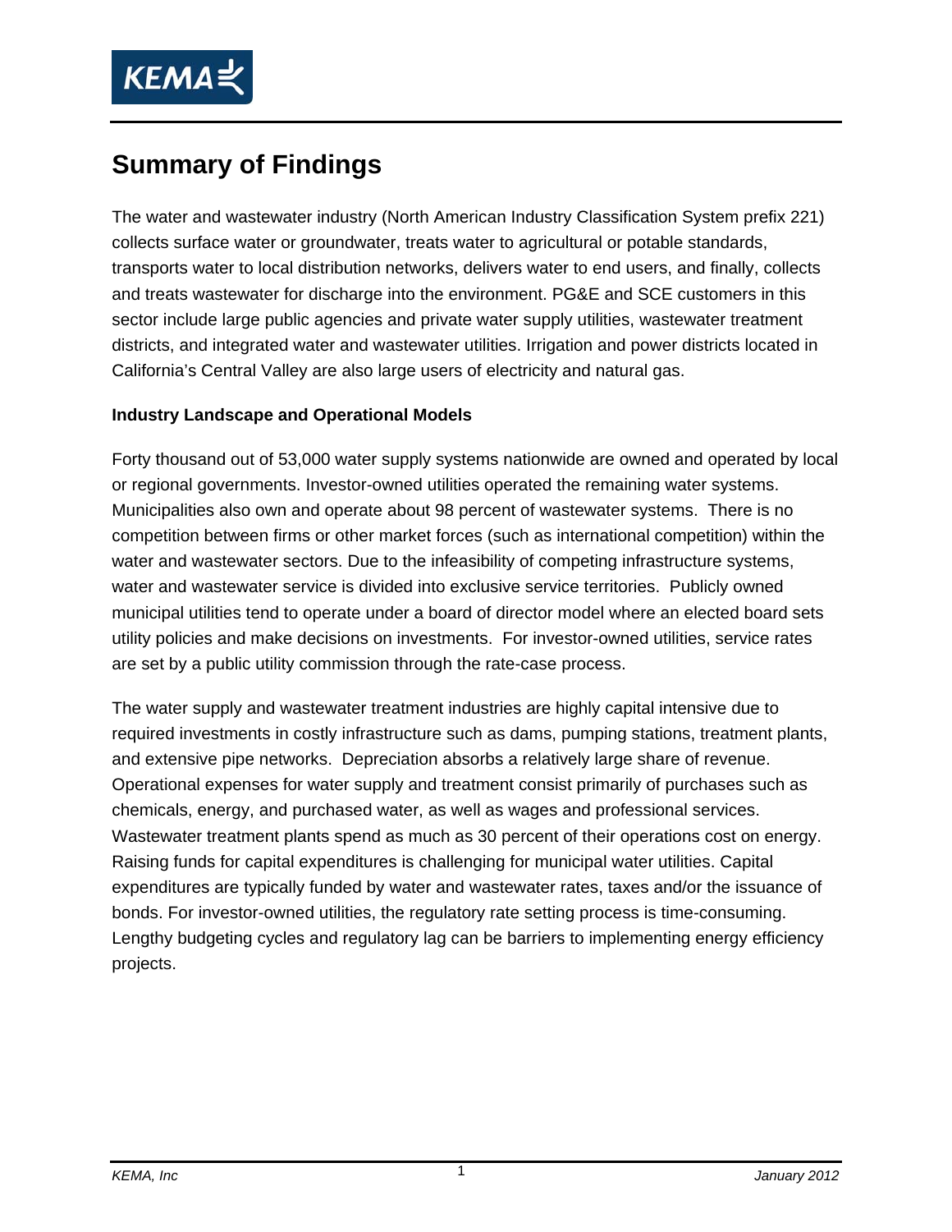# Summary of Findings

The water and wastewater industry (North American Industry Classification System prefix 221) collects surface water or groundwater, treats water to agricultural or potable standards, transports water to local distribution networks, delivers water to end users, and finally, collects and treats wastewater for discharge into the environment. PG&E and SCE customers in this sector include large public agencies and private water supply utilities, wastewater treatment districts, and integrated water and wastewater utilities. Irrigation and power districts located in California's Central Valley are also large users of electricity and natural gas.

**Industry Landscape and Operational Models**

Forty thousand out of 53,000 water supply systems nationwide are owned and operated by local or regional governments. Investor-owned utilities operated the remaining water systems. Municipalities also own and operate about 98 percent of wastewater systems. There is no competition between firms or other market forces (such as international competition) within the water and wastewater sectors. Due to the infeasibility of competing infrastructure systems, water and wastewater service is divided into exclusive service territories. Publicly owned municipal utilities tend to operate under a board of director model where an elected board sets utility policies and make decisions on investments. For investor-owned utilities, service rates are set by a public utility commission through the rate-case process.

The water supply and wastewater treatment industries are highly capital intensive due to required investments in costly infrastructure such as dams, pumping stations, treatment plants, and extensive pipe networks. Depreciation absorbs a relatively large share of revenue. Operational expenses for water supply and treatment consist primarily of purchases such as chemicals, energy, and purchased water, as well as wages and professional services. Wastewater treatment plants spend as much as 30 percent of their operations cost on energy. Raising funds for capital expenditures is challenging for municipal water utilities. Capital expenditures are typically funded by water and wastewater rates, taxes and/or the issuance of bonds. For investor-owned utilities, the regulatory rate setting process is time-consuming. Lengthy budgeting cycles and regulatory lag can be barriers to implementing energy efficiency projects.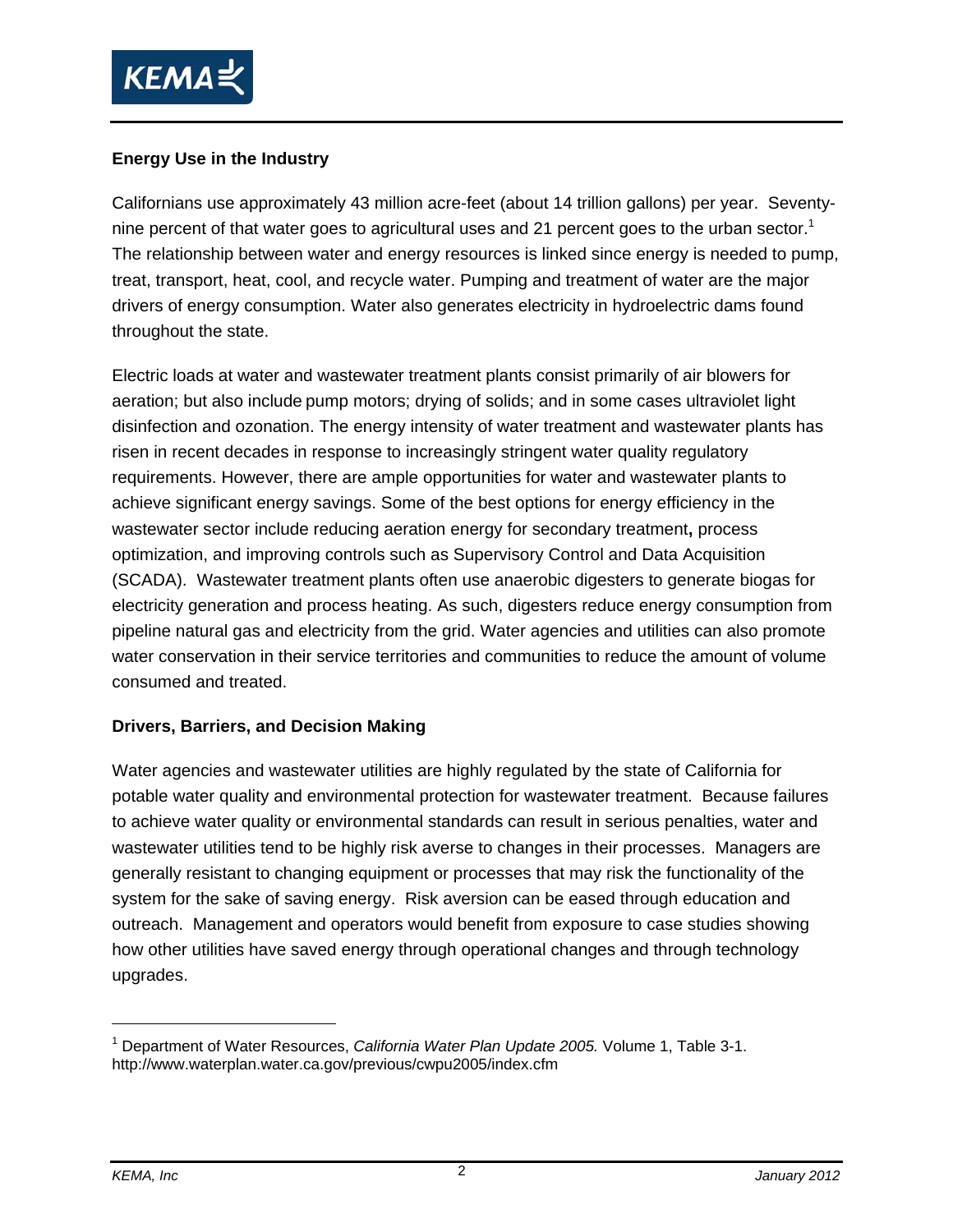## Energy Use in the Industry

Californians use approximately 43 million acre-feet (about 14 trillion gallons) per year. Seventy-nine percent of that water goes to agricultural uses and 21 percent goes to the urban sector.[1] The relationship between water and energy resources is linked since energy is needed to pump, treat, transport, heat, cool, and recycle water. Pumping and treatment of water are the major drivers of energy consumption. Water also generates electricity in hydroelectric dams found throughout the state.

Electric loads at water and wastewater treatment plants consist primarily of air blowers for aeration; but also include pump motors; drying of solids; and in some cases ultraviolet light disinfection and ozonation. The energy intensity of water treatment and wastewater plants has risen in recent decades in response to increasingly stringent water quality regulatory requirements. However, there are ample opportunities for water and wastewater plants to achieve significant energy savings. Some of the best options for energy efficiency in the wastewater sector include reducing aeration energy for secondary treatment**,** process optimization, and improving controls such as Supervisory Control and Data Acquisition (SCADA). Wastewater treatment plants often use anaerobic digesters to generate biogas for electricity generation and process heating. As such, digesters reduce energy consumption from pipeline natural gas and electricity from the grid. Water agencies and utilities can also promote water conservation in their service territories and communities to reduce the amount of volume consumed and treated.

## Drivers, Barriers, and Decision Making

Water agencies and wastewater utilities are highly regulated by the state of California for potable water quality and environmental protection for wastewater treatment. Because failures to achieve water quality or environmental standards can result in serious penalties, water and wastewater utilities tend to be highly risk averse to changes in their processes. Managers are generally resistant to changing equipment or processes that may risk the functionality of the system for the sake of saving energy. Risk aversion can be eased through education and outreach. Management and operators would benefit from exposure to case studies showing how other utilities have saved energy through operational changes and through technology upgrades.

---

[1] Department of Water Resources, *California Water Plan Update 2005.* Volume 1, Table 3-1. http://www.waterplan.water.ca.gov/previous/cwpu2005/index.cfm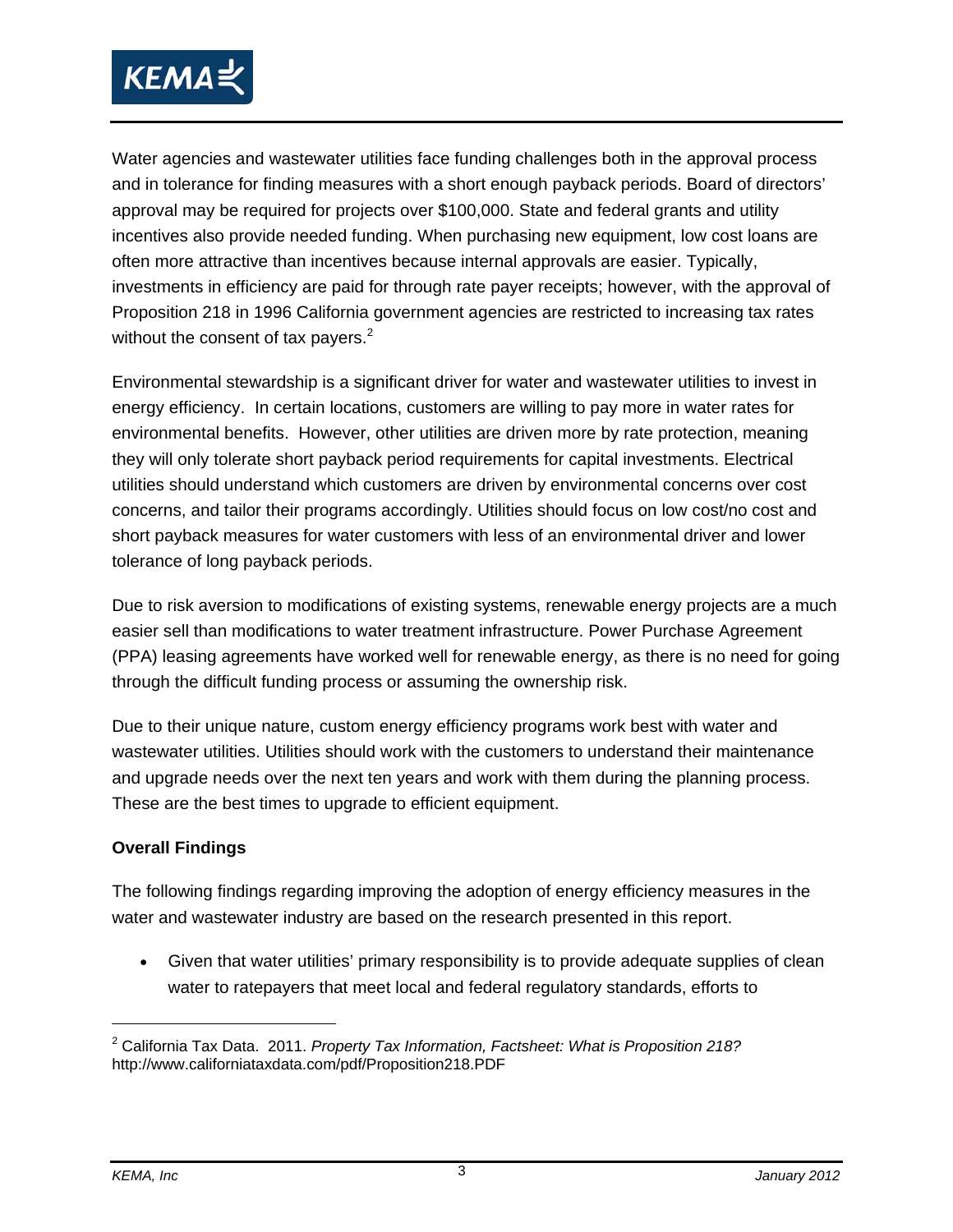Water agencies and wastewater utilities face funding challenges both in the approval process and in tolerance for finding measures with a short enough payback periods. Board of directors' approval may be required for projects over $100,000. State and federal grants and utility incentives also provide needed funding. When purchasing new equipment, low cost loans are often more attractive than incentives because internal approvals are easier. Typically, investments in efficiency are paid for through rate payer receipts; however, with the approval of Proposition 218 in 1996 California government agencies are restricted to increasing tax rates without the consent of tax payers.[2]

Environmental stewardship is a significant driver for water and wastewater utilities to invest in energy efficiency. In certain locations, customers are willing to pay more in water rates for environmental benefits. However, other utilities are driven more by rate protection, meaning they will only tolerate short payback period requirements for capital investments. Electrical utilities should understand which customers are driven by environmental concerns over cost concerns, and tailor their programs accordingly. Utilities should focus on low cost/no cost and short payback measures for water customers with less of an environmental driver and lower tolerance of long payback periods.

Due to risk aversion to modifications of existing systems, renewable energy projects are a much easier sell than modifications to water treatment infrastructure. Power Purchase Agreement (PPA) leasing agreements have worked well for renewable energy, as there is no need for going through the difficult funding process or assuming the ownership risk.

Due to their unique nature, custom energy efficiency programs work best with water and wastewater utilities. Utilities should work with the customers to understand their maintenance and upgrade needs over the next ten years and work with them during the planning process. These are the best times to upgrade to efficient equipment.

**Overall Findings**

The following findings regarding improving the adoption of energy efficiency measures in the water and wastewater industry are based on the research presented in this report.

- Given that water utilities' primary responsibility is to provide adequate supplies of clean water to ratepayers that meet local and federal regulatory standards, efforts to

[2] California Tax Data. 2011. *Property Tax Information, Factsheet: What is Proposition 218?* http://www.californiataxdata.com/pdf/Proposition218.PDF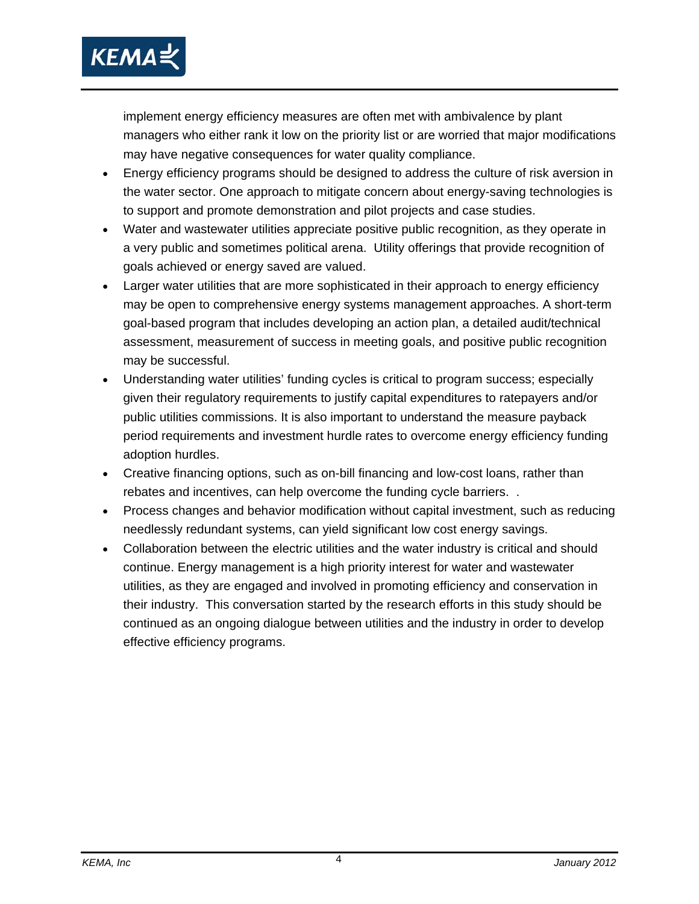implement energy efficiency measures are often met with ambivalence by plant managers who either rank it low on the priority list or are worried that major modifications may have negative consequences for water quality compliance.

- Energy efficiency programs should be designed to address the culture of risk aversion in the water sector. One approach to mitigate concern about energy-saving technologies is to support and promote demonstration and pilot projects and case studies.
- Water and wastewater utilities appreciate positive public recognition, as they operate in a very public and sometimes political arena. Utility offerings that provide recognition of goals achieved or energy saved are valued.
- Larger water utilities that are more sophisticated in their approach to energy efficiency may be open to comprehensive energy systems management approaches. A short-term goal-based program that includes developing an action plan, a detailed audit/technical assessment, measurement of success in meeting goals, and positive public recognition may be successful.
- Understanding water utilities' funding cycles is critical to program success; especially given their regulatory requirements to justify capital expenditures to ratepayers and/or public utilities commissions. It is also important to understand the measure payback period requirements and investment hurdle rates to overcome energy efficiency funding adoption hurdles.
- Creative financing options, such as on-bill financing and low-cost loans, rather than rebates and incentives, can help overcome the funding cycle barriers. .
- Process changes and behavior modification without capital investment, such as reducing needlessly redundant systems, can yield significant low cost energy savings.
- Collaboration between the electric utilities and the water industry is critical and should continue. Energy management is a high priority interest for water and wastewater utilities, as they are engaged and involved in promoting efficiency and conservation in their industry. This conversation started by the research efforts in this study should be continued as an ongoing dialogue between utilities and the industry in order to develop effective efficiency programs.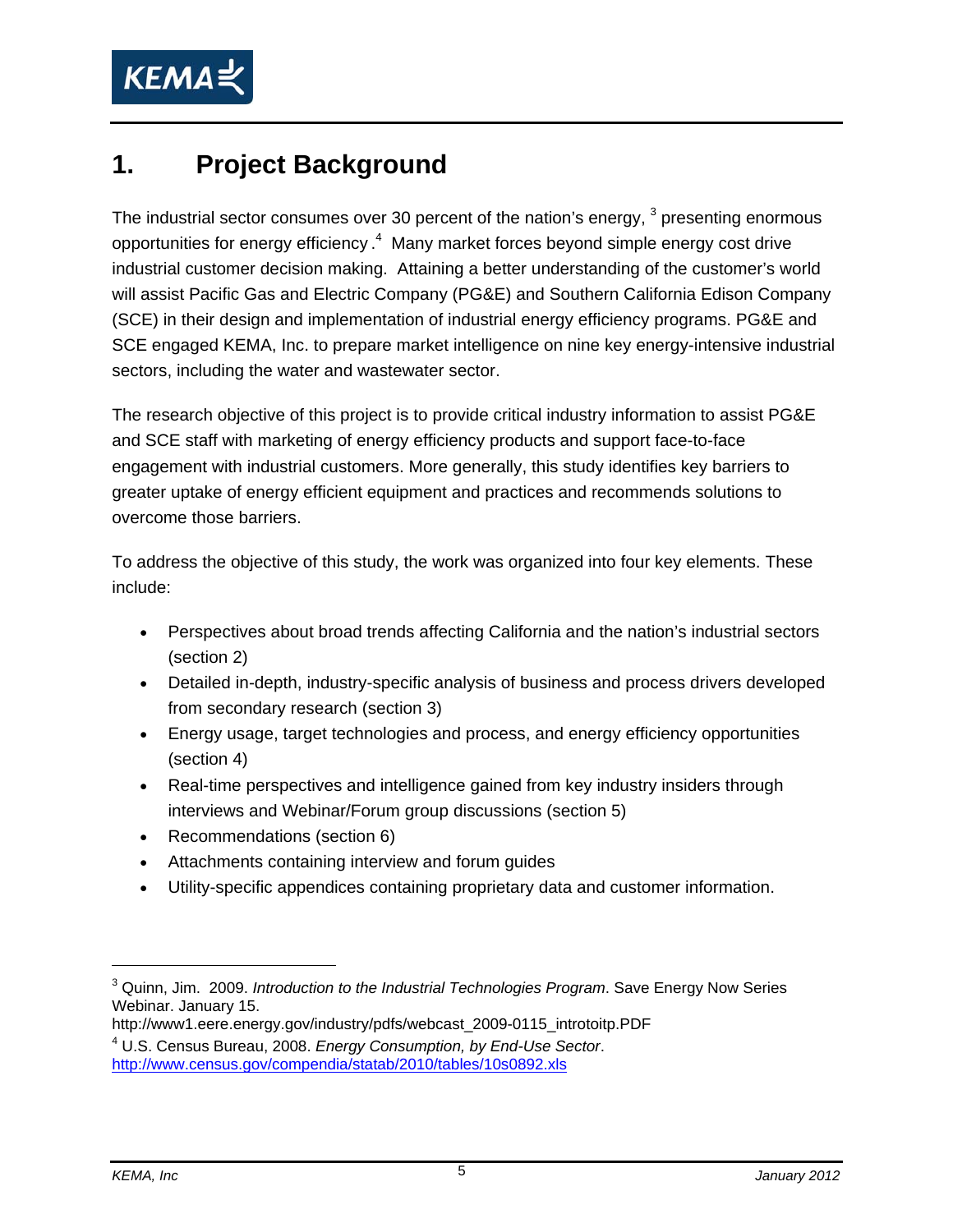# 1. Project Background

The industrial sector consumes over 30 percent of the nation's energy, [3] presenting enormous opportunities for energy efficiency.[4] Many market forces beyond simple energy cost drive industrial customer decision making. Attaining a better understanding of the customer's world will assist Pacific Gas and Electric Company (PG&E) and Southern California Edison Company (SCE) in their design and implementation of industrial energy efficiency programs. PG&E and SCE engaged KEMA, Inc. to prepare market intelligence on nine key energy-intensive industrial sectors, including the water and wastewater sector.

The research objective of this project is to provide critical industry information to assist PG&E and SCE staff with marketing of energy efficiency products and support face-to-face engagement with industrial customers. More generally, this study identifies key barriers to greater uptake of energy efficient equipment and practices and recommends solutions to overcome those barriers.

To address the objective of this study, the work was organized into four key elements. These include:

- Perspectives about broad trends affecting California and the nation's industrial sectors (section 2)
- Detailed in-depth, industry-specific analysis of business and process drivers developed from secondary research (section 3)
- Energy usage, target technologies and process, and energy efficiency opportunities (section 4)
- Real-time perspectives and intelligence gained from key industry insiders through interviews and Webinar/Forum group discussions (section 5)
- Recommendations (section 6)
- Attachments containing interview and forum guides
- Utility-specific appendices containing proprietary data and customer information.

---

[3] Quinn, Jim. 2009. *Introduction to the Industrial Technologies Program*. Save Energy Now Series Webinar. January 15. http://www1.eere.energy.gov/industry/pdfs/webcast_2009-0115_introtoitp.PDF

[4] U.S. Census Bureau, 2008. *Energy Consumption, by End-Use Sector*. http://www.census.gov/compendia/statab/2010/tables/10s0892.xls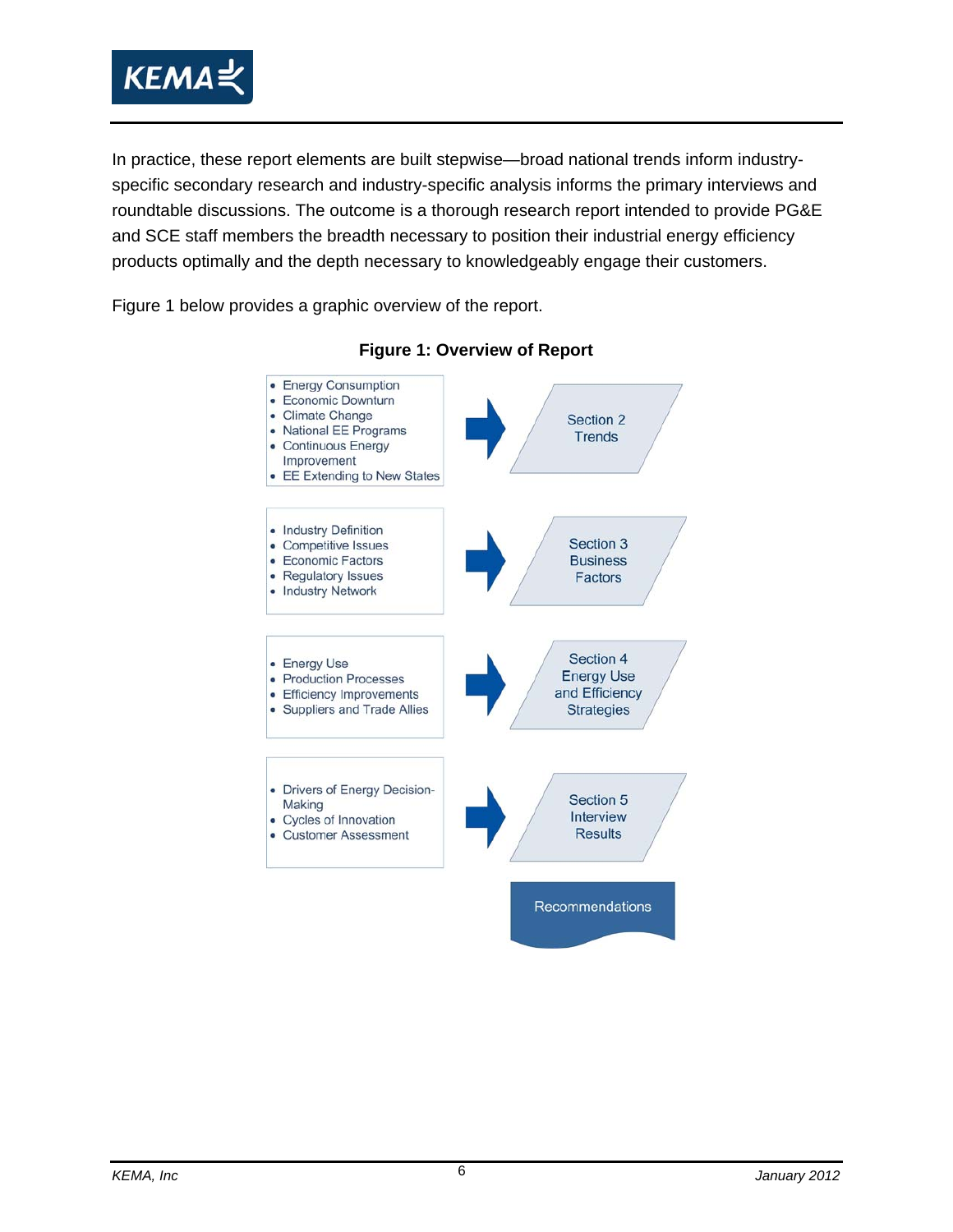In practice, these report elements are built stepwise—broad national trends inform industry-specific secondary research and industry-specific analysis informs the primary interviews and roundtable discussions. The outcome is a thorough research report intended to provide PG&E and SCE staff members the breadth necessary to position their industrial energy efficiency products optimally and the depth necessary to knowledgeably engage their customers.

Figure 1 below provides a graphic overview of the report.

**Figure 1: Overview of Report**

- Energy Consumption
- Economic Downturn
- Climate Change
- National EE Programs
- Continuous Energy Improvement
- EE Extending to New States

→ Section 2 Trends

- Industry Definition
- Competitive Issues
- Economic Factors
- Regulatory Issues
- Industry Network

→ Section 3 Business Factors

- Energy Use
- Production Processes
- Efficiency Improvements
- Suppliers and Trade Allies

→ Section 4 Energy Use and Efficiency Strategies

- Drivers of Energy Decision-Making
- Cycles of Innovation
- Customer Assessment

→ Section 5 Interview Results

Recommendations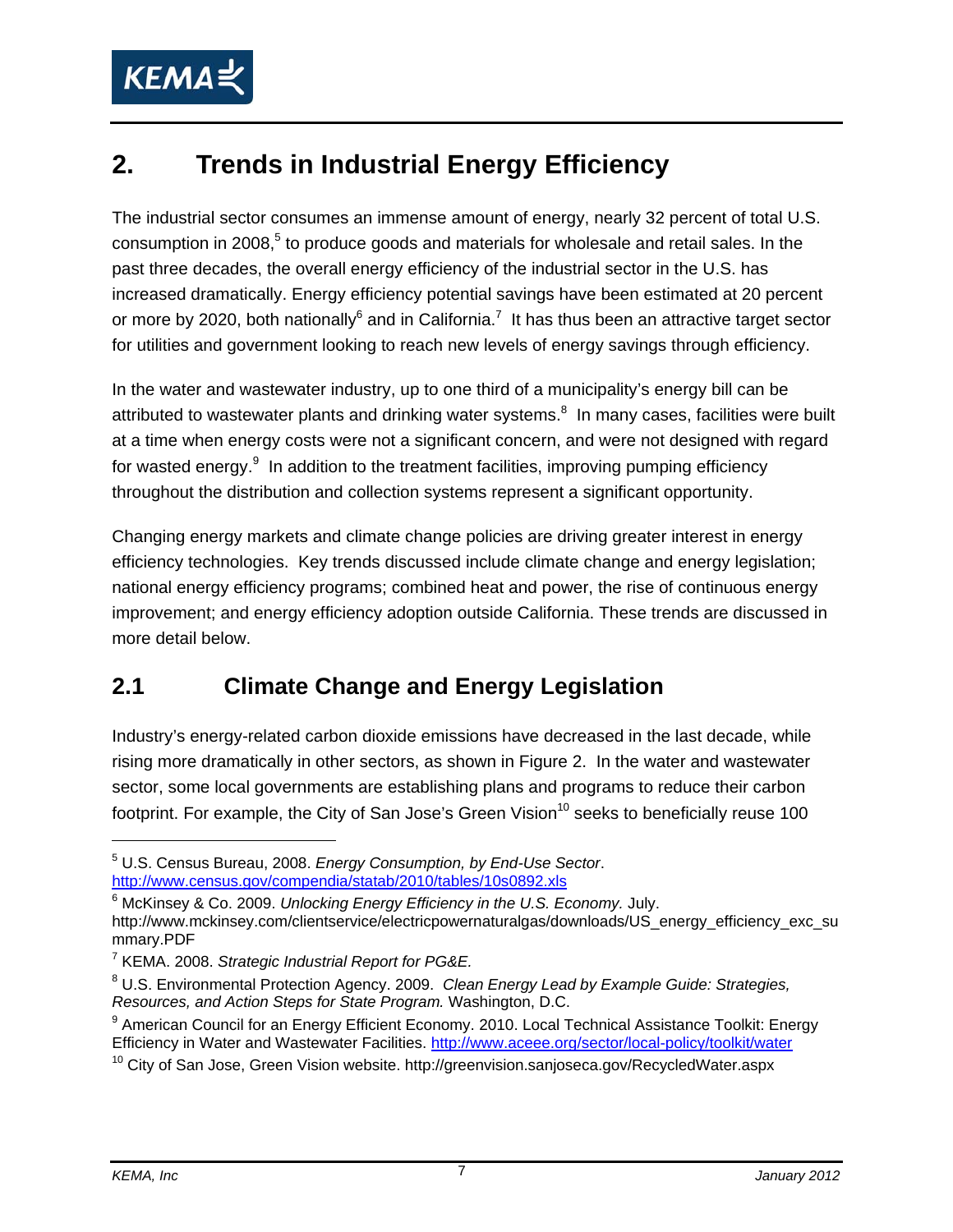# 2. Trends in Industrial Energy Efficiency

The industrial sector consumes an immense amount of energy, nearly 32 percent of total U.S. consumption in 2008,[5] to produce goods and materials for wholesale and retail sales. In the past three decades, the overall energy efficiency of the industrial sector in the U.S. has increased dramatically. Energy efficiency potential savings have been estimated at 20 percent or more by 2020, both nationally[6] and in California.[7] It has thus been an attractive target sector for utilities and government looking to reach new levels of energy savings through efficiency.

In the water and wastewater industry, up to one third of a municipality's energy bill can be attributed to wastewater plants and drinking water systems.[8] In many cases, facilities were built at a time when energy costs were not a significant concern, and were not designed with regard for wasted energy.[9] In addition to the treatment facilities, improving pumping efficiency throughout the distribution and collection systems represent a significant opportunity.

Changing energy markets and climate change policies are driving greater interest in energy efficiency technologies. Key trends discussed include climate change and energy legislation; national energy efficiency programs; combined heat and power, the rise of continuous energy improvement; and energy efficiency adoption outside California. These trends are discussed in more detail below.

## 2.1 Climate Change and Energy Legislation

Industry's energy-related carbon dioxide emissions have decreased in the last decade, while rising more dramatically in other sectors, as shown in Figure 2. In the water and wastewater sector, some local governments are establishing plans and programs to reduce their carbon footprint. For example, the City of San Jose's Green Vision[10] seeks to beneficially reuse 100

---

[5] U.S. Census Bureau, 2008. *Energy Consumption, by End-Use Sector*. http://www.census.gov/compendia/statab/2010/tables/10s0892.xls

[6] McKinsey & Co. 2009. *Unlocking Energy Efficiency in the U.S. Economy.* July. http://www.mckinsey.com/clientservice/electricpowernaturalgas/downloads/US_energy_efficiency_exc_summary.PDF

[7] KEMA. 2008. *Strategic Industrial Report for PG&E.*

[8] U.S. Environmental Protection Agency. 2009. *Clean Energy Lead by Example Guide: Strategies, Resources, and Action Steps for State Program.* Washington, D.C.

[9] American Council for an Energy Efficient Economy. 2010. Local Technical Assistance Toolkit: Energy Efficiency in Water and Wastewater Facilities. http://www.aceee.org/sector/local-policy/toolkit/water

[10] City of San Jose, Green Vision website. http://greenvision.sanjoseca.gov/RecycledWater.aspx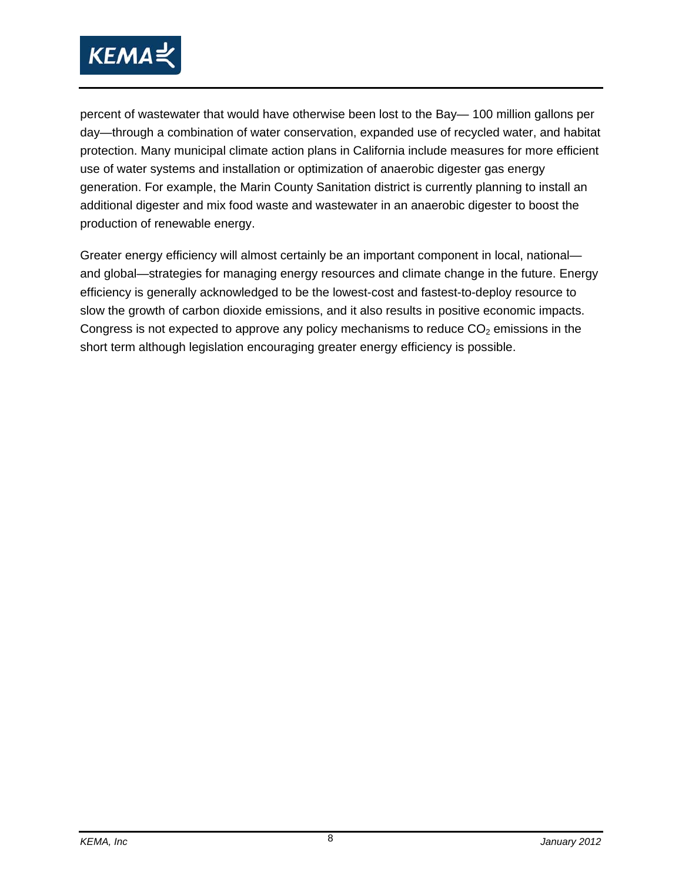percent of wastewater that would have otherwise been lost to the Bay— 100 million gallons per day—through a combination of water conservation, expanded use of recycled water, and habitat protection. Many municipal climate action plans in California include measures for more efficient use of water systems and installation or optimization of anaerobic digester gas energy generation. For example, the Marin County Sanitation district is currently planning to install an additional digester and mix food waste and wastewater in an anaerobic digester to boost the production of renewable energy.

Greater energy efficiency will almost certainly be an important component in local, national—and global—strategies for managing energy resources and climate change in the future. Energy efficiency is generally acknowledged to be the lowest-cost and fastest-to-deploy resource to slow the growth of carbon dioxide emissions, and it also results in positive economic impacts. Congress is not expected to approve any policy mechanisms to reduce $CO_2$ emissions in the short term although legislation encouraging greater energy efficiency is possible.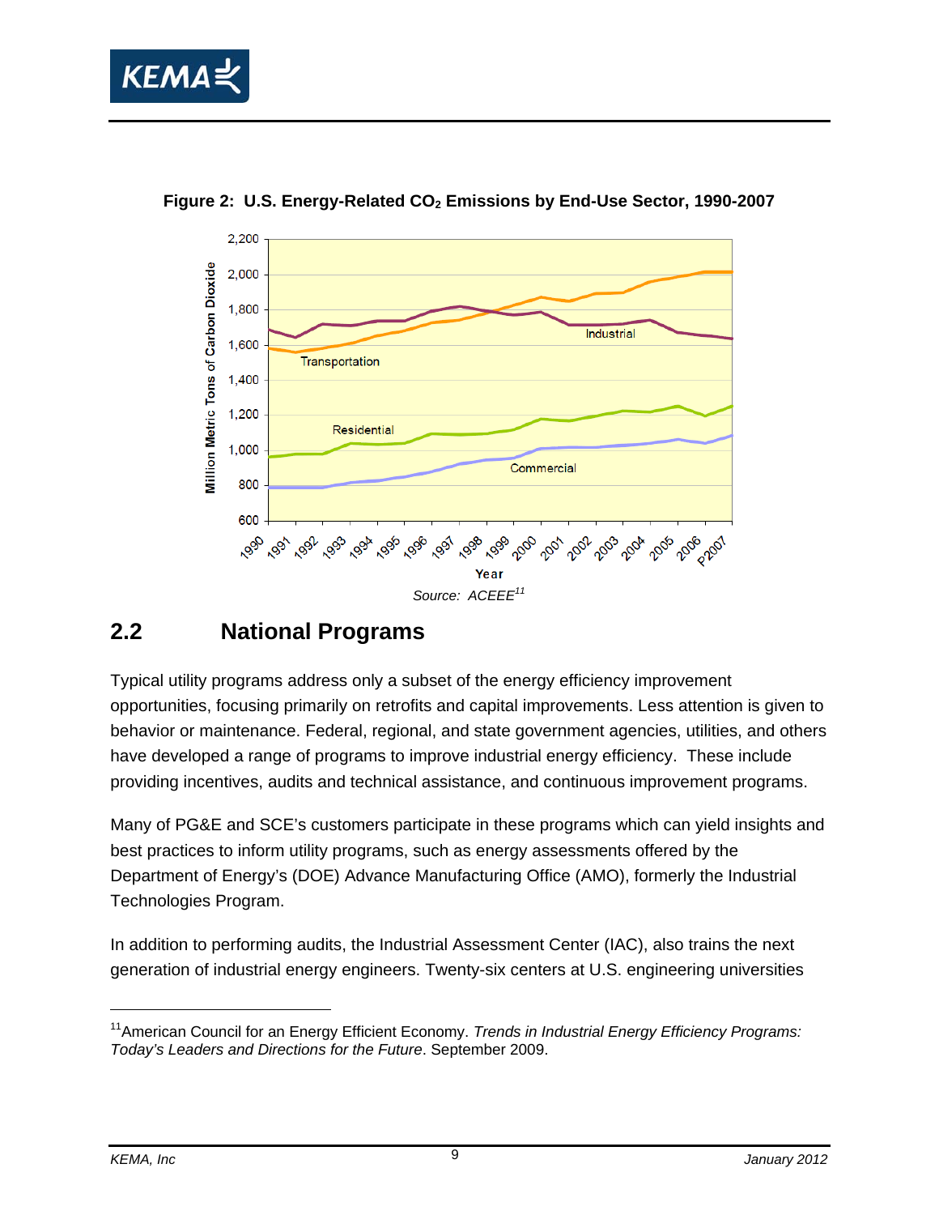**Figure 2: U.S. Energy-Related $CO_2$ Emissions by End-Use Sector, 1990-2007**

Source: *ACEEE*[11]

## 2.2 National Programs

Typical utility programs address only a subset of the energy efficiency improvement opportunities, focusing primarily on retrofits and capital improvements. Less attention is given to behavior or maintenance. Federal, regional, and state government agencies, utilities, and others have developed a range of programs to improve industrial energy efficiency. These include providing incentives, audits and technical assistance, and continuous improvement programs.

Many of PG&E and SCE's customers participate in these programs which can yield insights and best practices to inform utility programs, such as energy assessments offered by the Department of Energy's (DOE) Advance Manufacturing Office (AMO), formerly the Industrial Technologies Program.

In addition to performing audits, the Industrial Assessment Center (IAC), also trains the next generation of industrial energy engineers. Twenty-six centers at U.S. engineering universities

---

[11] American Council for an Energy Efficient Economy. *Trends in Industrial Energy Efficiency Programs: Today's Leaders and Directions for the Future*. September 2009.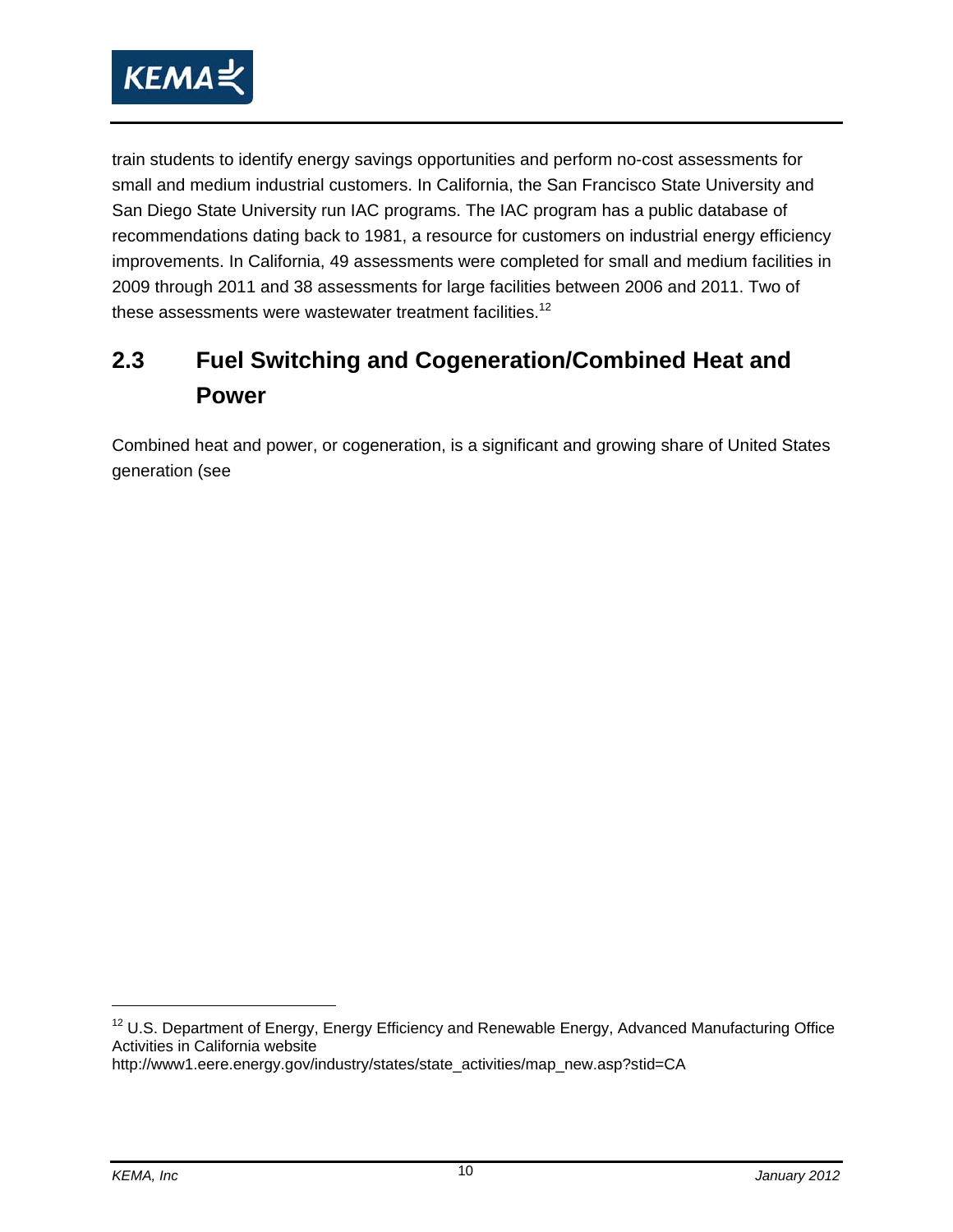train students to identify energy savings opportunities and perform no-cost assessments for small and medium industrial customers. In California, the San Francisco State University and San Diego State University run IAC programs. The IAC program has a public database of recommendations dating back to 1981, a resource for customers on industrial energy efficiency improvements. In California, 49 assessments were completed for small and medium facilities in 2009 through 2011 and 38 assessments for large facilities between 2006 and 2011. Two of these assessments were wastewater treatment facilities.[12]

## 2.3 Fuel Switching and Cogeneration/Combined Heat and Power

Combined heat and power, or cogeneration, is a significant and growing share of United States generation (see

---

[12] U.S. Department of Energy, Energy Efficiency and Renewable Energy, Advanced Manufacturing Office Activities in California website http://www1.eere.energy.gov/industry/states/state_activities/map_new.asp?stid=CA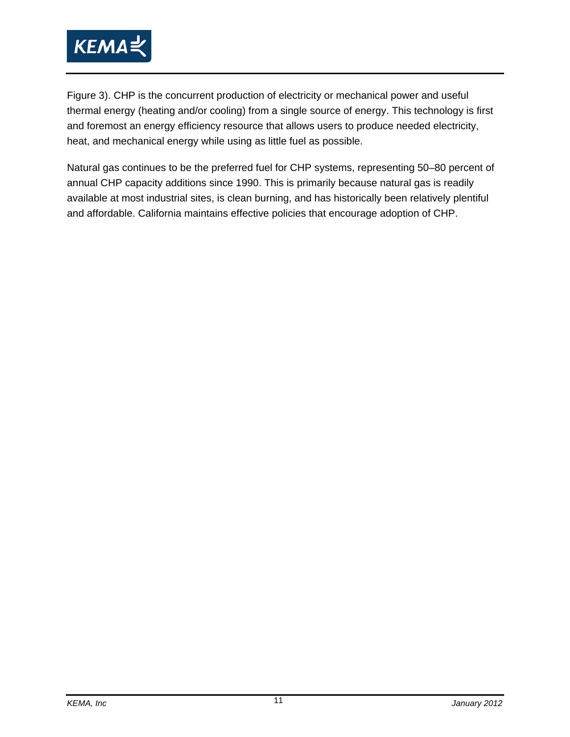Figure 3). CHP is the concurrent production of electricity or mechanical power and useful thermal energy (heating and/or cooling) from a single source of energy. This technology is first and foremost an energy efficiency resource that allows users to produce needed electricity, heat, and mechanical energy while using as little fuel as possible.

Natural gas continues to be the preferred fuel for CHP systems, representing 50–80 percent of annual CHP capacity additions since 1990. This is primarily because natural gas is readily available at most industrial sites, is clean burning, and has historically been relatively plentiful and affordable. California maintains effective policies that encourage adoption of CHP.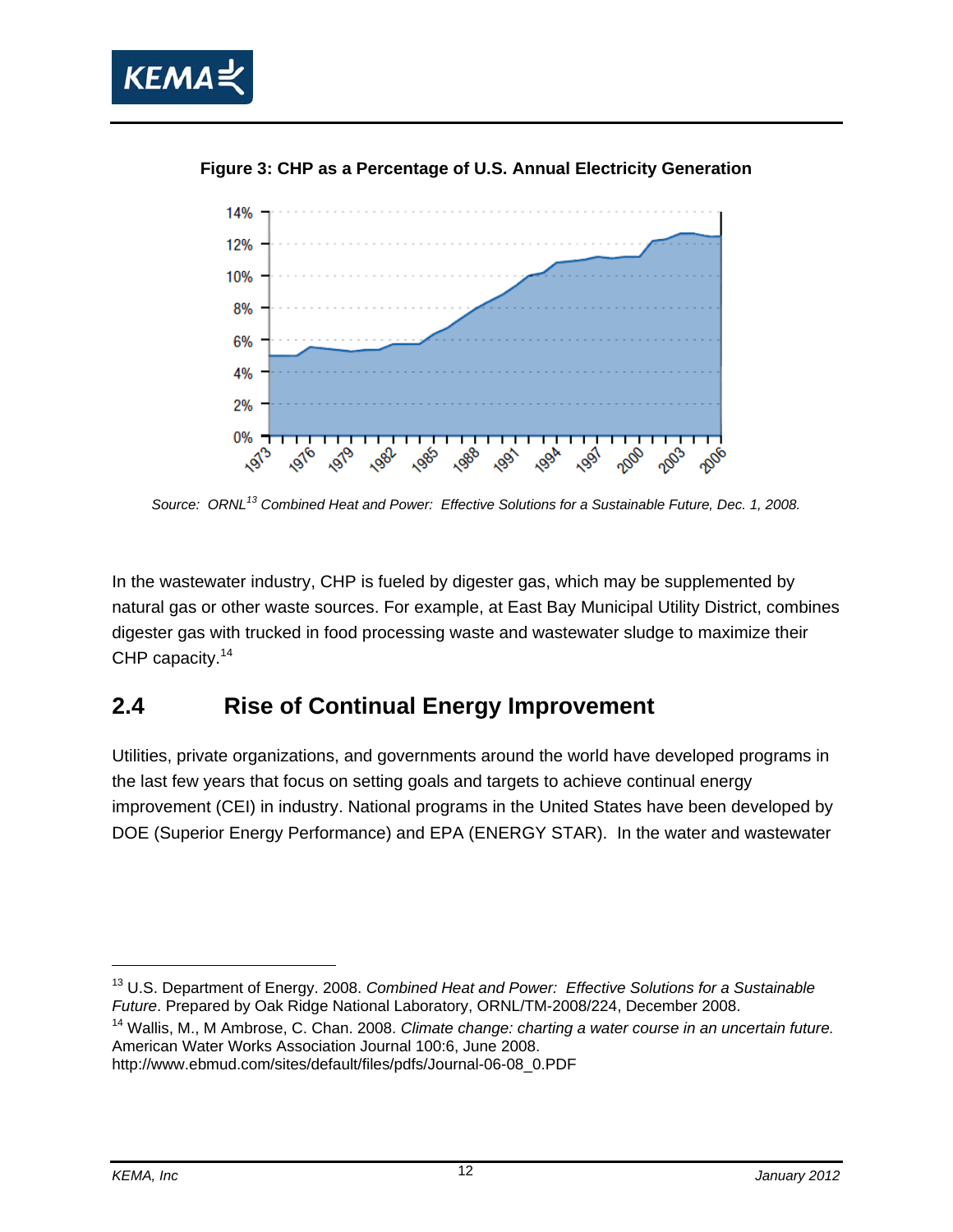**Figure 3: CHP as a Percentage of U.S. Annual Electricity Generation**

*Source: ORNL[13] Combined Heat and Power: Effective Solutions for a Sustainable Future, Dec. 1, 2008.*

In the wastewater industry, CHP is fueled by digester gas, which may be supplemented by natural gas or other waste sources. For example, at East Bay Municipal Utility District, combines digester gas with trucked in food processing waste and wastewater sludge to maximize their CHP capacity.[14]

## 2.4 Rise of Continual Energy Improvement

Utilities, private organizations, and governments around the world have developed programs in the last few years that focus on setting goals and targets to achieve continual energy improvement (CEI) in industry. National programs in the United States have been developed by DOE (Superior Energy Performance) and EPA (ENERGY STAR). In the water and wastewater

---

[13] U.S. Department of Energy. 2008. *Combined Heat and Power: Effective Solutions for a Sustainable Future*. Prepared by Oak Ridge National Laboratory, ORNL/TM-2008/224, December 2008.

[14] Wallis, M., M Ambrose, C. Chan. 2008. *Climate change: charting a water course in an uncertain future.* American Water Works Association Journal 100:6, June 2008. http://www.ebmud.com/sites/default/files/pdfs/Journal-06-08_0.PDF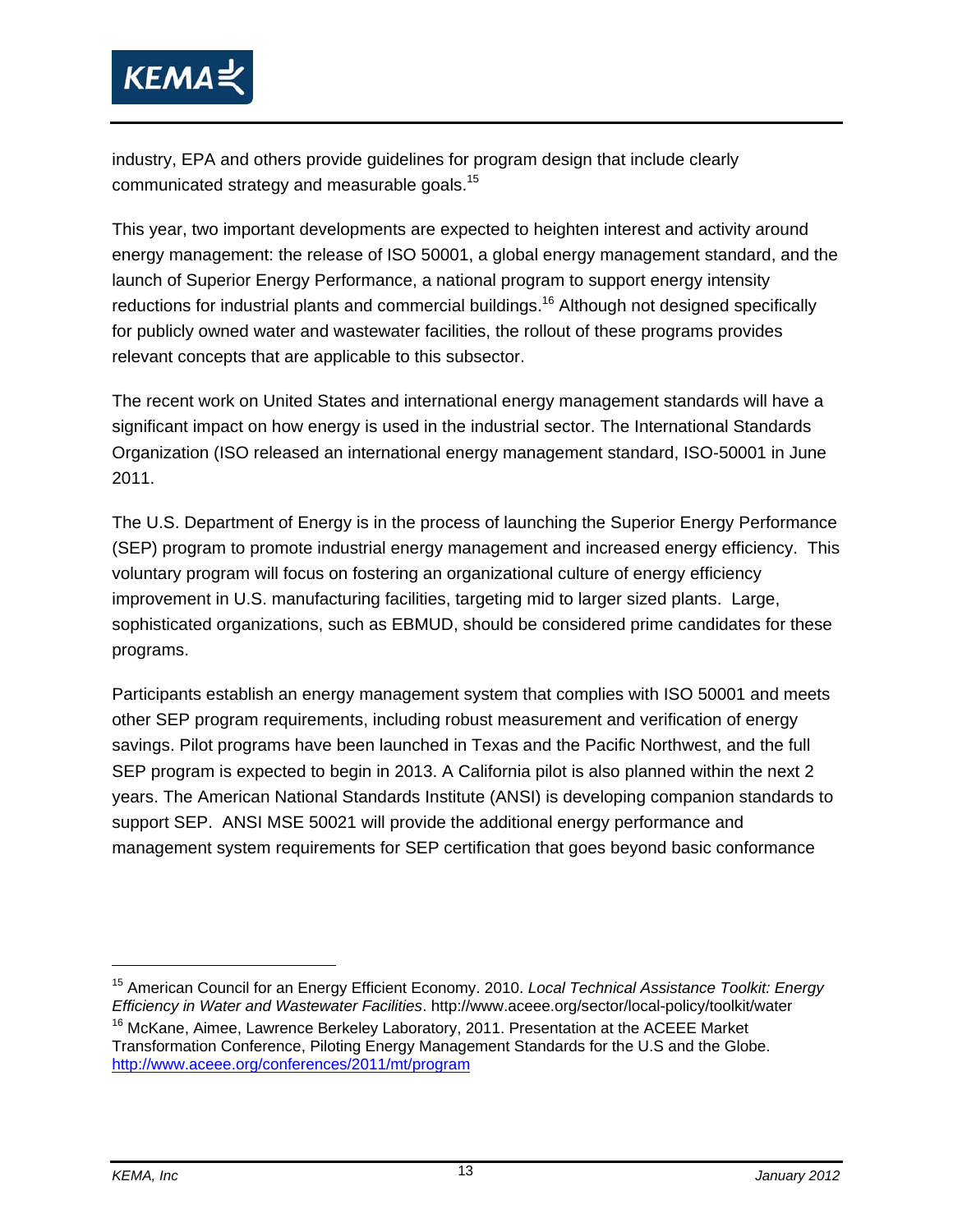industry, EPA and others provide guidelines for program design that include clearly communicated strategy and measurable goals.[15]

This year, two important developments are expected to heighten interest and activity around energy management: the release of ISO 50001, a global energy management standard, and the launch of Superior Energy Performance, a national program to support energy intensity reductions for industrial plants and commercial buildings.[16] Although not designed specifically for publicly owned water and wastewater facilities, the rollout of these programs provides relevant concepts that are applicable to this subsector.

The recent work on United States and international energy management standards will have a significant impact on how energy is used in the industrial sector. The International Standards Organization (ISO released an international energy management standard, ISO-50001 in June 2011.

The U.S. Department of Energy is in the process of launching the Superior Energy Performance (SEP) program to promote industrial energy management and increased energy efficiency. This voluntary program will focus on fostering an organizational culture of energy efficiency improvement in U.S. manufacturing facilities, targeting mid to larger sized plants. Large, sophisticated organizations, such as EBMUD, should be considered prime candidates for these programs.

Participants establish an energy management system that complies with ISO 50001 and meets other SEP program requirements, including robust measurement and verification of energy savings. Pilot programs have been launched in Texas and the Pacific Northwest, and the full SEP program is expected to begin in 2013. A California pilot is also planned within the next 2 years. The American National Standards Institute (ANSI) is developing companion standards to support SEP. ANSI MSE 50021 will provide the additional energy performance and management system requirements for SEP certification that goes beyond basic conformance

---

[15] American Council for an Energy Efficient Economy. 2010. *Local Technical Assistance Toolkit: Energy Efficiency in Water and Wastewater Facilities*. http://www.aceee.org/sector/local-policy/toolkit/water

[16] McKane, Aimee, Lawrence Berkeley Laboratory, 2011. Presentation at the ACEEE Market Transformation Conference, Piloting Energy Management Standards for the U.S and the Globe. http://www.aceee.org/conferences/2011/mt/program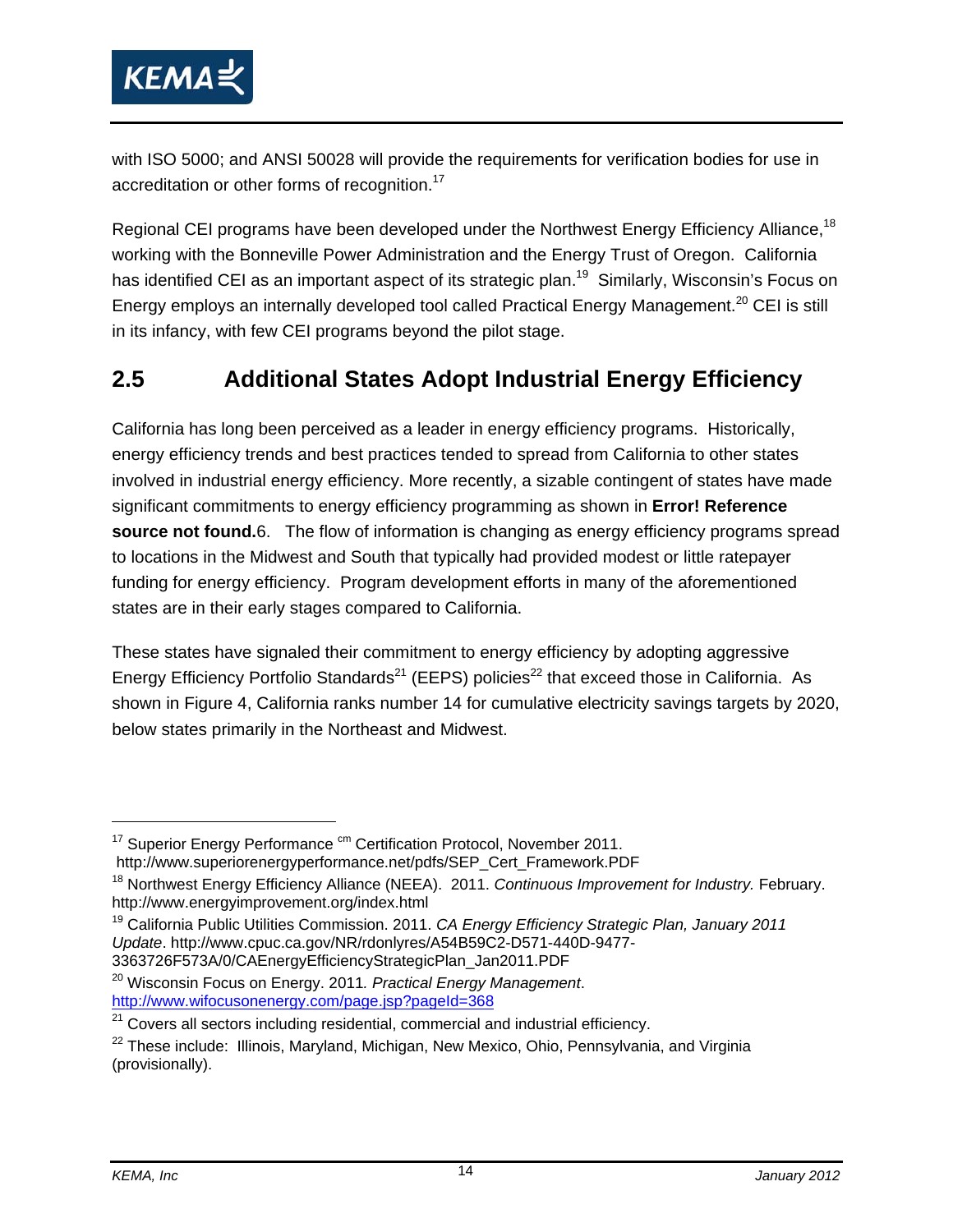with ISO 5000; and ANSI 50028 will provide the requirements for verification bodies for use in accreditation or other forms of recognition.[17]

Regional CEI programs have been developed under the Northwest Energy Efficiency Alliance,[18] working with the Bonneville Power Administration and the Energy Trust of Oregon. California has identified CEI as an important aspect of its strategic plan.[19] Similarly, Wisconsin's Focus on Energy employs an internally developed tool called Practical Energy Management.[20] CEI is still in its infancy, with few CEI programs beyond the pilot stage.

## 2.5 Additional States Adopt Industrial Energy Efficiency

California has long been perceived as a leader in energy efficiency programs. Historically, energy efficiency trends and best practices tended to spread from California to other states involved in industrial energy efficiency. More recently, a sizable contingent of states have made significant commitments to energy efficiency programming as shown in **Error! Reference source not found.**6. The flow of information is changing as energy efficiency programs spread to locations in the Midwest and South that typically had provided modest or little ratepayer funding for energy efficiency. Program development efforts in many of the aforementioned states are in their early stages compared to California.

These states have signaled their commitment to energy efficiency by adopting aggressive Energy Efficiency Portfolio Standards[21] (EEPS) policies[22] that exceed those in California. As shown in Figure 4, California ranks number 14 for cumulative electricity savings targets by 2020, below states primarily in the Northeast and Midwest.

---

[17] Superior Energy Performance cm Certification Protocol, November 2011. http://www.superiorenergyperformance.net/pdfs/SEP_Cert_Framework.PDF

[18] Northwest Energy Efficiency Alliance (NEEA). 2011. *Continuous Improvement for Industry.* February. http://www.energyimprovement.org/index.html

[19] California Public Utilities Commission. 2011. *CA Energy Efficiency Strategic Plan, January 2011 Update*. http://www.cpuc.ca.gov/NR/rdonlyres/A54B59C2-D571-440D-9477-3363726F573A/0/CAEnergyEfficiencyStrategicPlan_Jan2011.PDF

[20] Wisconsin Focus on Energy. 2011. *Practical Energy Management*. http://www.wifocusonenergy.com/page.jsp?pageId=368

[21] Covers all sectors including residential, commercial and industrial efficiency.

[22] These include: Illinois, Maryland, Michigan, New Mexico, Ohio, Pennsylvania, and Virginia (provisionally).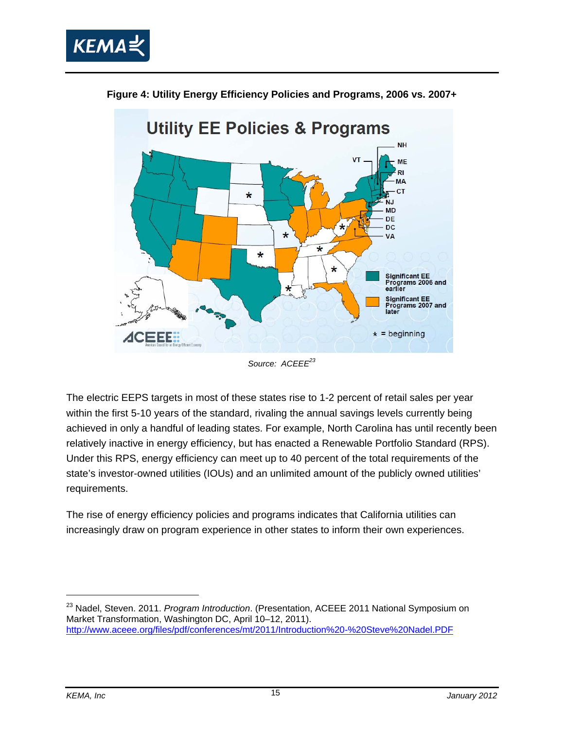**Figure 4: Utility Energy Efficiency Policies and Programs, 2006 vs. 2007+**

Source: ACEEE[23]

The electric EEPS targets in most of these states rise to 1-2 percent of retail sales per year within the first 5-10 years of the standard, rivaling the annual savings levels currently being achieved in only a handful of leading states. For example, North Carolina has until recently been relatively inactive in energy efficiency, but has enacted a Renewable Portfolio Standard (RPS). Under this RPS, energy efficiency can meet up to 40 percent of the total requirements of the state's investor-owned utilities (IOUs) and an unlimited amount of the publicly owned utilities' requirements.

The rise of energy efficiency policies and programs indicates that California utilities can increasingly draw on program experience in other states to inform their own experiences.

---

[23] Nadel, Steven. 2011. *Program Introduction*. (Presentation, ACEEE 2011 National Symposium on Market Transformation, Washington DC, April 10–12, 2011). http://www.aceee.org/files/pdf/conferences/mt/2011/Introduction%20-%20Steve%20Nadel.PDF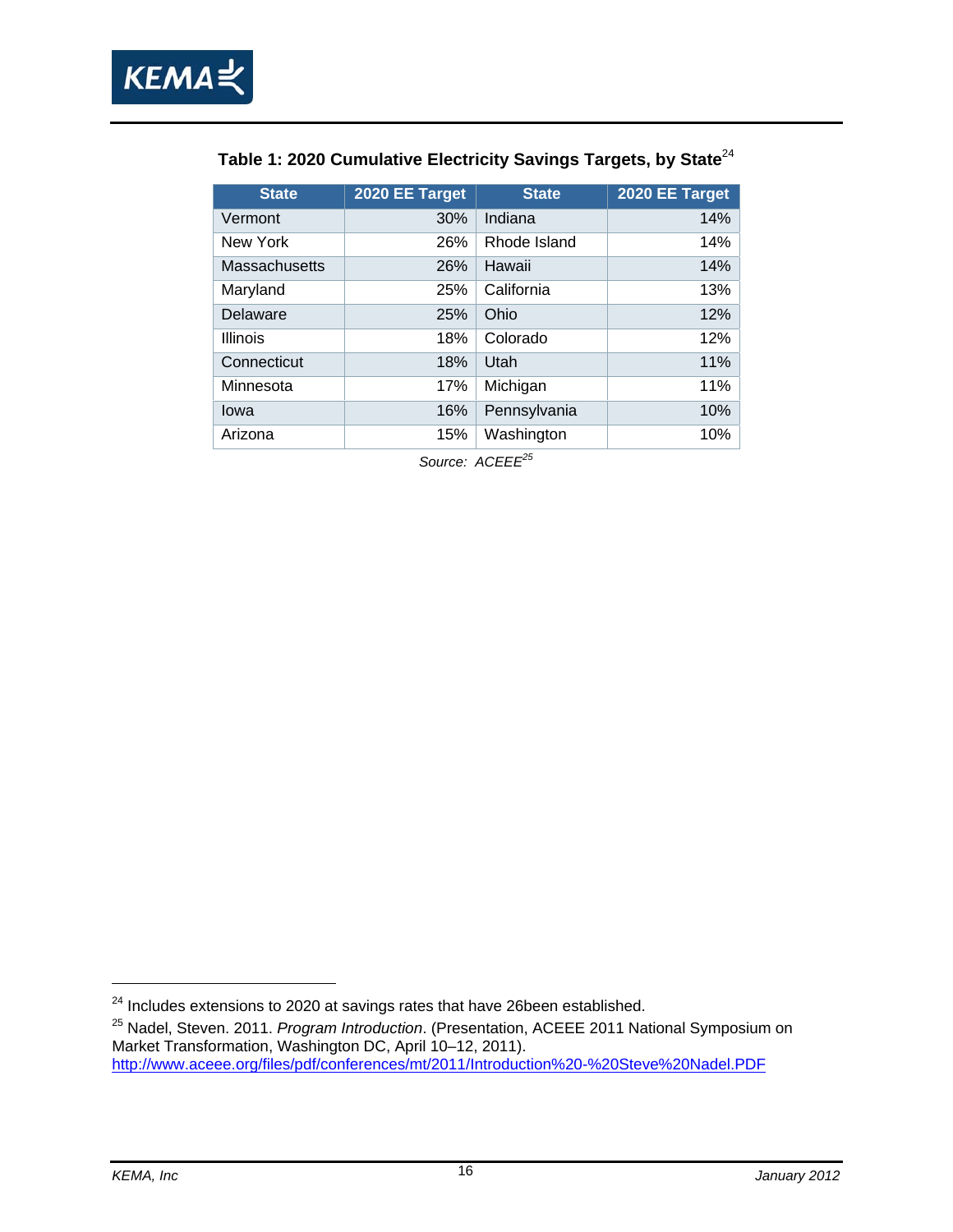**Table 1: 2020 Cumulative Electricity Savings Targets, by State**[24]

| State | 2020 EE Target | State | 2020 EE Target |
|---|---|---|---|
| Vermont | 30% | Indiana | 14% |
| New York | 26% | Rhode Island | 14% |
| Massachusetts | 26% | Hawaii | 14% |
| Maryland | 25% | California | 13% |
| Delaware | 25% | Ohio | 12% |
| Illinois | 18% | Colorado | 12% |
| Connecticut | 18% | Utah | 11% |
| Minnesota | 17% | Michigan | 11% |
| Iowa | 16% | Pennsylvania | 10% |
| Arizona | 15% | Washington | 10% |

*Source: ACEEE*[25]

---

[24] Includes extensions to 2020 at savings rates that have 26been established.

[25] Nadel, Steven. 2011. *Program Introduction*. (Presentation, ACEEE 2011 National Symposium on Market Transformation, Washington DC, April 10–12, 2011). http://www.aceee.org/files/pdf/conferences/mt/2011/Introduction%20-%20Steve%20Nadel.PDF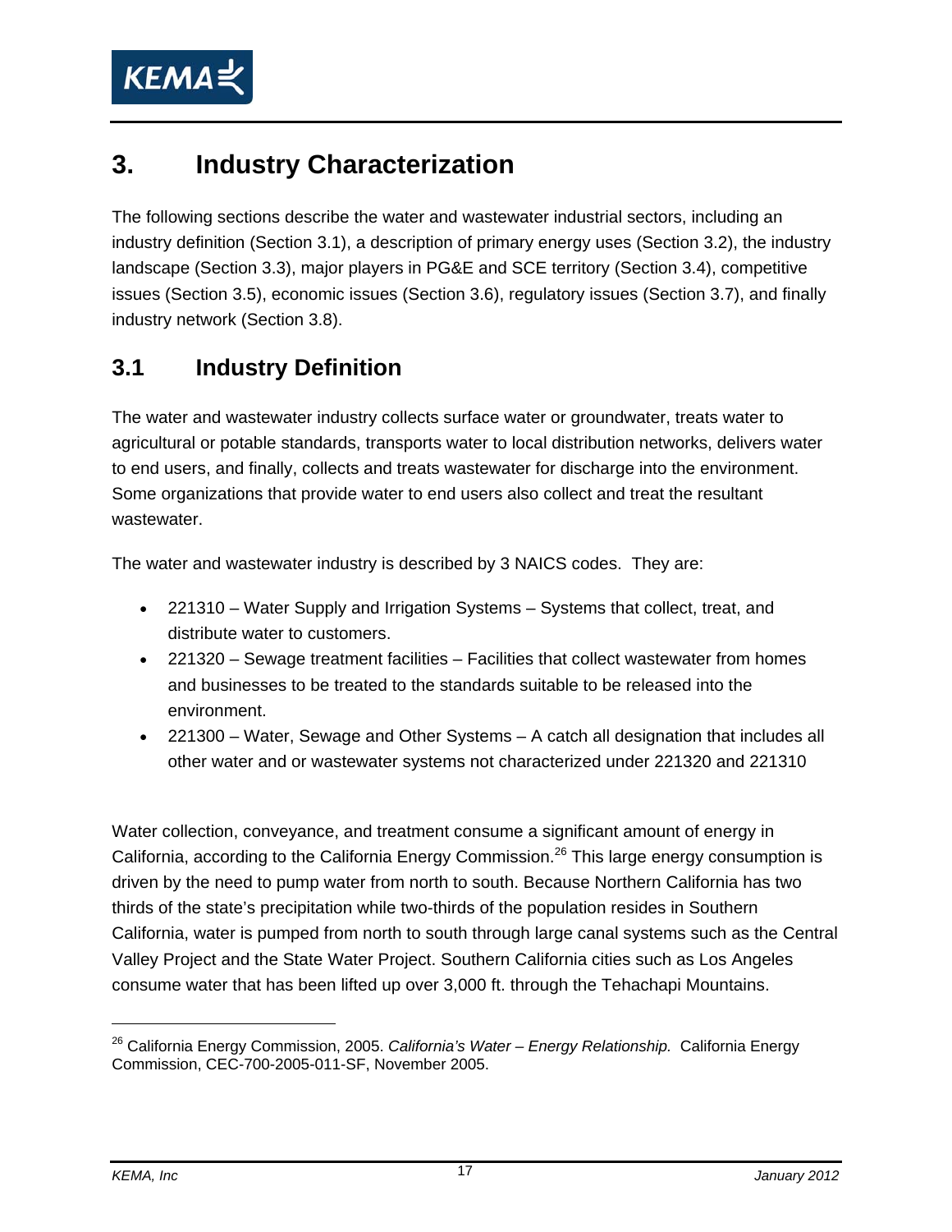# 3. Industry Characterization

The following sections describe the water and wastewater industrial sectors, including an industry definition (Section 3.1), a description of primary energy uses (Section 3.2), the industry landscape (Section 3.3), major players in PG&E and SCE territory (Section 3.4), competitive issues (Section 3.5), economic issues (Section 3.6), regulatory issues (Section 3.7), and finally industry network (Section 3.8).

## 3.1 Industry Definition

The water and wastewater industry collects surface water or groundwater, treats water to agricultural or potable standards, transports water to local distribution networks, delivers water to end users, and finally, collects and treats wastewater for discharge into the environment. Some organizations that provide water to end users also collect and treat the resultant wastewater.

The water and wastewater industry is described by 3 NAICS codes. They are:

- 221310 – Water Supply and Irrigation Systems – Systems that collect, treat, and distribute water to customers.
- 221320 – Sewage treatment facilities – Facilities that collect wastewater from homes and businesses to be treated to the standards suitable to be released into the environment.
- 221300 – Water, Sewage and Other Systems – A catch all designation that includes all other water and or wastewater systems not characterized under 221320 and 221310

Water collection, conveyance, and treatment consume a significant amount of energy in California, according to the California Energy Commission.[26] This large energy consumption is driven by the need to pump water from north to south. Because Northern California has two thirds of the state's precipitation while two-thirds of the population resides in Southern California, water is pumped from north to south through large canal systems such as the Central Valley Project and the State Water Project. Southern California cities such as Los Angeles consume water that has been lifted up over 3,000 ft. through the Tehachapi Mountains.

[26] California Energy Commission, 2005. *California's Water – Energy Relationship.* California Energy Commission, CEC-700-2005-011-SF, November 2005.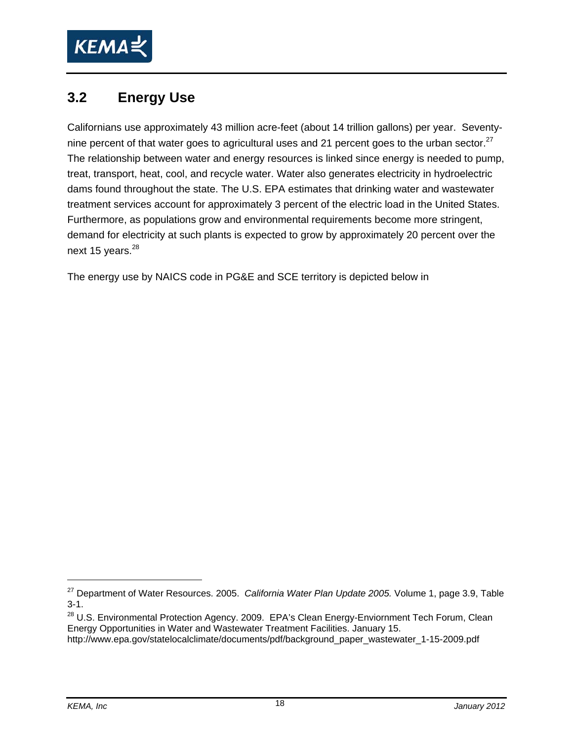## 3.2 Energy Use

Californians use approximately 43 million acre-feet (about 14 trillion gallons) per year. Seventy-nine percent of that water goes to agricultural uses and 21 percent goes to the urban sector.[27] The relationship between water and energy resources is linked since energy is needed to pump, treat, transport, heat, cool, and recycle water. Water also generates electricity in hydroelectric dams found throughout the state. The U.S. EPA estimates that drinking water and wastewater treatment services account for approximately 3 percent of the electric load in the United States. Furthermore, as populations grow and environmental requirements become more stringent, demand for electricity at such plants is expected to grow by approximately 20 percent over the next 15 years.[28]

The energy use by NAICS code in PG&E and SCE territory is depicted below in

---

[27] Department of Water Resources. 2005. *California Water Plan Update 2005.* Volume 1, page 3.9, Table 3-1.

[28] U.S. Environmental Protection Agency. 2009. EPA's Clean Energy-Enviornment Tech Forum, Clean Energy Opportunities in Water and Wastewater Treatment Facilities. January 15. http://www.epa.gov/statelocalclimate/documents/pdf/background_paper_wastewater_1-15-2009.pdf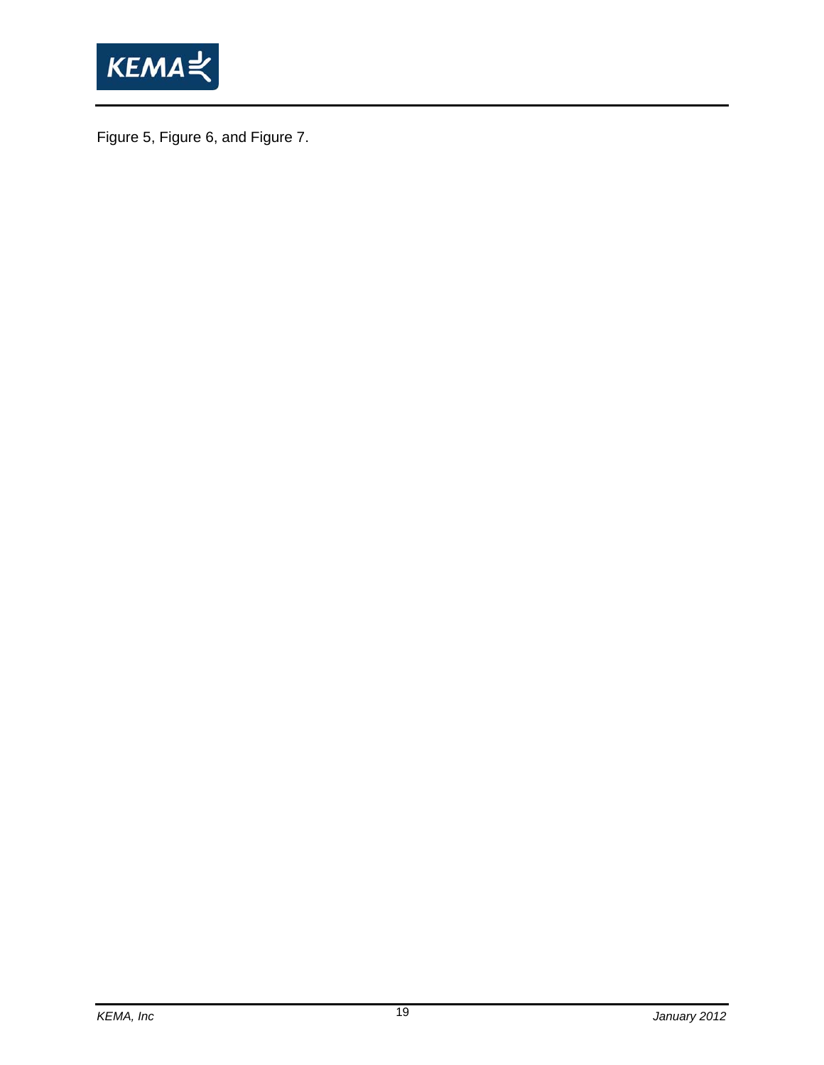Figure 5, Figure 6, and Figure 7.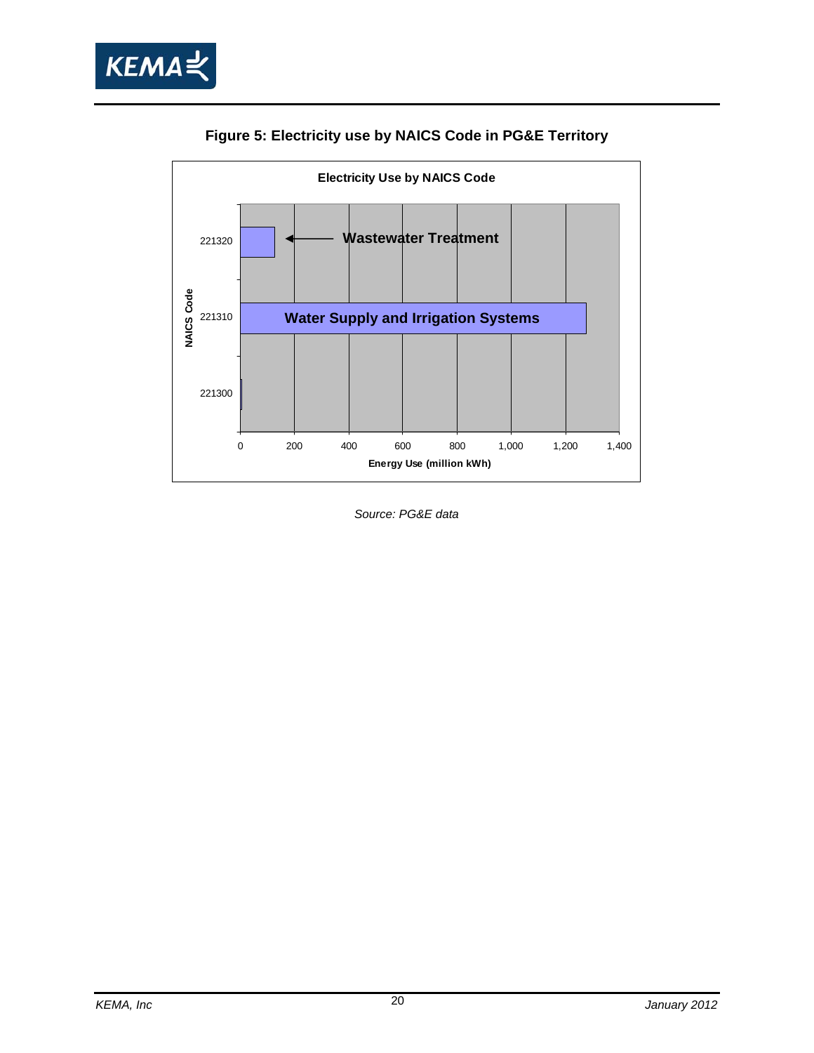**Figure 5: Electricity use by NAICS Code in PG&E Territory**

*Source: PG&E data*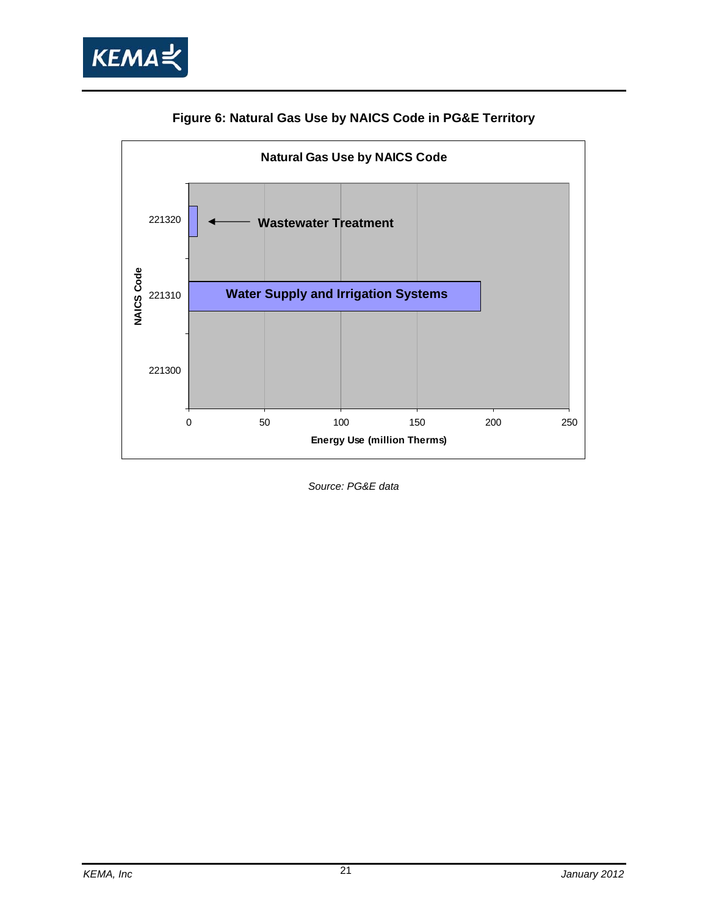**Figure 6: Natural Gas Use by NAICS Code in PG&E Territory**

*Source: PG&E data*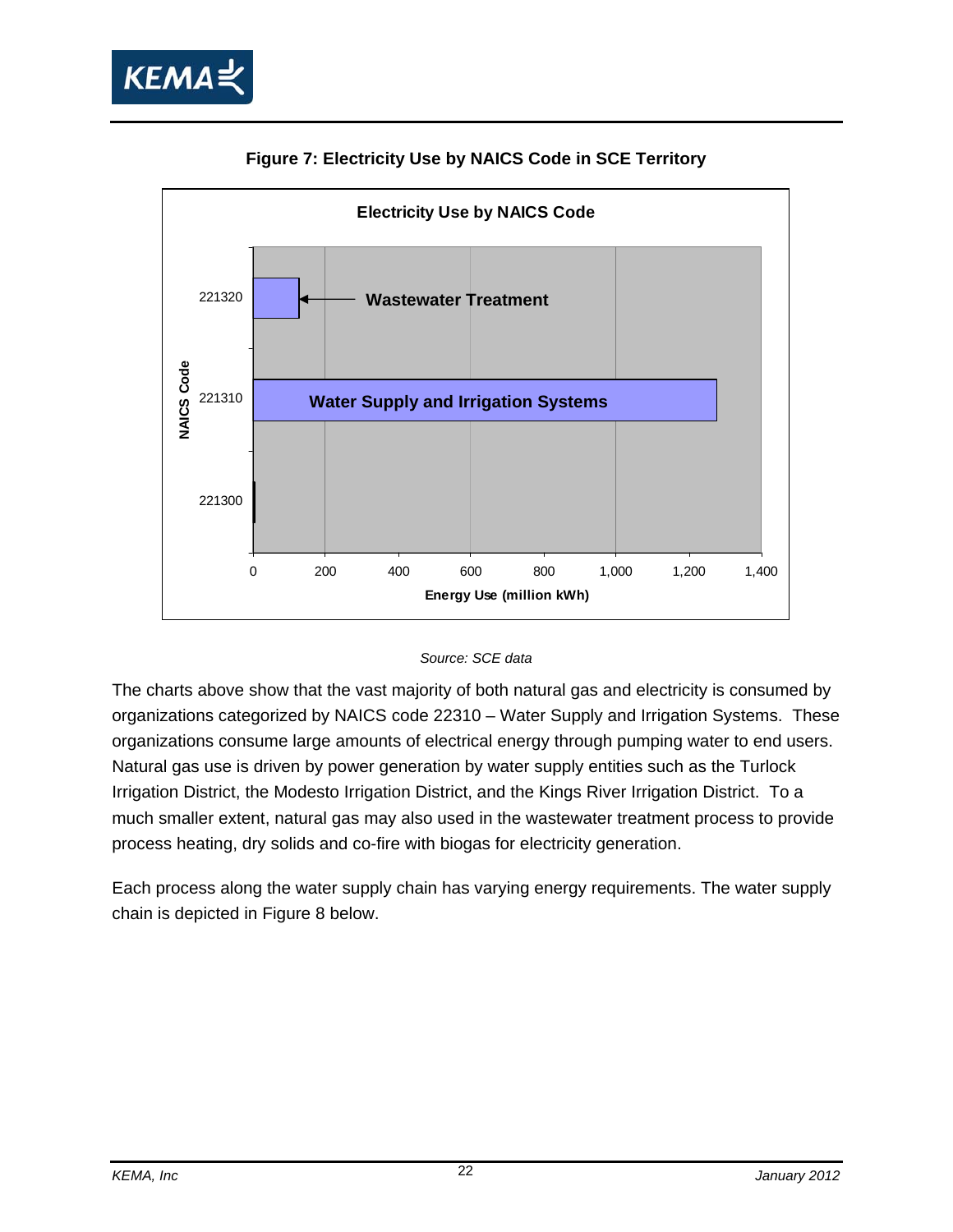**Figure 7: Electricity Use by NAICS Code in SCE Territory**

Source: SCE data

The charts above show that the vast majority of both natural gas and electricity is consumed by organizations categorized by NAICS code 22310 – Water Supply and Irrigation Systems. These organizations consume large amounts of electrical energy through pumping water to end users. Natural gas use is driven by power generation by water supply entities such as the Turlock Irrigation District, the Modesto Irrigation District, and the Kings River Irrigation District. To a much smaller extent, natural gas may also used in the wastewater treatment process to provide process heating, dry solids and co-fire with biogas for electricity generation.

Each process along the water supply chain has varying energy requirements. The water supply chain is depicted in Figure 8 below.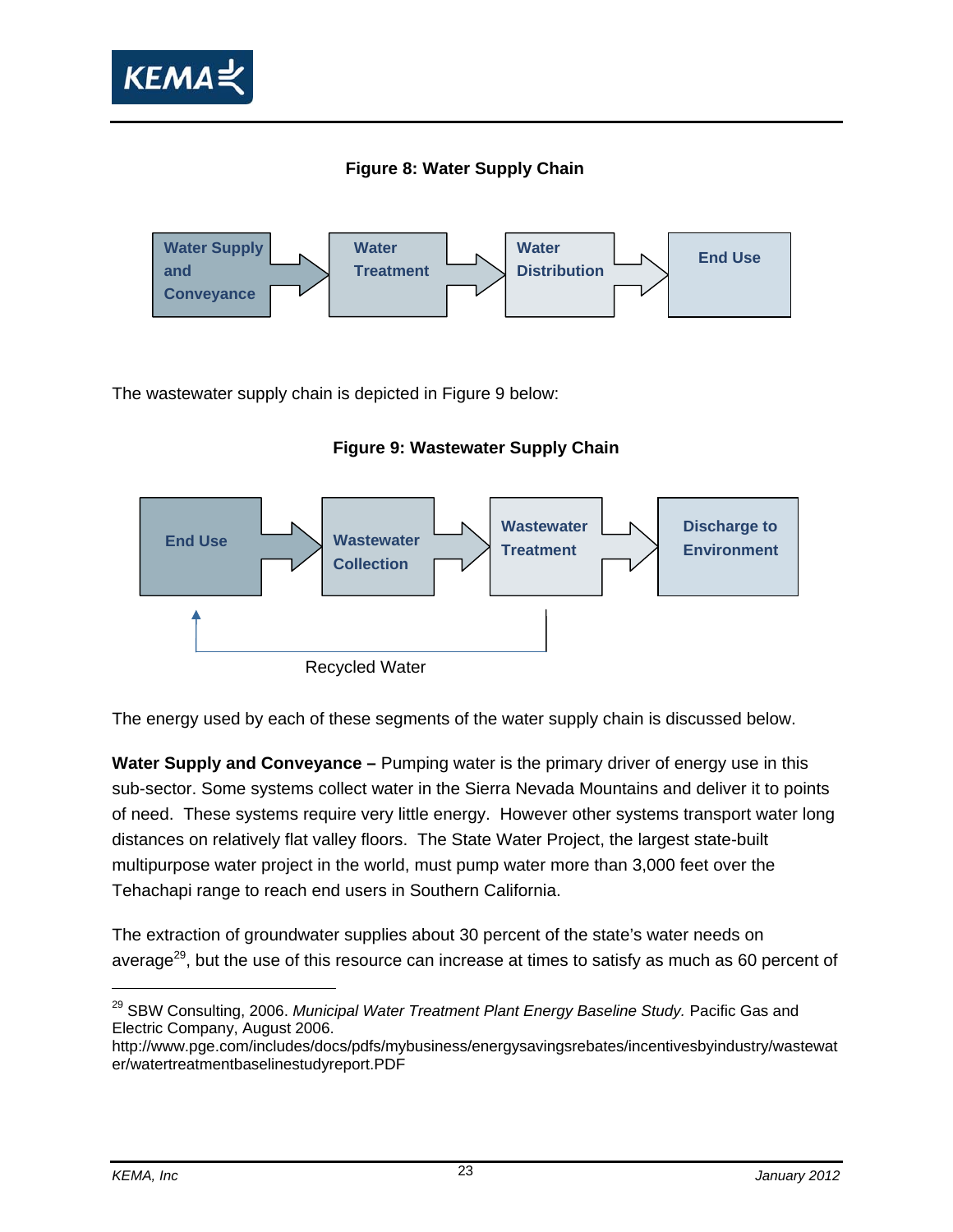**Figure 8: Water Supply Chain**

Water Supply and Conveyance → Water Treatment → Water Distribution → End Use

The wastewater supply chain is depicted in Figure 9 below:

**Figure 9: Wastewater Supply Chain**

End Use → Wastewater Collection → Wastewater Treatment → Discharge to Environment

Recycled Water

The energy used by each of these segments of the water supply chain is discussed below.

**Water Supply and Conveyance –** Pumping water is the primary driver of energy use in this sub-sector. Some systems collect water in the Sierra Nevada Mountains and deliver it to points of need. These systems require very little energy. However other systems transport water long distances on relatively flat valley floors. The State Water Project, the largest state-built multipurpose water project in the world, must pump water more than 3,000 feet over the Tehachapi range to reach end users in Southern California.

The extraction of groundwater supplies about 30 percent of the state's water needs on average[29], but the use of this resource can increase at times to satisfy as much as 60 percent of

---

[29] SBW Consulting, 2006. *Municipal Water Treatment Plant Energy Baseline Study.* Pacific Gas and Electric Company, August 2006. http://www.pge.com/includes/docs/pdfs/mybusiness/energysavingsrebates/incentivesbyindustry/wastewater/watertreatmentbaselinestudyreport.PDF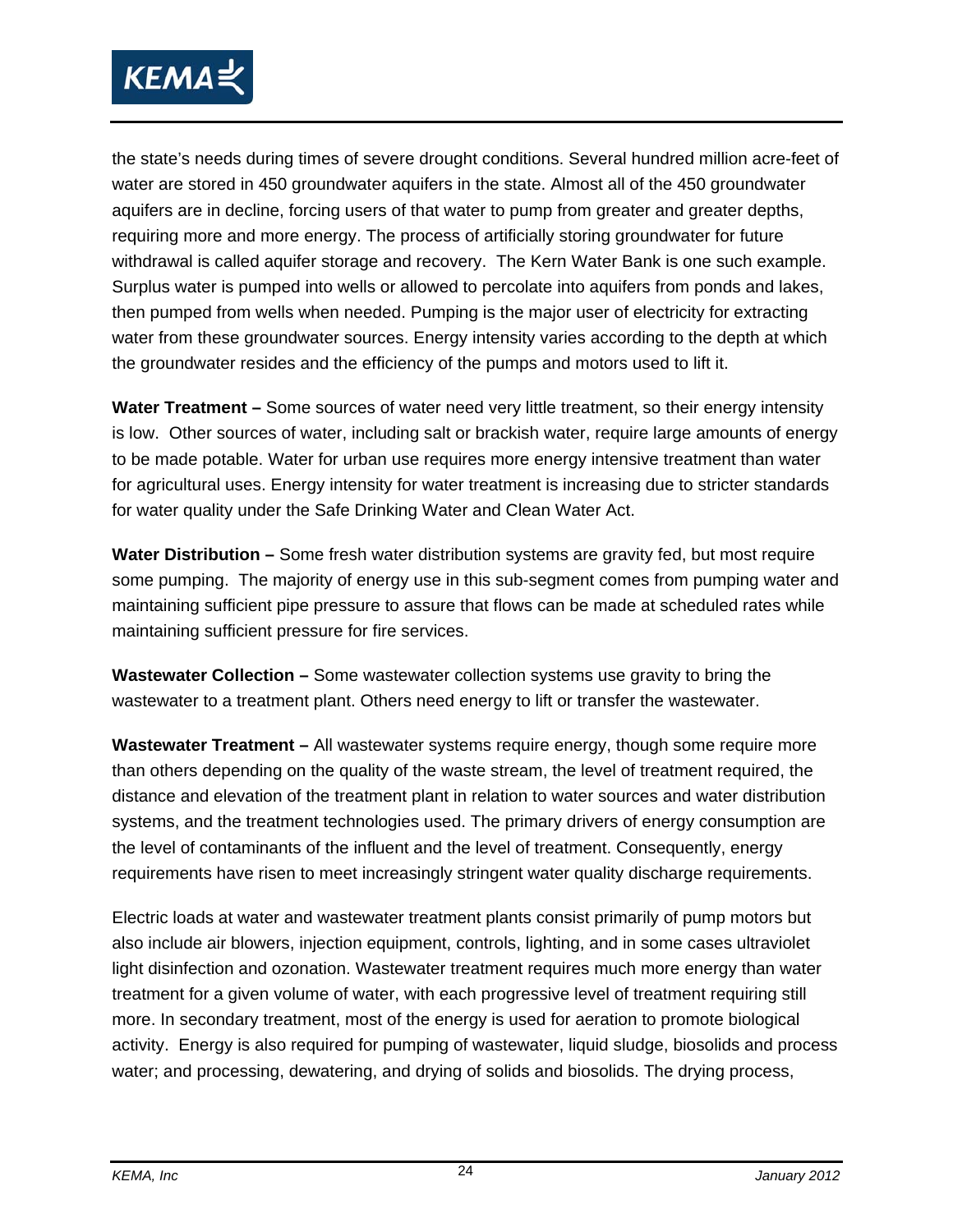the state's needs during times of severe drought conditions. Several hundred million acre-feet of water are stored in 450 groundwater aquifers in the state. Almost all of the 450 groundwater aquifers are in decline, forcing users of that water to pump from greater and greater depths, requiring more and more energy. The process of artificially storing groundwater for future withdrawal is called aquifer storage and recovery. The Kern Water Bank is one such example. Surplus water is pumped into wells or allowed to percolate into aquifers from ponds and lakes, then pumped from wells when needed. Pumping is the major user of electricity for extracting water from these groundwater sources. Energy intensity varies according to the depth at which the groundwater resides and the efficiency of the pumps and motors used to lift it.

**Water Treatment –** Some sources of water need very little treatment, so their energy intensity is low. Other sources of water, including salt or brackish water, require large amounts of energy to be made potable. Water for urban use requires more energy intensive treatment than water for agricultural uses. Energy intensity for water treatment is increasing due to stricter standards for water quality under the Safe Drinking Water and Clean Water Act.

**Water Distribution –** Some fresh water distribution systems are gravity fed, but most require some pumping. The majority of energy use in this sub-segment comes from pumping water and maintaining sufficient pipe pressure to assure that flows can be made at scheduled rates while maintaining sufficient pressure for fire services.

**Wastewater Collection –** Some wastewater collection systems use gravity to bring the wastewater to a treatment plant. Others need energy to lift or transfer the wastewater.

**Wastewater Treatment –** All wastewater systems require energy, though some require more than others depending on the quality of the waste stream, the level of treatment required, the distance and elevation of the treatment plant in relation to water sources and water distribution systems, and the treatment technologies used. The primary drivers of energy consumption are the level of contaminants of the influent and the level of treatment. Consequently, energy requirements have risen to meet increasingly stringent water quality discharge requirements.

Electric loads at water and wastewater treatment plants consist primarily of pump motors but also include air blowers, injection equipment, controls, lighting, and in some cases ultraviolet light disinfection and ozonation. Wastewater treatment requires much more energy than water treatment for a given volume of water, with each progressive level of treatment requiring still more. In secondary treatment, most of the energy is used for aeration to promote biological activity. Energy is also required for pumping of wastewater, liquid sludge, biosolids and process water; and processing, dewatering, and drying of solids and biosolids. The drying process,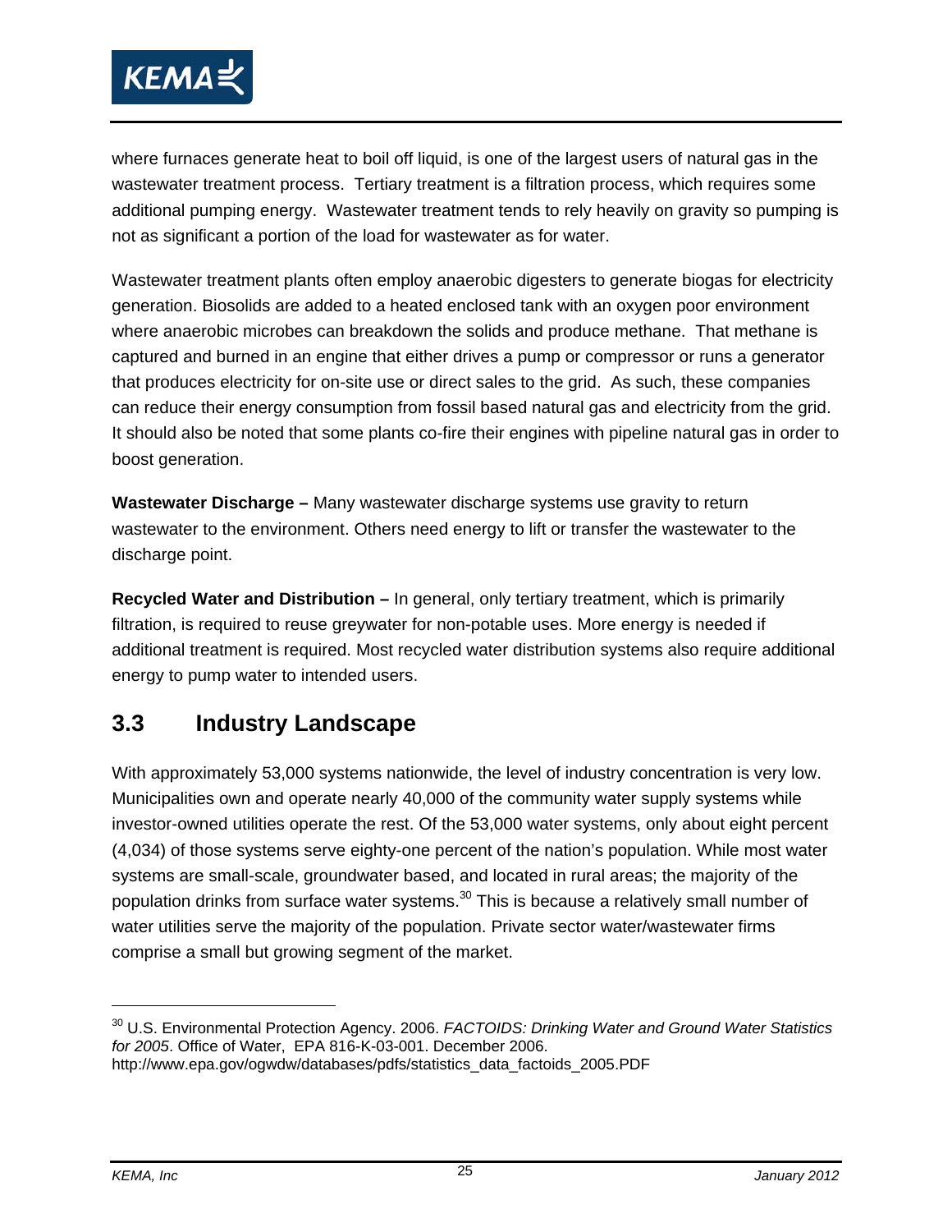where furnaces generate heat to boil off liquid, is one of the largest users of natural gas in the wastewater treatment process. Tertiary treatment is a filtration process, which requires some additional pumping energy. Wastewater treatment tends to rely heavily on gravity so pumping is not as significant a portion of the load for wastewater as for water.

Wastewater treatment plants often employ anaerobic digesters to generate biogas for electricity generation. Biosolids are added to a heated enclosed tank with an oxygen poor environment where anaerobic microbes can breakdown the solids and produce methane. That methane is captured and burned in an engine that either drives a pump or compressor or runs a generator that produces electricity for on-site use or direct sales to the grid. As such, these companies can reduce their energy consumption from fossil based natural gas and electricity from the grid. It should also be noted that some plants co-fire their engines with pipeline natural gas in order to boost generation.

**Wastewater Discharge –** Many wastewater discharge systems use gravity to return wastewater to the environment. Others need energy to lift or transfer the wastewater to the discharge point.

**Recycled Water and Distribution –** In general, only tertiary treatment, which is primarily filtration, is required to reuse greywater for non-potable uses. More energy is needed if additional treatment is required. Most recycled water distribution systems also require additional energy to pump water to intended users.

## 3.3 Industry Landscape

With approximately 53,000 systems nationwide, the level of industry concentration is very low. Municipalities own and operate nearly 40,000 of the community water supply systems while investor-owned utilities operate the rest. Of the 53,000 water systems, only about eight percent (4,034) of those systems serve eighty-one percent of the nation's population. While most water systems are small-scale, groundwater based, and located in rural areas; the majority of the population drinks from surface water systems.[30] This is because a relatively small number of water utilities serve the majority of the population. Private sector water/wastewater firms comprise a small but growing segment of the market.

---

[30] U.S. Environmental Protection Agency. 2006. *FACTOIDS: Drinking Water and Ground Water Statistics for 2005*. Office of Water, EPA 816-K-03-001. December 2006. http://www.epa.gov/ogwdw/databases/pdfs/statistics_data_factoids_2005.PDF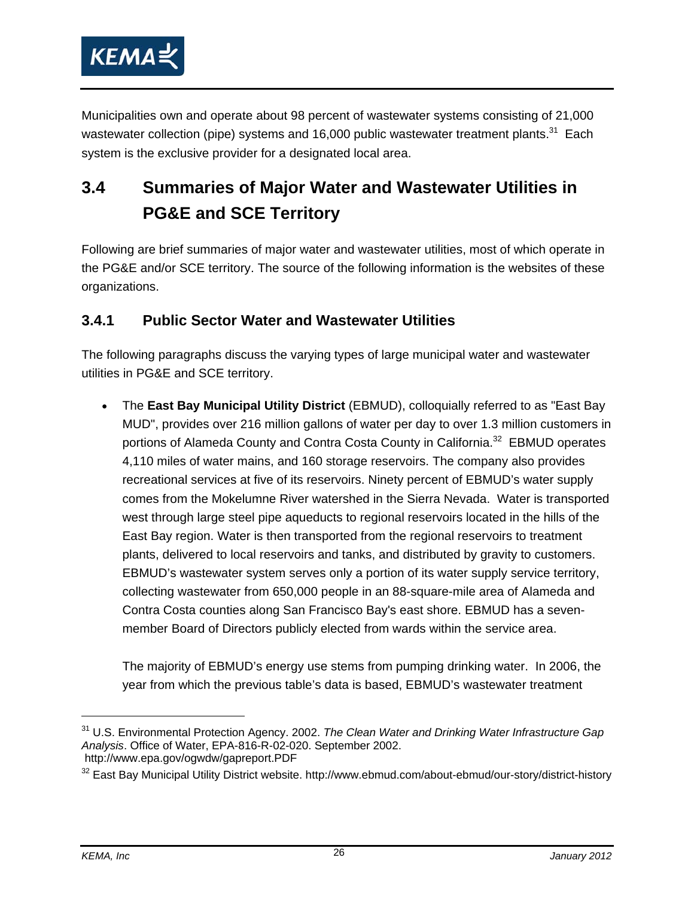Municipalities own and operate about 98 percent of wastewater systems consisting of 21,000 wastewater collection (pipe) systems and 16,000 public wastewater treatment plants.[31] Each system is the exclusive provider for a designated local area.

## 3.4 Summaries of Major Water and Wastewater Utilities in PG&E and SCE Territory

Following are brief summaries of major water and wastewater utilities, most of which operate in the PG&E and/or SCE territory. The source of the following information is the websites of these organizations.

### 3.4.1 Public Sector Water and Wastewater Utilities

The following paragraphs discuss the varying types of large municipal water and wastewater utilities in PG&E and SCE territory.

- The **East Bay Municipal Utility District** (EBMUD), colloquially referred to as "East Bay MUD", provides over 216 million gallons of water per day to over 1.3 million customers in portions of Alameda County and Contra Costa County in California.[32] EBMUD operates 4,110 miles of water mains, and 160 storage reservoirs. The company also provides recreational services at five of its reservoirs. Ninety percent of EBMUD's water supply comes from the Mokelumne River watershed in the Sierra Nevada. Water is transported west through large steel pipe aqueducts to regional reservoirs located in the hills of the East Bay region. Water is then transported from the regional reservoirs to treatment plants, delivered to local reservoirs and tanks, and distributed by gravity to customers. EBMUD's wastewater system serves only a portion of its water supply service territory, collecting wastewater from 650,000 people in an 88-square-mile area of Alameda and Contra Costa counties along San Francisco Bay's east shore. EBMUD has a seven-member Board of Directors publicly elected from wards within the service area.

  The majority of EBMUD's energy use stems from pumping drinking water. In 2006, the year from which the previous table's data is based, EBMUD's wastewater treatment

---

[31] U.S. Environmental Protection Agency. 2002. *The Clean Water and Drinking Water Infrastructure Gap Analysis*. Office of Water, EPA-816-R-02-020. September 2002. http://www.epa.gov/ogwdw/gapreport.PDF

[32] East Bay Municipal Utility District website. http://www.ebmud.com/about-ebmud/our-story/district-history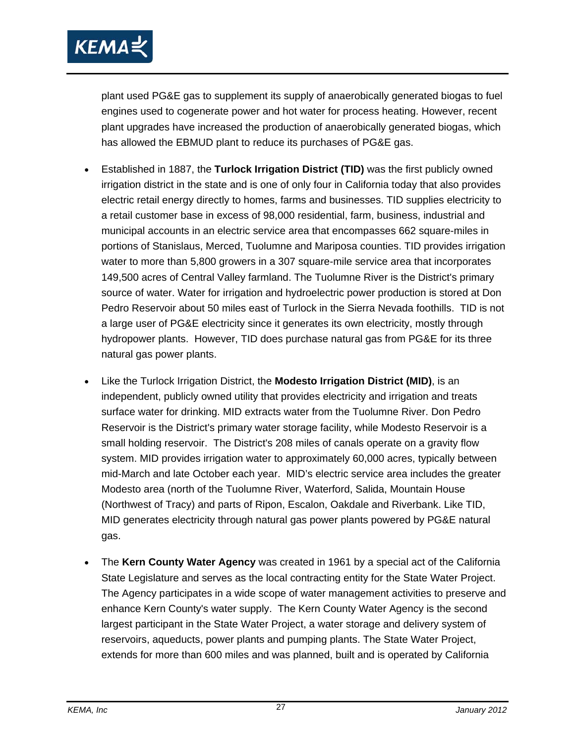plant used PG&E gas to supplement its supply of anaerobically generated biogas to fuel engines used to cogenerate power and hot water for process heating. However, recent plant upgrades have increased the production of anaerobically generated biogas, which has allowed the EBMUD plant to reduce its purchases of PG&E gas.

- Established in 1887, the **Turlock Irrigation District (TID)** was the first publicly owned irrigation district in the state and is one of only four in California today that also provides electric retail energy directly to homes, farms and businesses. TID supplies electricity to a retail customer base in excess of 98,000 residential, farm, business, industrial and municipal accounts in an electric service area that encompasses 662 square-miles in portions of Stanislaus, Merced, Tuolumne and Mariposa counties. TID provides irrigation water to more than 5,800 growers in a 307 square-mile service area that incorporates 149,500 acres of Central Valley farmland. The Tuolumne River is the District's primary source of water. Water for irrigation and hydroelectric power production is stored at Don Pedro Reservoir about 50 miles east of Turlock in the Sierra Nevada foothills. TID is not a large user of PG&E electricity since it generates its own electricity, mostly through hydropower plants. However, TID does purchase natural gas from PG&E for its three natural gas power plants.

- Like the Turlock Irrigation District, the **Modesto Irrigation District (MID)**, is an independent, publicly owned utility that provides electricity and irrigation and treats surface water for drinking. MID extracts water from the Tuolumne River. Don Pedro Reservoir is the District's primary water storage facility, while Modesto Reservoir is a small holding reservoir. The District's 208 miles of canals operate on a gravity flow system. MID provides irrigation water to approximately 60,000 acres, typically between mid-March and late October each year. MID's electric service area includes the greater Modesto area (north of the Tuolumne River, Waterford, Salida, Mountain House (Northwest of Tracy) and parts of Ripon, Escalon, Oakdale and Riverbank. Like TID, MID generates electricity through natural gas power plants powered by PG&E natural gas.

- The **Kern County Water Agency** was created in 1961 by a special act of the California State Legislature and serves as the local contracting entity for the State Water Project. The Agency participates in a wide scope of water management activities to preserve and enhance Kern County's water supply. The Kern County Water Agency is the second largest participant in the State Water Project, a water storage and delivery system of reservoirs, aqueducts, power plants and pumping plants. The State Water Project, extends for more than 600 miles and was planned, built and is operated by California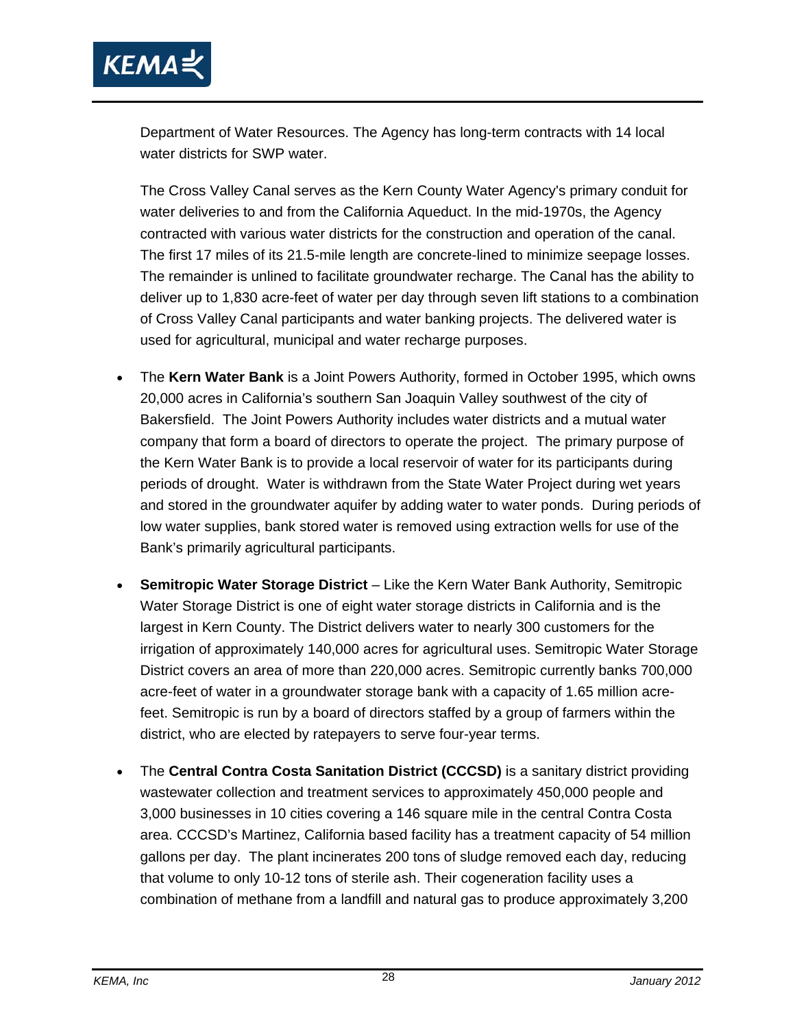Department of Water Resources. The Agency has long-term contracts with 14 local water districts for SWP water.

The Cross Valley Canal serves as the Kern County Water Agency's primary conduit for water deliveries to and from the California Aqueduct. In the mid-1970s, the Agency contracted with various water districts for the construction and operation of the canal. The first 17 miles of its 21.5-mile length are concrete-lined to minimize seepage losses. The remainder is unlined to facilitate groundwater recharge. The Canal has the ability to deliver up to 1,830 acre-feet of water per day through seven lift stations to a combination of Cross Valley Canal participants and water banking projects. The delivered water is used for agricultural, municipal and water recharge purposes.

- The **Kern Water Bank** is a Joint Powers Authority, formed in October 1995, which owns 20,000 acres in California's southern San Joaquin Valley southwest of the city of Bakersfield. The Joint Powers Authority includes water districts and a mutual water company that form a board of directors to operate the project. The primary purpose of the Kern Water Bank is to provide a local reservoir of water for its participants during periods of drought. Water is withdrawn from the State Water Project during wet years and stored in the groundwater aquifer by adding water to water ponds. During periods of low water supplies, bank stored water is removed using extraction wells for use of the Bank's primarily agricultural participants.

- **Semitropic Water Storage District** – Like the Kern Water Bank Authority, Semitropic Water Storage District is one of eight water storage districts in California and is the largest in Kern County. The District delivers water to nearly 300 customers for the irrigation of approximately 140,000 acres for agricultural uses. Semitropic Water Storage District covers an area of more than 220,000 acres. Semitropic currently banks 700,000 acre-feet of water in a groundwater storage bank with a capacity of 1.65 million acre-feet. Semitropic is run by a board of directors staffed by a group of farmers within the district, who are elected by ratepayers to serve four-year terms.

- The **Central Contra Costa Sanitation District (CCCSD)** is a sanitary district providing wastewater collection and treatment services to approximately 450,000 people and 3,000 businesses in 10 cities covering a 146 square mile in the central Contra Costa area. CCCSD's Martinez, California based facility has a treatment capacity of 54 million gallons per day. The plant incinerates 200 tons of sludge removed each day, reducing that volume to only 10-12 tons of sterile ash. Their cogeneration facility uses a combination of methane from a landfill and natural gas to produce approximately 3,200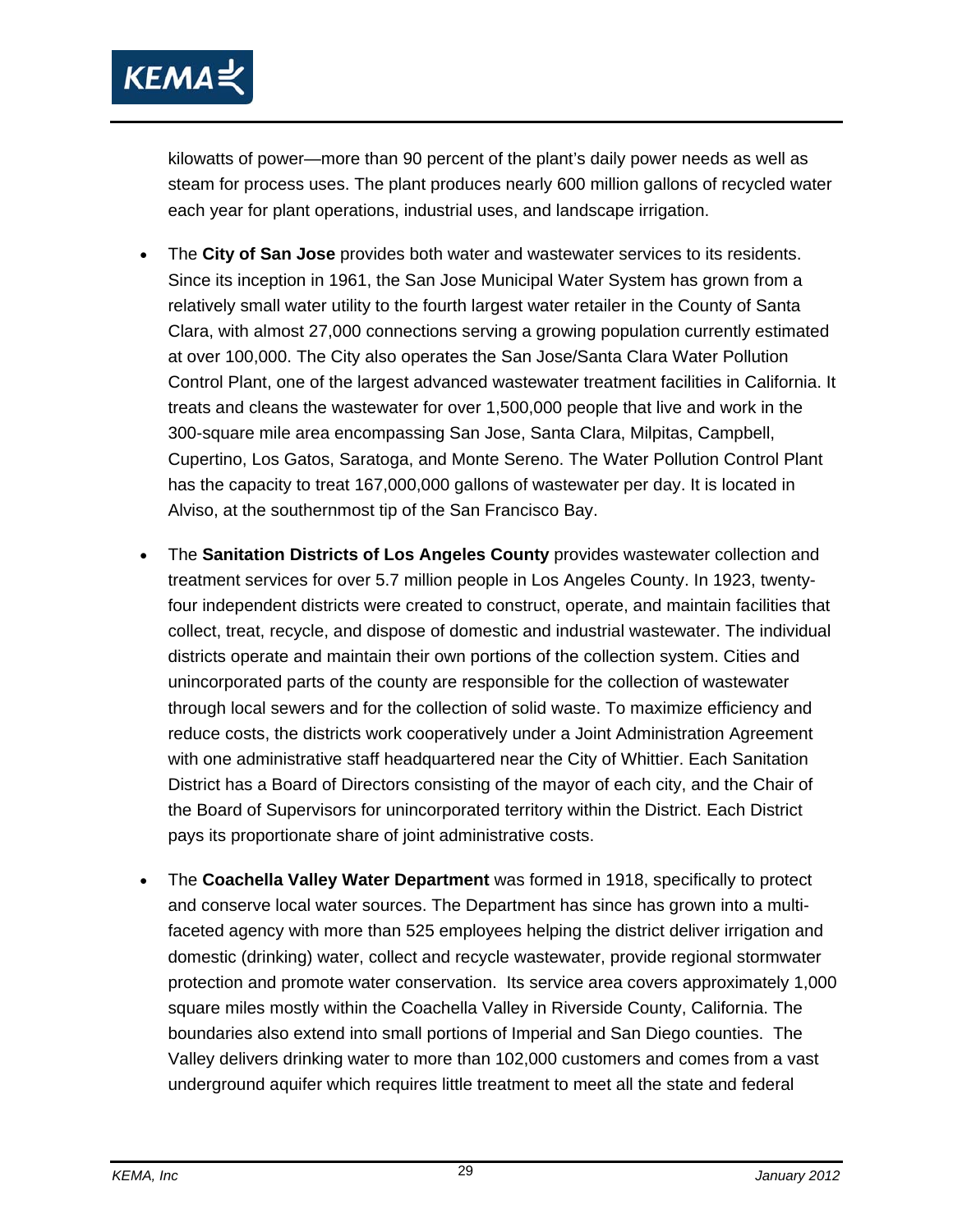kilowatts of power—more than 90 percent of the plant's daily power needs as well as steam for process uses. The plant produces nearly 600 million gallons of recycled water each year for plant operations, industrial uses, and landscape irrigation.

- The **City of San Jose** provides both water and wastewater services to its residents. Since its inception in 1961, the San Jose Municipal Water System has grown from a relatively small water utility to the fourth largest water retailer in the County of Santa Clara, with almost 27,000 connections serving a growing population currently estimated at over 100,000. The City also operates the San Jose/Santa Clara Water Pollution Control Plant, one of the largest advanced wastewater treatment facilities in California. It treats and cleans the wastewater for over 1,500,000 people that live and work in the 300-square mile area encompassing San Jose, Santa Clara, Milpitas, Campbell, Cupertino, Los Gatos, Saratoga, and Monte Sereno. The Water Pollution Control Plant has the capacity to treat 167,000,000 gallons of wastewater per day. It is located in Alviso, at the southernmost tip of the San Francisco Bay.

- The **Sanitation Districts of Los Angeles County** provides wastewater collection and treatment services for over 5.7 million people in Los Angeles County. In 1923, twenty-four independent districts were created to construct, operate, and maintain facilities that collect, treat, recycle, and dispose of domestic and industrial wastewater. The individual districts operate and maintain their own portions of the collection system. Cities and unincorporated parts of the county are responsible for the collection of wastewater through local sewers and for the collection of solid waste. To maximize efficiency and reduce costs, the districts work cooperatively under a Joint Administration Agreement with one administrative staff headquartered near the City of Whittier. Each Sanitation District has a Board of Directors consisting of the mayor of each city, and the Chair of the Board of Supervisors for unincorporated territory within the District. Each District pays its proportionate share of joint administrative costs.

- The **Coachella Valley Water Department** was formed in 1918, specifically to protect and conserve local water sources. The Department has since has grown into a multi-faceted agency with more than 525 employees helping the district deliver irrigation and domestic (drinking) water, collect and recycle wastewater, provide regional stormwater protection and promote water conservation. Its service area covers approximately 1,000 square miles mostly within the Coachella Valley in Riverside County, California. The boundaries also extend into small portions of Imperial and San Diego counties. The Valley delivers drinking water to more than 102,000 customers and comes from a vast underground aquifer which requires little treatment to meet all the state and federal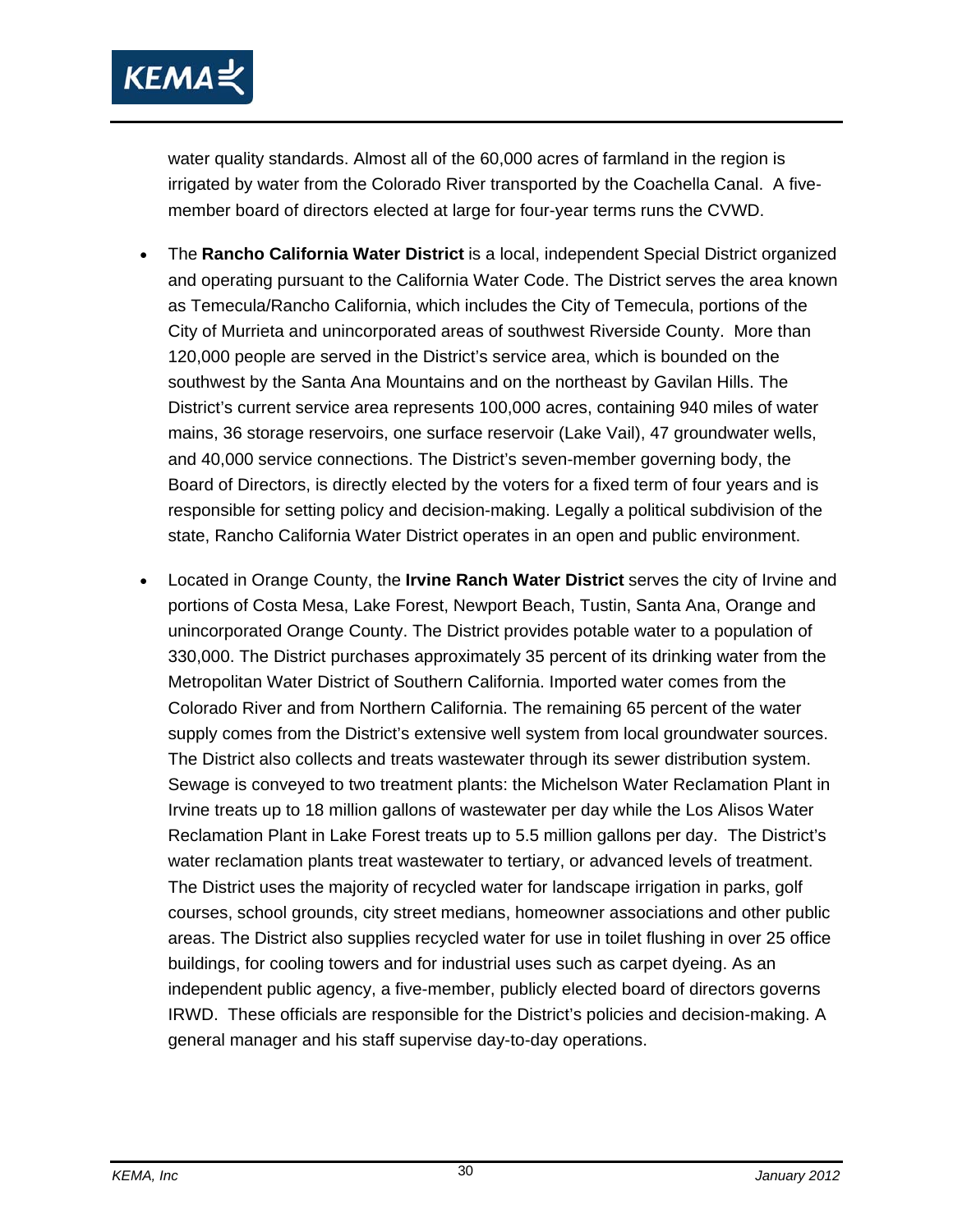water quality standards. Almost all of the 60,000 acres of farmland in the region is irrigated by water from the Colorado River transported by the Coachella Canal. A five-member board of directors elected at large for four-year terms runs the CVWD.

- The **Rancho California Water District** is a local, independent Special District organized and operating pursuant to the California Water Code. The District serves the area known as Temecula/Rancho California, which includes the City of Temecula, portions of the City of Murrieta and unincorporated areas of southwest Riverside County. More than 120,000 people are served in the District's service area, which is bounded on the southwest by the Santa Ana Mountains and on the northeast by Gavilan Hills. The District's current service area represents 100,000 acres, containing 940 miles of water mains, 36 storage reservoirs, one surface reservoir (Lake Vail), 47 groundwater wells, and 40,000 service connections. The District's seven-member governing body, the Board of Directors, is directly elected by the voters for a fixed term of four years and is responsible for setting policy and decision-making. Legally a political subdivision of the state, Rancho California Water District operates in an open and public environment.

- Located in Orange County, the **Irvine Ranch Water District** serves the city of Irvine and portions of Costa Mesa, Lake Forest, Newport Beach, Tustin, Santa Ana, Orange and unincorporated Orange County. The District provides potable water to a population of 330,000. The District purchases approximately 35 percent of its drinking water from the Metropolitan Water District of Southern California. Imported water comes from the Colorado River and from Northern California. The remaining 65 percent of the water supply comes from the District's extensive well system from local groundwater sources. The District also collects and treats wastewater through its sewer distribution system. Sewage is conveyed to two treatment plants: the Michelson Water Reclamation Plant in Irvine treats up to 18 million gallons of wastewater per day while the Los Alisos Water Reclamation Plant in Lake Forest treats up to 5.5 million gallons per day. The District's water reclamation plants treat wastewater to tertiary, or advanced levels of treatment. The District uses the majority of recycled water for landscape irrigation in parks, golf courses, school grounds, city street medians, homeowner associations and other public areas. The District also supplies recycled water for use in toilet flushing in over 25 office buildings, for cooling towers and for industrial uses such as carpet dyeing. As an independent public agency, a five-member, publicly elected board of directors governs IRWD. These officials are responsible for the District's policies and decision-making. A general manager and his staff supervise day-to-day operations.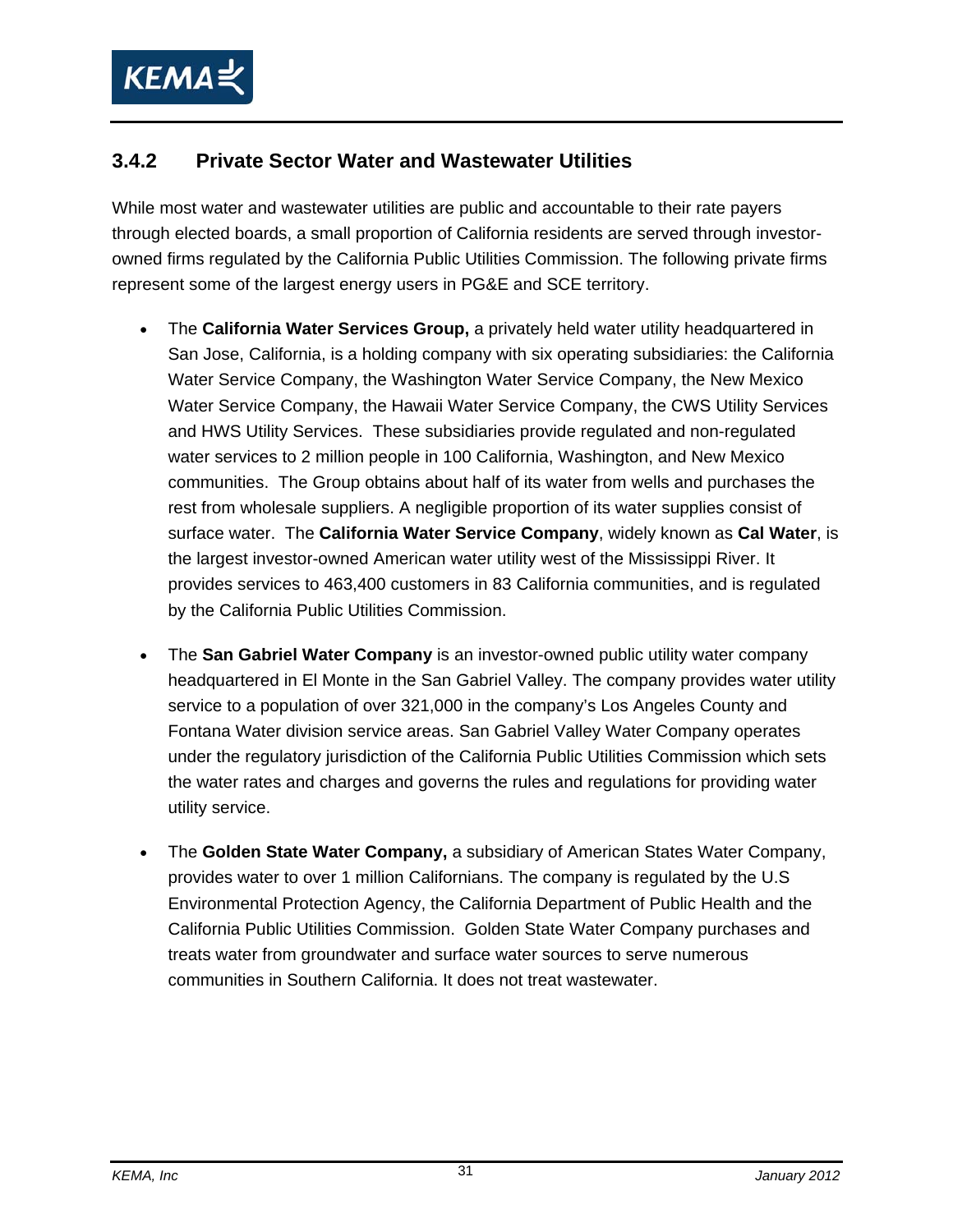### 3.4.2 Private Sector Water and Wastewater Utilities

While most water and wastewater utilities are public and accountable to their rate payers through elected boards, a small proportion of California residents are served through investor-owned firms regulated by the California Public Utilities Commission. The following private firms represent some of the largest energy users in PG&E and SCE territory.

- The **California Water Services Group,** a privately held water utility headquartered in San Jose, California, is a holding company with six operating subsidiaries: the California Water Service Company, the Washington Water Service Company, the New Mexico Water Service Company, the Hawaii Water Service Company, the CWS Utility Services and HWS Utility Services. These subsidiaries provide regulated and non-regulated water services to 2 million people in 100 California, Washington, and New Mexico communities. The Group obtains about half of its water from wells and purchases the rest from wholesale suppliers. A negligible proportion of its water supplies consist of surface water. The **California Water Service Company**, widely known as **Cal Water**, is the largest investor-owned American water utility west of the Mississippi River. It provides services to 463,400 customers in 83 California communities, and is regulated by the California Public Utilities Commission.

- The **San Gabriel Water Company** is an investor-owned public utility water company headquartered in El Monte in the San Gabriel Valley. The company provides water utility service to a population of over 321,000 in the company's Los Angeles County and Fontana Water division service areas. San Gabriel Valley Water Company operates under the regulatory jurisdiction of the California Public Utilities Commission which sets the water rates and charges and governs the rules and regulations for providing water utility service.

- The **Golden State Water Company,** a subsidiary of American States Water Company, provides water to over 1 million Californians. The company is regulated by the U.S Environmental Protection Agency, the California Department of Public Health and the California Public Utilities Commission. Golden State Water Company purchases and treats water from groundwater and surface water sources to serve numerous communities in Southern California. It does not treat wastewater.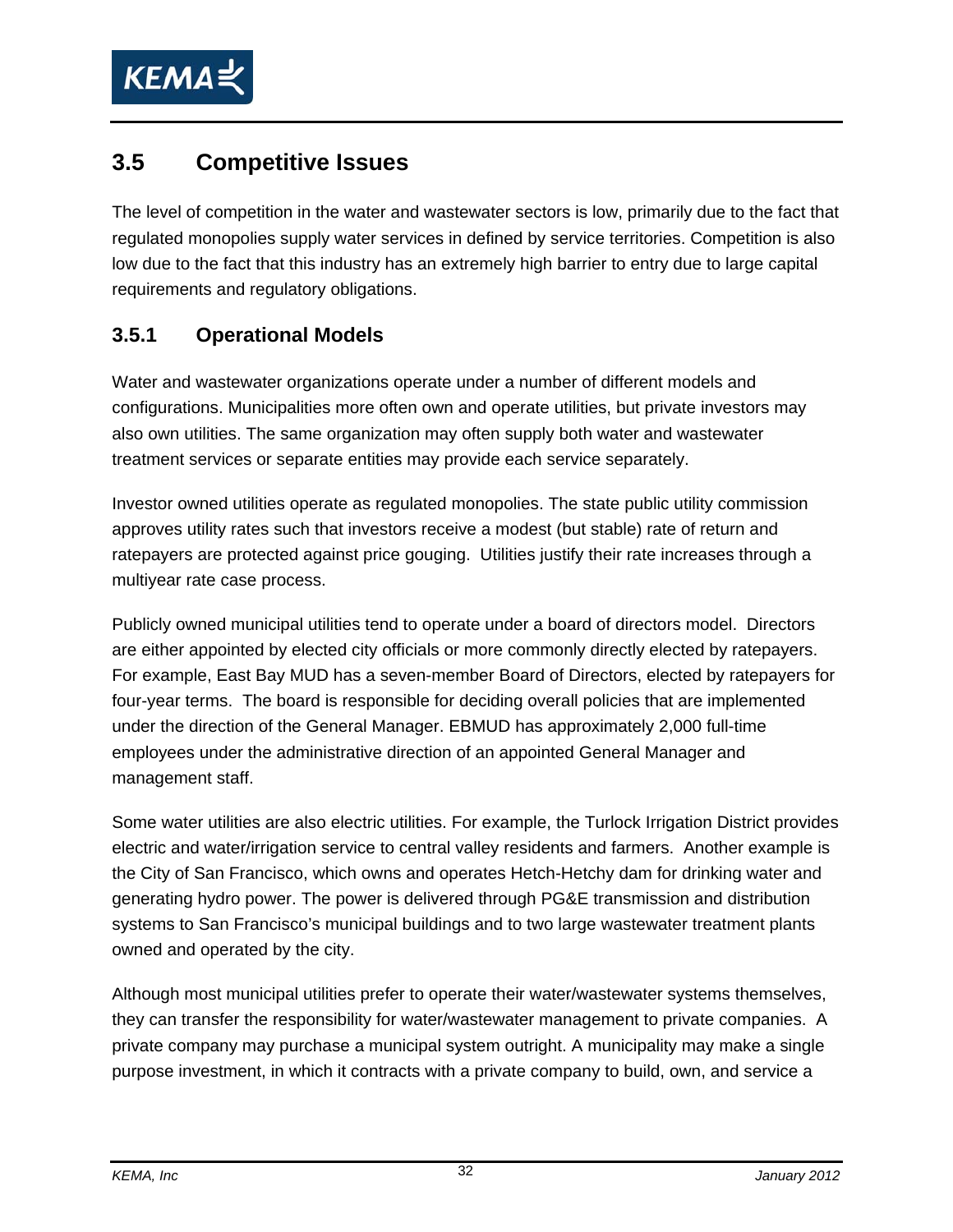## 3.5 Competitive Issues

The level of competition in the water and wastewater sectors is low, primarily due to the fact that regulated monopolies supply water services in defined by service territories. Competition is also low due to the fact that this industry has an extremely high barrier to entry due to large capital requirements and regulatory obligations.

### 3.5.1 Operational Models

Water and wastewater organizations operate under a number of different models and configurations. Municipalities more often own and operate utilities, but private investors may also own utilities. The same organization may often supply both water and wastewater treatment services or separate entities may provide each service separately.

Investor owned utilities operate as regulated monopolies. The state public utility commission approves utility rates such that investors receive a modest (but stable) rate of return and ratepayers are protected against price gouging. Utilities justify their rate increases through a multiyear rate case process.

Publicly owned municipal utilities tend to operate under a board of directors model. Directors are either appointed by elected city officials or more commonly directly elected by ratepayers. For example, East Bay MUD has a seven-member Board of Directors, elected by ratepayers for four-year terms. The board is responsible for deciding overall policies that are implemented under the direction of the General Manager. EBMUD has approximately 2,000 full-time employees under the administrative direction of an appointed General Manager and management staff.

Some water utilities are also electric utilities. For example, the Turlock Irrigation District provides electric and water/irrigation service to central valley residents and farmers. Another example is the City of San Francisco, which owns and operates Hetch-Hetchy dam for drinking water and generating hydro power. The power is delivered through PG&E transmission and distribution systems to San Francisco's municipal buildings and to two large wastewater treatment plants owned and operated by the city.

Although most municipal utilities prefer to operate their water/wastewater systems themselves, they can transfer the responsibility for water/wastewater management to private companies. A private company may purchase a municipal system outright. A municipality may make a single purpose investment, in which it contracts with a private company to build, own, and service a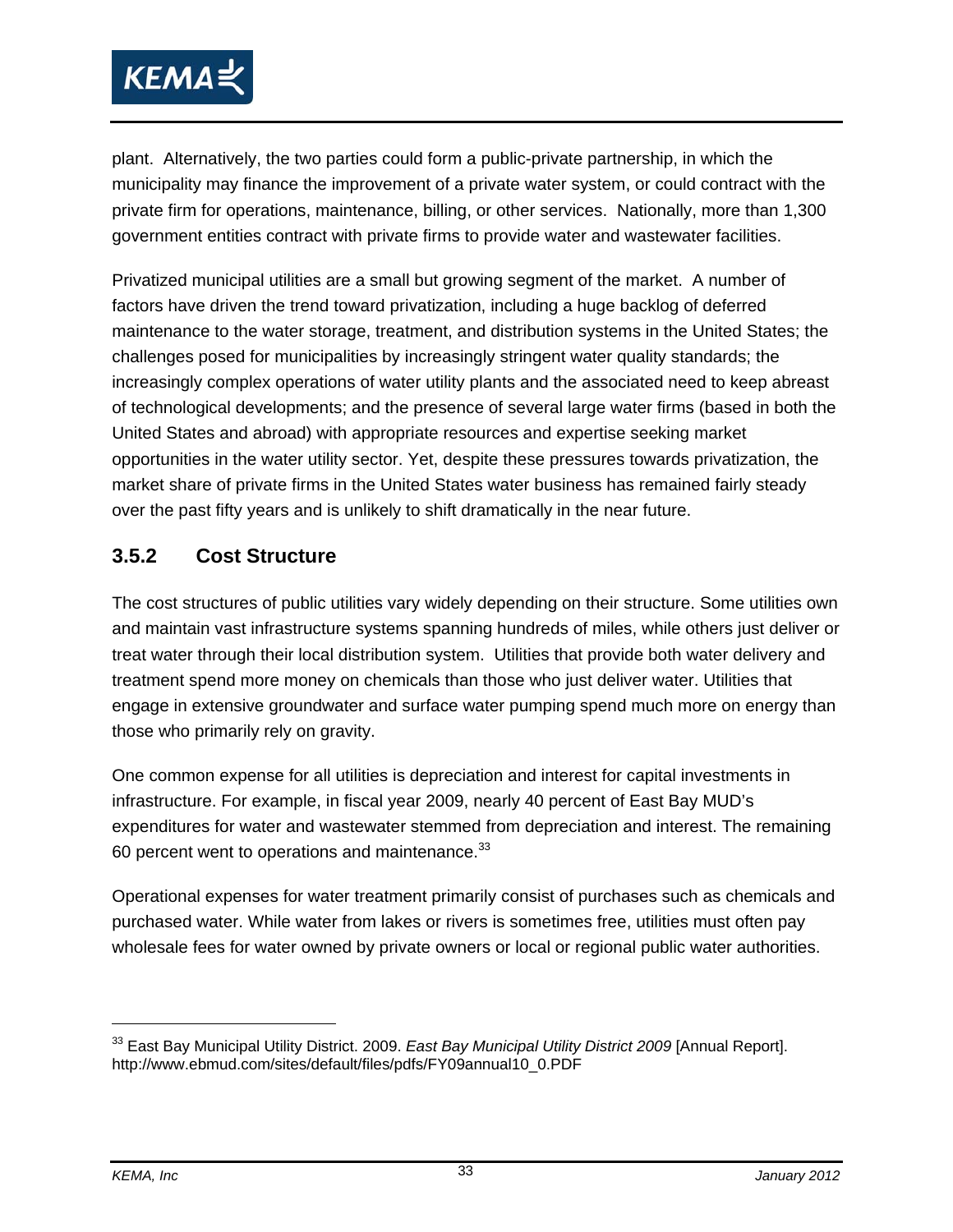plant. Alternatively, the two parties could form a public-private partnership, in which the municipality may finance the improvement of a private water system, or could contract with the private firm for operations, maintenance, billing, or other services. Nationally, more than 1,300 government entities contract with private firms to provide water and wastewater facilities.

Privatized municipal utilities are a small but growing segment of the market. A number of factors have driven the trend toward privatization, including a huge backlog of deferred maintenance to the water storage, treatment, and distribution systems in the United States; the challenges posed for municipalities by increasingly stringent water quality standards; the increasingly complex operations of water utility plants and the associated need to keep abreast of technological developments; and the presence of several large water firms (based in both the United States and abroad) with appropriate resources and expertise seeking market opportunities in the water utility sector. Yet, despite these pressures towards privatization, the market share of private firms in the United States water business has remained fairly steady over the past fifty years and is unlikely to shift dramatically in the near future.

### 3.5.2 Cost Structure

The cost structures of public utilities vary widely depending on their structure. Some utilities own and maintain vast infrastructure systems spanning hundreds of miles, while others just deliver or treat water through their local distribution system. Utilities that provide both water delivery and treatment spend more money on chemicals than those who just deliver water. Utilities that engage in extensive groundwater and surface water pumping spend much more on energy than those who primarily rely on gravity.

One common expense for all utilities is depreciation and interest for capital investments in infrastructure. For example, in fiscal year 2009, nearly 40 percent of East Bay MUD's expenditures for water and wastewater stemmed from depreciation and interest. The remaining 60 percent went to operations and maintenance.[33]

Operational expenses for water treatment primarily consist of purchases such as chemicals and purchased water. While water from lakes or rivers is sometimes free, utilities must often pay wholesale fees for water owned by private owners or local or regional public water authorities.

---

[33] East Bay Municipal Utility District. 2009. *East Bay Municipal Utility District 2009* [Annual Report]. http://www.ebmud.com/sites/default/files/pdfs/FY09annual10_0.PDF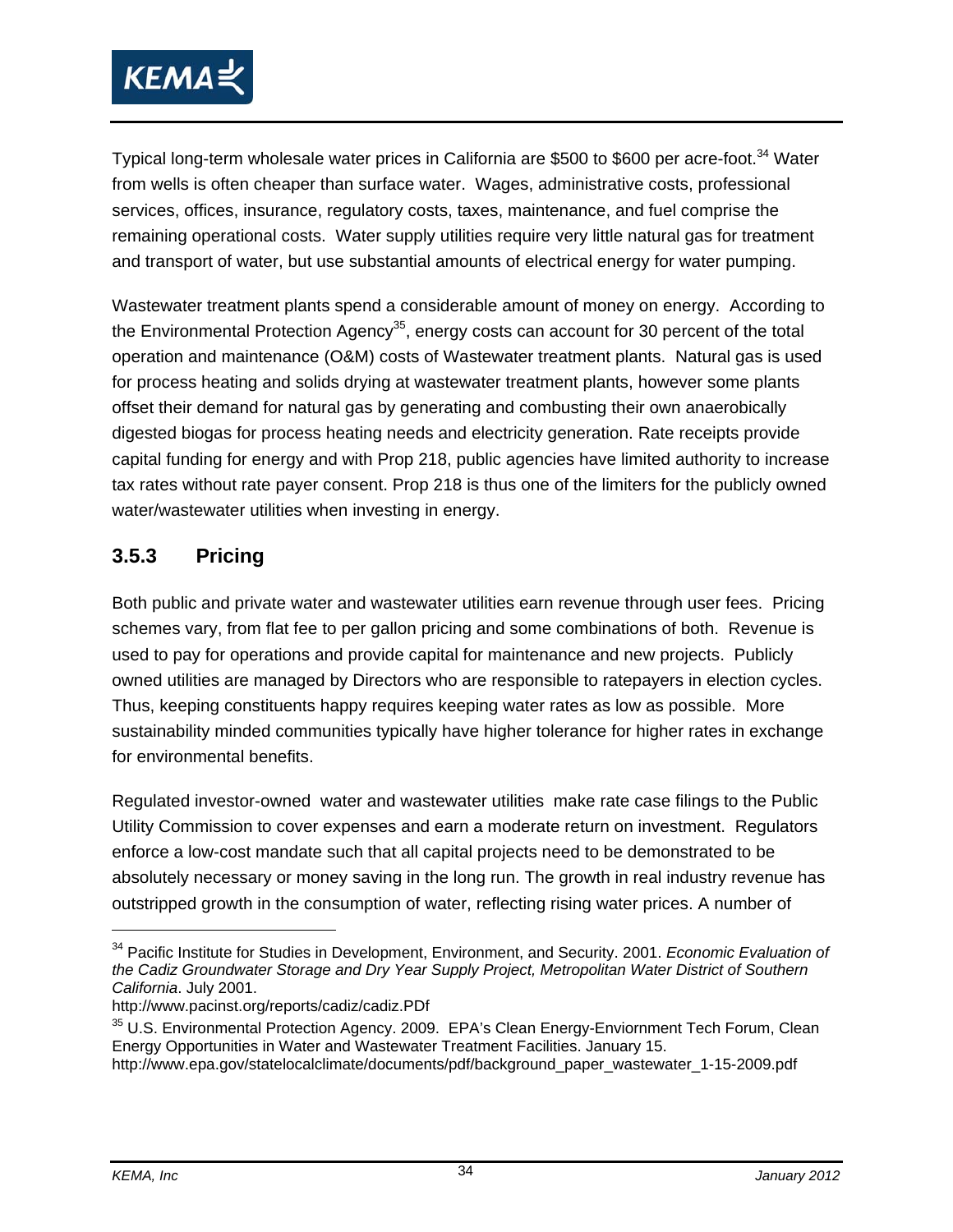Typical long-term wholesale water prices in California are $500 to $600 per acre-foot.[34] Water from wells is often cheaper than surface water. Wages, administrative costs, professional services, offices, insurance, regulatory costs, taxes, maintenance, and fuel comprise the remaining operational costs. Water supply utilities require very little natural gas for treatment and transport of water, but use substantial amounts of electrical energy for water pumping.

Wastewater treatment plants spend a considerable amount of money on energy. According to the Environmental Protection Agency[35], energy costs can account for 30 percent of the total operation and maintenance (O&M) costs of Wastewater treatment plants. Natural gas is used for process heating and solids drying at wastewater treatment plants, however some plants offset their demand for natural gas by generating and combusting their own anaerobically digested biogas for process heating needs and electricity generation. Rate receipts provide capital funding for energy and with Prop 218, public agencies have limited authority to increase tax rates without rate payer consent. Prop 218 is thus one of the limiters for the publicly owned water/wastewater utilities when investing in energy.

### 3.5.3 Pricing

Both public and private water and wastewater utilities earn revenue through user fees. Pricing schemes vary, from flat fee to per gallon pricing and some combinations of both. Revenue is used to pay for operations and provide capital for maintenance and new projects. Publicly owned utilities are managed by Directors who are responsible to ratepayers in election cycles. Thus, keeping constituents happy requires keeping water rates as low as possible. More sustainability minded communities typically have higher tolerance for higher rates in exchange for environmental benefits.

Regulated investor-owned water and wastewater utilities make rate case filings to the Public Utility Commission to cover expenses and earn a moderate return on investment. Regulators enforce a low-cost mandate such that all capital projects need to be demonstrated to be absolutely necessary or money saving in the long run. The growth in real industry revenue has outstripped growth in the consumption of water, reflecting rising water prices. A number of

---

[34] Pacific Institute for Studies in Development, Environment, and Security. 2001. *Economic Evaluation of the Cadiz Groundwater Storage and Dry Year Supply Project, Metropolitan Water District of Southern California*. July 2001.
http://www.pacinst.org/reports/cadiz/cadiz.PDf

[35] U.S. Environmental Protection Agency. 2009. EPA's Clean Energy-Enviornment Tech Forum, Clean Energy Opportunities in Water and Wastewater Treatment Facilities. January 15.
http://www.epa.gov/statelocalclimate/documents/pdf/background_paper_wastewater_1-15-2009.pdf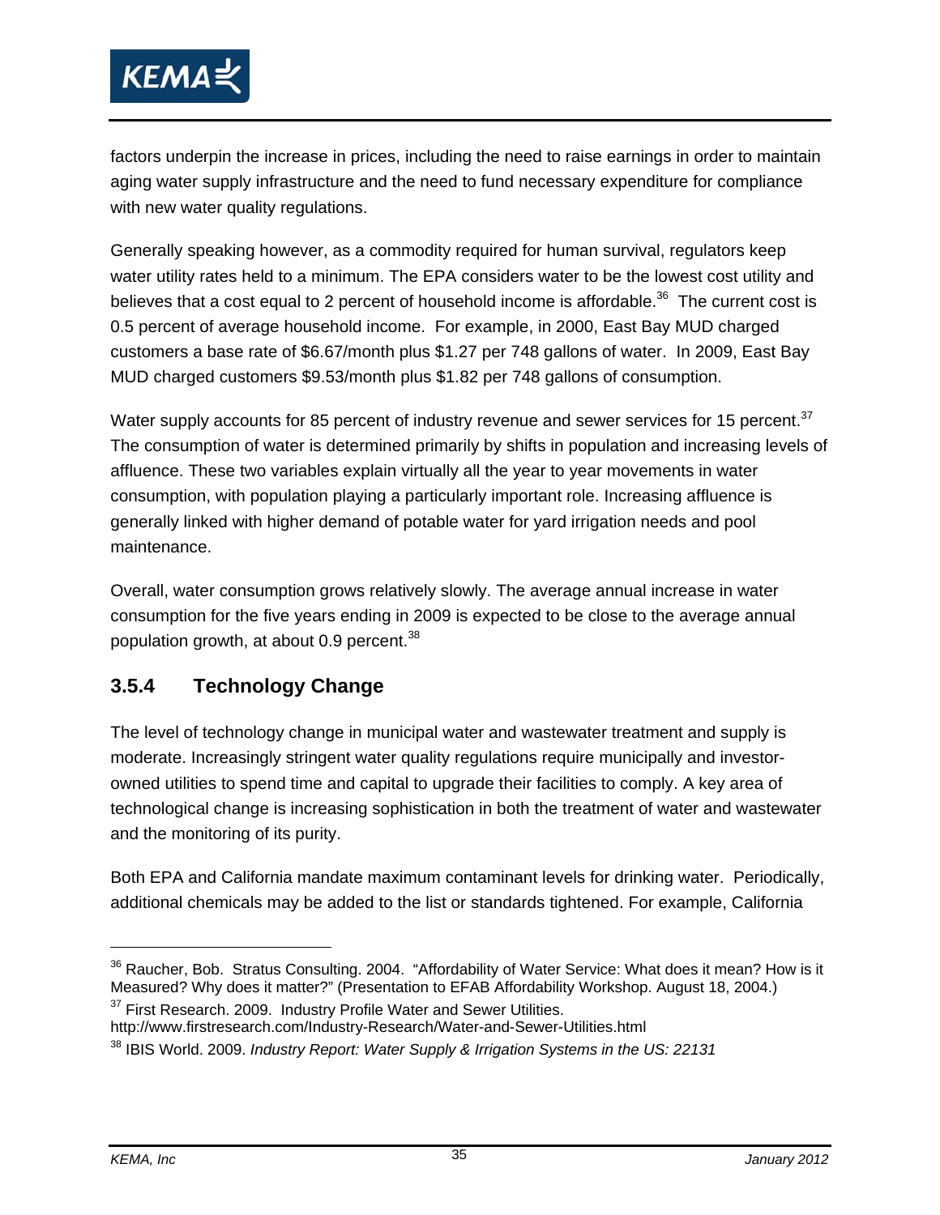factors underpin the increase in prices, including the need to raise earnings in order to maintain aging water supply infrastructure and the need to fund necessary expenditure for compliance with new water quality regulations.

Generally speaking however, as a commodity required for human survival, regulators keep water utility rates held to a minimum. The EPA considers water to be the lowest cost utility and believes that a cost equal to 2 percent of household income is affordable.[36] The current cost is 0.5 percent of average household income. For example, in 2000, East Bay MUD charged customers a base rate of $6.67/month plus $1.27 per 748 gallons of water. In 2009, East Bay MUD charged customers $9.53/month plus $1.82 per 748 gallons of consumption.

Water supply accounts for 85 percent of industry revenue and sewer services for 15 percent.[37] The consumption of water is determined primarily by shifts in population and increasing levels of affluence. These two variables explain virtually all the year to year movements in water consumption, with population playing a particularly important role. Increasing affluence is generally linked with higher demand of potable water for yard irrigation needs and pool maintenance.

Overall, water consumption grows relatively slowly. The average annual increase in water consumption for the five years ending in 2009 is expected to be close to the average annual population growth, at about 0.9 percent.[38]

### 3.5.4 Technology Change

The level of technology change in municipal water and wastewater treatment and supply is moderate. Increasingly stringent water quality regulations require municipally and investor-owned utilities to spend time and capital to upgrade their facilities to comply. A key area of technological change is increasing sophistication in both the treatment of water and wastewater and the monitoring of its purity.

Both EPA and California mandate maximum contaminant levels for drinking water. Periodically, additional chemicals may be added to the list or standards tightened. For example, California

---

[36] Raucher, Bob. Stratus Consulting. 2004. "Affordability of Water Service: What does it mean? How is it Measured? Why does it matter?" (Presentation to EFAB Affordability Workshop. August 18, 2004.)

[37] First Research. 2009. Industry Profile Water and Sewer Utilities. http://www.firstresearch.com/Industry-Research/Water-and-Sewer-Utilities.html

[38] IBIS World. 2009. *Industry Report: Water Supply & Irrigation Systems in the US: 22131*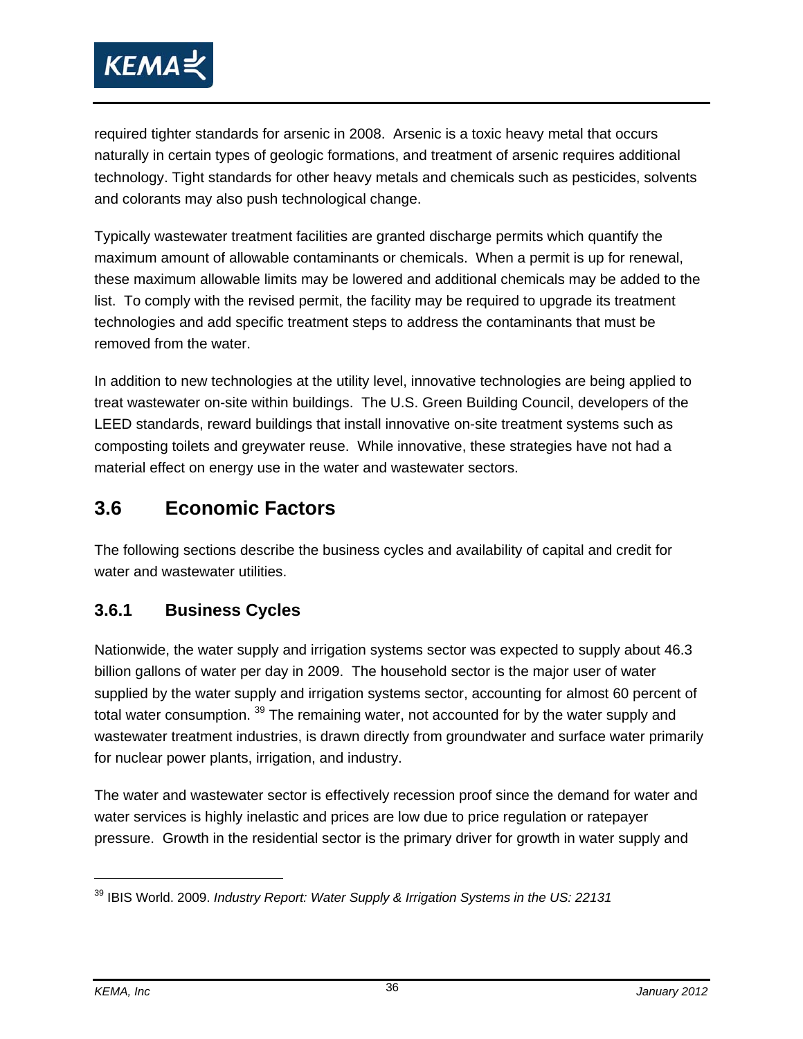required tighter standards for arsenic in 2008. Arsenic is a toxic heavy metal that occurs naturally in certain types of geologic formations, and treatment of arsenic requires additional technology. Tight standards for other heavy metals and chemicals such as pesticides, solvents and colorants may also push technological change.

Typically wastewater treatment facilities are granted discharge permits which quantify the maximum amount of allowable contaminants or chemicals. When a permit is up for renewal, these maximum allowable limits may be lowered and additional chemicals may be added to the list. To comply with the revised permit, the facility may be required to upgrade its treatment technologies and add specific treatment steps to address the contaminants that must be removed from the water.

In addition to new technologies at the utility level, innovative technologies are being applied to treat wastewater on-site within buildings. The U.S. Green Building Council, developers of the LEED standards, reward buildings that install innovative on-site treatment systems such as composting toilets and greywater reuse. While innovative, these strategies have not had a material effect on energy use in the water and wastewater sectors.

## 3.6 Economic Factors

The following sections describe the business cycles and availability of capital and credit for water and wastewater utilities.

### 3.6.1 Business Cycles

Nationwide, the water supply and irrigation systems sector was expected to supply about 46.3 billion gallons of water per day in 2009. The household sector is the major user of water supplied by the water supply and irrigation systems sector, accounting for almost 60 percent of total water consumption. [39] The remaining water, not accounted for by the water supply and wastewater treatment industries, is drawn directly from groundwater and surface water primarily for nuclear power plants, irrigation, and industry.

The water and wastewater sector is effectively recession proof since the demand for water and water services is highly inelastic and prices are low due to price regulation or ratepayer pressure. Growth in the residential sector is the primary driver for growth in water supply and

[39] IBIS World. 2009. *Industry Report: Water Supply & Irrigation Systems in the US: 22131*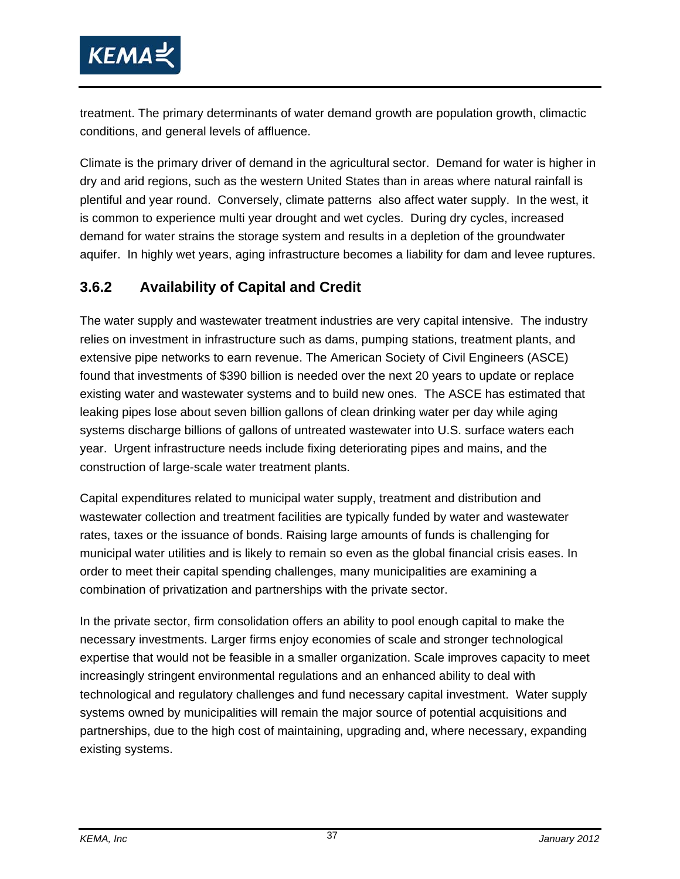treatment. The primary determinants of water demand growth are population growth, climactic conditions, and general levels of affluence.

Climate is the primary driver of demand in the agricultural sector. Demand for water is higher in dry and arid regions, such as the western United States than in areas where natural rainfall is plentiful and year round. Conversely, climate patterns also affect water supply. In the west, it is common to experience multi year drought and wet cycles. During dry cycles, increased demand for water strains the storage system and results in a depletion of the groundwater aquifer. In highly wet years, aging infrastructure becomes a liability for dam and levee ruptures.

### 3.6.2 Availability of Capital and Credit

The water supply and wastewater treatment industries are very capital intensive. The industry relies on investment in infrastructure such as dams, pumping stations, treatment plants, and extensive pipe networks to earn revenue. The American Society of Civil Engineers (ASCE) found that investments of $390 billion is needed over the next 20 years to update or replace existing water and wastewater systems and to build new ones. The ASCE has estimated that leaking pipes lose about seven billion gallons of clean drinking water per day while aging systems discharge billions of gallons of untreated wastewater into U.S. surface waters each year. Urgent infrastructure needs include fixing deteriorating pipes and mains, and the construction of large-scale water treatment plants.

Capital expenditures related to municipal water supply, treatment and distribution and wastewater collection and treatment facilities are typically funded by water and wastewater rates, taxes or the issuance of bonds. Raising large amounts of funds is challenging for municipal water utilities and is likely to remain so even as the global financial crisis eases. In order to meet their capital spending challenges, many municipalities are examining a combination of privatization and partnerships with the private sector.

In the private sector, firm consolidation offers an ability to pool enough capital to make the necessary investments. Larger firms enjoy economies of scale and stronger technological expertise that would not be feasible in a smaller organization. Scale improves capacity to meet increasingly stringent environmental regulations and an enhanced ability to deal with technological and regulatory challenges and fund necessary capital investment. Water supply systems owned by municipalities will remain the major source of potential acquisitions and partnerships, due to the high cost of maintaining, upgrading and, where necessary, expanding existing systems.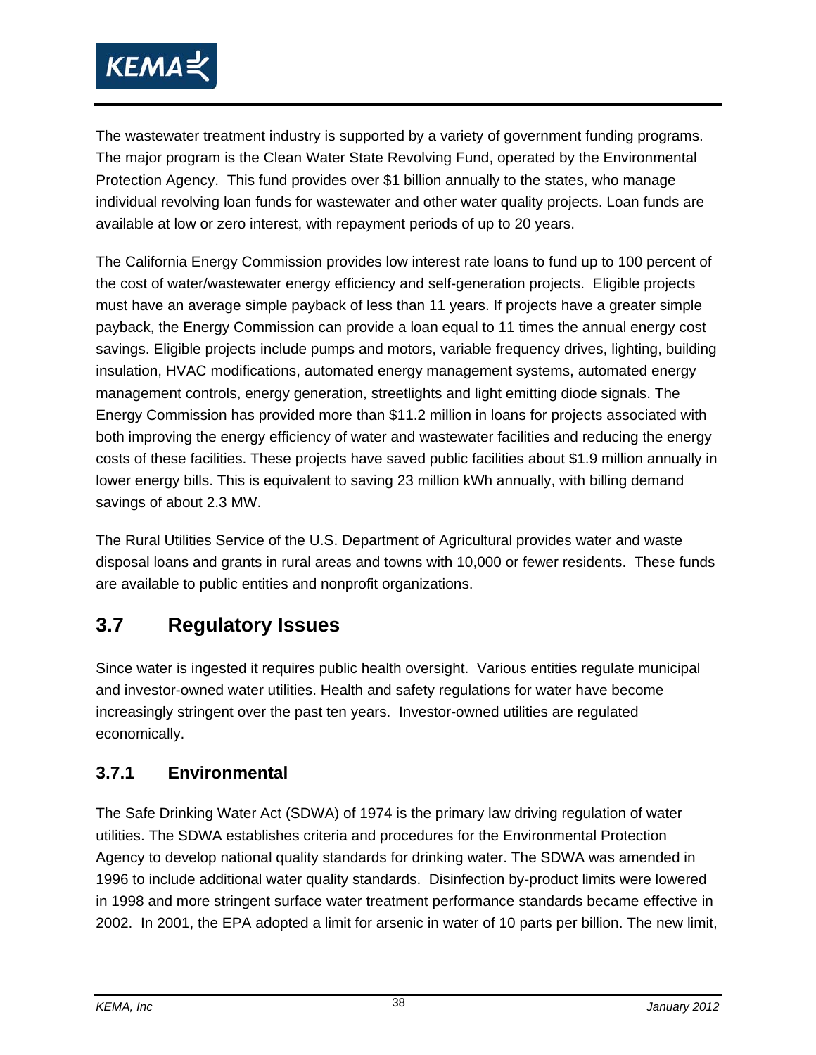The wastewater treatment industry is supported by a variety of government funding programs. The major program is the Clean Water State Revolving Fund, operated by the Environmental Protection Agency. This fund provides over $1 billion annually to the states, who manage individual revolving loan funds for wastewater and other water quality projects. Loan funds are available at low or zero interest, with repayment periods of up to 20 years.

The California Energy Commission provides low interest rate loans to fund up to 100 percent of the cost of water/wastewater energy efficiency and self-generation projects. Eligible projects must have an average simple payback of less than 11 years. If projects have a greater simple payback, the Energy Commission can provide a loan equal to 11 times the annual energy cost savings. Eligible projects include pumps and motors, variable frequency drives, lighting, building insulation, HVAC modifications, automated energy management systems, automated energy management controls, energy generation, streetlights and light emitting diode signals. The Energy Commission has provided more than $11.2 million in loans for projects associated with both improving the energy efficiency of water and wastewater facilities and reducing the energy costs of these facilities. These projects have saved public facilities about $1.9 million annually in lower energy bills. This is equivalent to saving 23 million kWh annually, with billing demand savings of about 2.3 MW.

The Rural Utilities Service of the U.S. Department of Agricultural provides water and waste disposal loans and grants in rural areas and towns with 10,000 or fewer residents. These funds are available to public entities and nonprofit organizations.

## 3.7 Regulatory Issues

Since water is ingested it requires public health oversight. Various entities regulate municipal and investor-owned water utilities. Health and safety regulations for water have become increasingly stringent over the past ten years. Investor-owned utilities are regulated economically.

### 3.7.1 Environmental

The Safe Drinking Water Act (SDWA) of 1974 is the primary law driving regulation of water utilities. The SDWA establishes criteria and procedures for the Environmental Protection Agency to develop national quality standards for drinking water. The SDWA was amended in 1996 to include additional water quality standards. Disinfection by-product limits were lowered in 1998 and more stringent surface water treatment performance standards became effective in 2002. In 2001, the EPA adopted a limit for arsenic in water of 10 parts per billion. The new limit,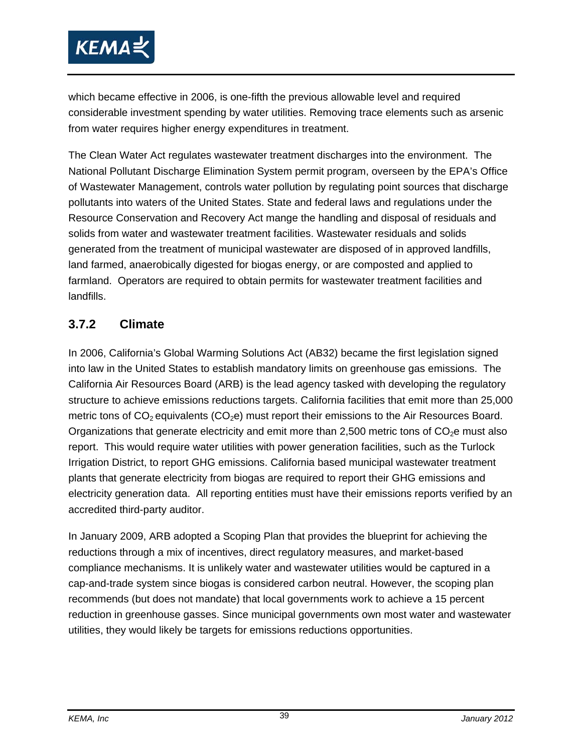which became effective in 2006, is one-fifth the previous allowable level and required considerable investment spending by water utilities. Removing trace elements such as arsenic from water requires higher energy expenditures in treatment.

The Clean Water Act regulates wastewater treatment discharges into the environment. The National Pollutant Discharge Elimination System permit program, overseen by the EPA's Office of Wastewater Management, controls water pollution by regulating point sources that discharge pollutants into waters of the United States. State and federal laws and regulations under the Resource Conservation and Recovery Act mange the handling and disposal of residuals and solids from water and wastewater treatment facilities. Wastewater residuals and solids generated from the treatment of municipal wastewater are disposed of in approved landfills, land farmed, anaerobically digested for biogas energy, or are composted and applied to farmland. Operators are required to obtain permits for wastewater treatment facilities and landfills.

### 3.7.2 Climate

In 2006, California's Global Warming Solutions Act (AB32) became the first legislation signed into law in the United States to establish mandatory limits on greenhouse gas emissions. The California Air Resources Board (ARB) is the lead agency tasked with developing the regulatory structure to achieve emissions reductions targets. California facilities that emit more than 25,000 metric tons of $CO_2$ equivalents ($CO_2e$) must report their emissions to the Air Resources Board. Organizations that generate electricity and emit more than 2,500 metric tons of $CO_2e$ must also report. This would require water utilities with power generation facilities, such as the Turlock Irrigation District, to report GHG emissions. California based municipal wastewater treatment plants that generate electricity from biogas are required to report their GHG emissions and electricity generation data. All reporting entities must have their emissions reports verified by an accredited third-party auditor.

In January 2009, ARB adopted a Scoping Plan that provides the blueprint for achieving the reductions through a mix of incentives, direct regulatory measures, and market-based compliance mechanisms. It is unlikely water and wastewater utilities would be captured in a cap-and-trade system since biogas is considered carbon neutral. However, the scoping plan recommends (but does not mandate) that local governments work to achieve a 15 percent reduction in greenhouse gasses. Since municipal governments own most water and wastewater utilities, they would likely be targets for emissions reductions opportunities.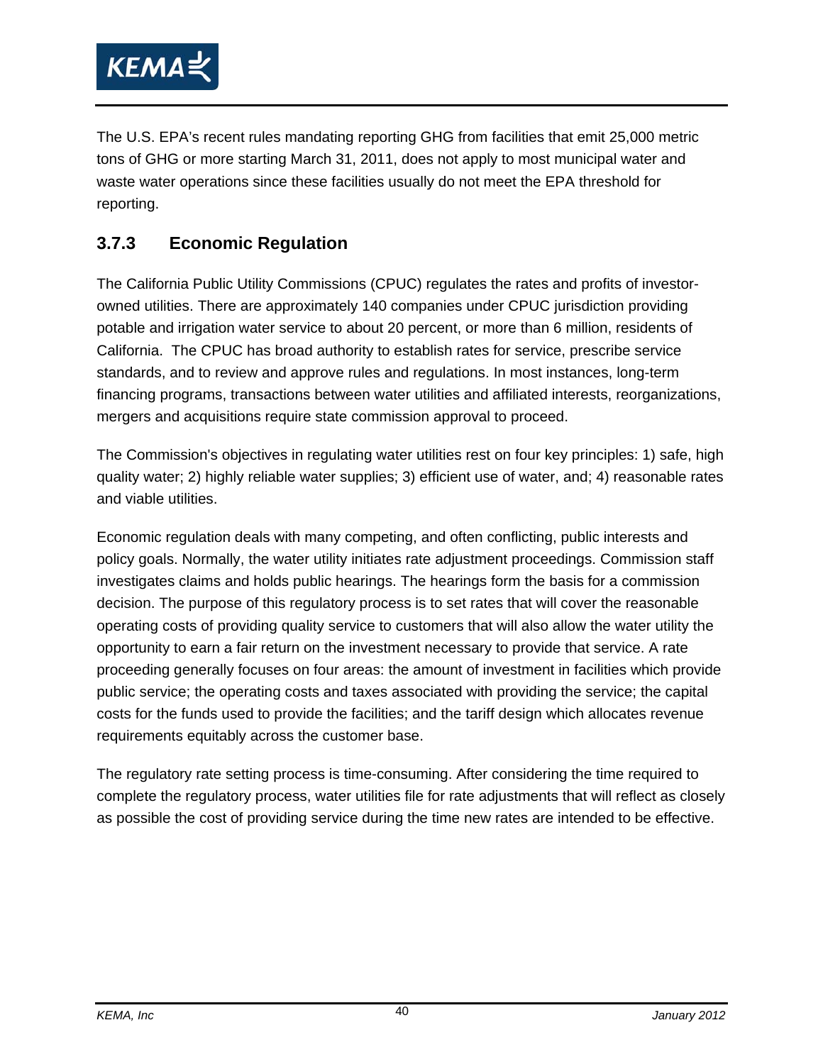The U.S. EPA's recent rules mandating reporting GHG from facilities that emit 25,000 metric tons of GHG or more starting March 31, 2011, does not apply to most municipal water and waste water operations since these facilities usually do not meet the EPA threshold for reporting.

### 3.7.3 Economic Regulation

The California Public Utility Commissions (CPUC) regulates the rates and profits of investor-owned utilities. There are approximately 140 companies under CPUC jurisdiction providing potable and irrigation water service to about 20 percent, or more than 6 million, residents of California. The CPUC has broad authority to establish rates for service, prescribe service standards, and to review and approve rules and regulations. In most instances, long-term financing programs, transactions between water utilities and affiliated interests, reorganizations, mergers and acquisitions require state commission approval to proceed.

The Commission's objectives in regulating water utilities rest on four key principles: 1) safe, high quality water; 2) highly reliable water supplies; 3) efficient use of water, and; 4) reasonable rates and viable utilities.

Economic regulation deals with many competing, and often conflicting, public interests and policy goals. Normally, the water utility initiates rate adjustment proceedings. Commission staff investigates claims and holds public hearings. The hearings form the basis for a commission decision. The purpose of this regulatory process is to set rates that will cover the reasonable operating costs of providing quality service to customers that will also allow the water utility the opportunity to earn a fair return on the investment necessary to provide that service. A rate proceeding generally focuses on four areas: the amount of investment in facilities which provide public service; the operating costs and taxes associated with providing the service; the capital costs for the funds used to provide the facilities; and the tariff design which allocates revenue requirements equitably across the customer base.

The regulatory rate setting process is time-consuming. After considering the time required to complete the regulatory process, water utilities file for rate adjustments that will reflect as closely as possible the cost of providing service during the time new rates are intended to be effective.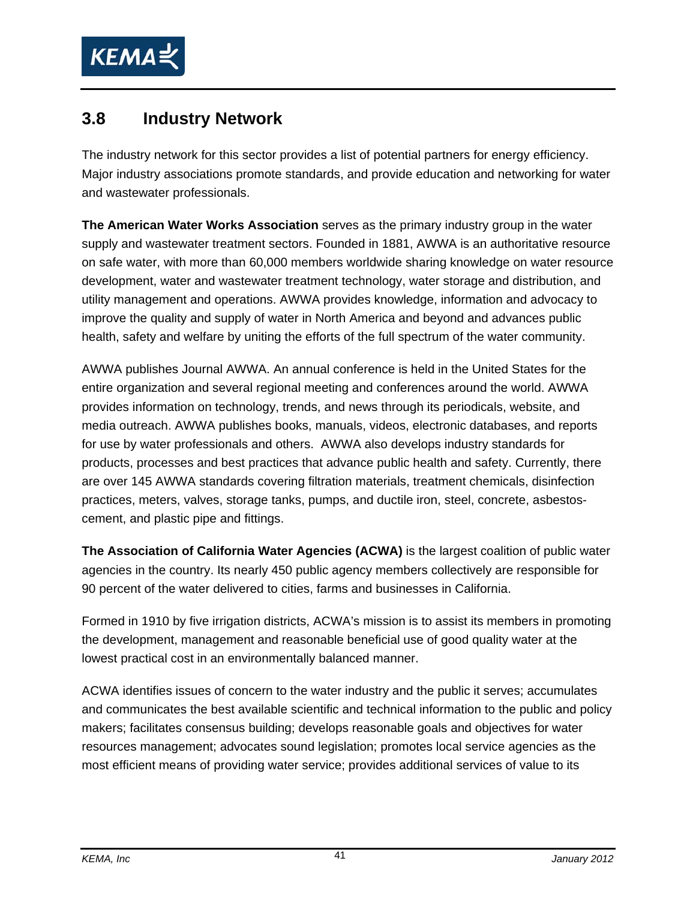## 3.8 Industry Network

The industry network for this sector provides a list of potential partners for energy efficiency. Major industry associations promote standards, and provide education and networking for water and wastewater professionals.

**The American Water Works Association** serves as the primary industry group in the water supply and wastewater treatment sectors. Founded in 1881, AWWA is an authoritative resource on safe water, with more than 60,000 members worldwide sharing knowledge on water resource development, water and wastewater treatment technology, water storage and distribution, and utility management and operations. AWWA provides knowledge, information and advocacy to improve the quality and supply of water in North America and beyond and advances public health, safety and welfare by uniting the efforts of the full spectrum of the water community.

AWWA publishes Journal AWWA. An annual conference is held in the United States for the entire organization and several regional meeting and conferences around the world. AWWA provides information on technology, trends, and news through its periodicals, website, and media outreach. AWWA publishes books, manuals, videos, electronic databases, and reports for use by water professionals and others. AWWA also develops industry standards for products, processes and best practices that advance public health and safety. Currently, there are over 145 AWWA standards covering filtration materials, treatment chemicals, disinfection practices, meters, valves, storage tanks, pumps, and ductile iron, steel, concrete, asbestos-cement, and plastic pipe and fittings.

**The Association of California Water Agencies (ACWA)** is the largest coalition of public water agencies in the country. Its nearly 450 public agency members collectively are responsible for 90 percent of the water delivered to cities, farms and businesses in California.

Formed in 1910 by five irrigation districts, ACWA's mission is to assist its members in promoting the development, management and reasonable beneficial use of good quality water at the lowest practical cost in an environmentally balanced manner.

ACWA identifies issues of concern to the water industry and the public it serves; accumulates and communicates the best available scientific and technical information to the public and policy makers; facilitates consensus building; develops reasonable goals and objectives for water resources management; advocates sound legislation; promotes local service agencies as the most efficient means of providing water service; provides additional services of value to its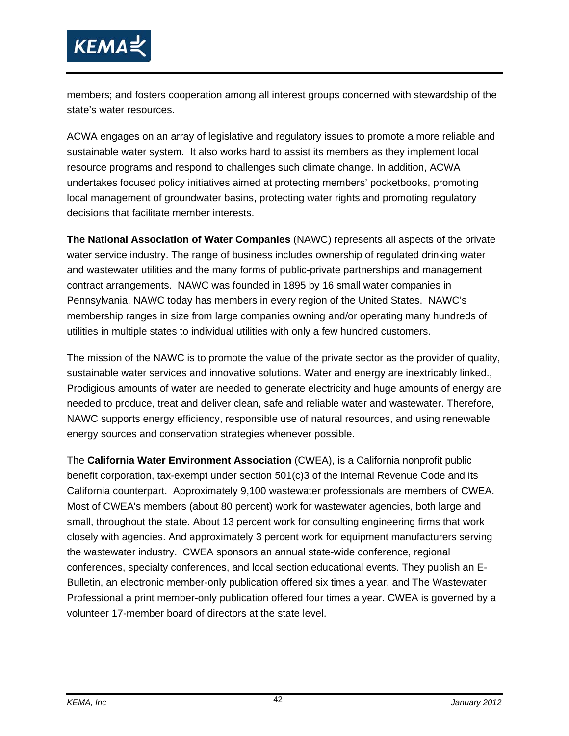members; and fosters cooperation among all interest groups concerned with stewardship of the state's water resources.

ACWA engages on an array of legislative and regulatory issues to promote a more reliable and sustainable water system. It also works hard to assist its members as they implement local resource programs and respond to challenges such climate change. In addition, ACWA undertakes focused policy initiatives aimed at protecting members' pocketbooks, promoting local management of groundwater basins, protecting water rights and promoting regulatory decisions that facilitate member interests.

**The National Association of Water Companies** (NAWC) represents all aspects of the private water service industry. The range of business includes ownership of regulated drinking water and wastewater utilities and the many forms of public-private partnerships and management contract arrangements. NAWC was founded in 1895 by 16 small water companies in Pennsylvania, NAWC today has members in every region of the United States. NAWC's membership ranges in size from large companies owning and/or operating many hundreds of utilities in multiple states to individual utilities with only a few hundred customers.

The mission of the NAWC is to promote the value of the private sector as the provider of quality, sustainable water services and innovative solutions. Water and energy are inextricably linked., Prodigious amounts of water are needed to generate electricity and huge amounts of energy are needed to produce, treat and deliver clean, safe and reliable water and wastewater. Therefore, NAWC supports energy efficiency, responsible use of natural resources, and using renewable energy sources and conservation strategies whenever possible.

The **California Water Environment Association** (CWEA), is a California nonprofit public benefit corporation, tax-exempt under section 501(c)3 of the internal Revenue Code and its California counterpart. Approximately 9,100 wastewater professionals are members of CWEA. Most of CWEA's members (about 80 percent) work for wastewater agencies, both large and small, throughout the state. About 13 percent work for consulting engineering firms that work closely with agencies. And approximately 3 percent work for equipment manufacturers serving the wastewater industry. CWEA sponsors an annual state-wide conference, regional conferences, specialty conferences, and local section educational events. They publish an E-Bulletin, an electronic member-only publication offered six times a year, and The Wastewater Professional a print member-only publication offered four times a year. CWEA is governed by a volunteer 17-member board of directors at the state level.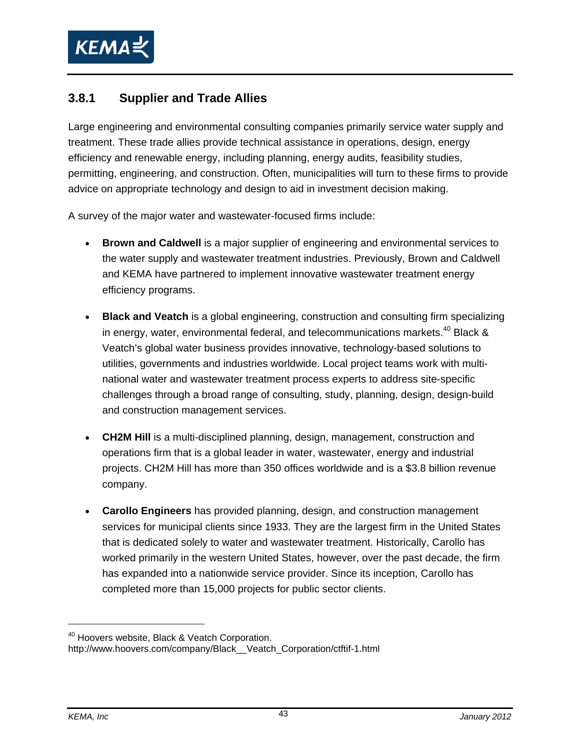### 3.8.1 Supplier and Trade Allies

Large engineering and environmental consulting companies primarily service water supply and treatment. These trade allies provide technical assistance in operations, design, energy efficiency and renewable energy, including planning, energy audits, feasibility studies, permitting, engineering, and construction. Often, municipalities will turn to these firms to provide advice on appropriate technology and design to aid in investment decision making.

A survey of the major water and wastewater-focused firms include:

- **Brown and Caldwell** is a major supplier of engineering and environmental services to the water supply and wastewater treatment industries. Previously, Brown and Caldwell and KEMA have partnered to implement innovative wastewater treatment energy efficiency programs.
- **Black and Veatch** is a global engineering, construction and consulting firm specializing in energy, water, environmental federal, and telecommunications markets.[40] Black & Veatch's global water business provides innovative, technology-based solutions to utilities, governments and industries worldwide. Local project teams work with multi-national water and wastewater treatment process experts to address site-specific challenges through a broad range of consulting, study, planning, design, design-build and construction management services.
- **CH2M Hill** is a multi-disciplined planning, design, management, construction and operations firm that is a global leader in water, wastewater, energy and industrial projects. CH2M Hill has more than 350 offices worldwide and is a $3.8 billion revenue company.
- **Carollo Engineers** has provided planning, design, and construction management services for municipal clients since 1933. They are the largest firm in the United States that is dedicated solely to water and wastewater treatment. Historically, Carollo has worked primarily in the western United States, however, over the past decade, the firm has expanded into a nationwide service provider. Since its inception, Carollo has completed more than 15,000 projects for public sector clients.

[40] Hoovers website, Black & Veatch Corporation. http://www.hoovers.com/company/Black__Veatch_Corporation/ctftif-1.html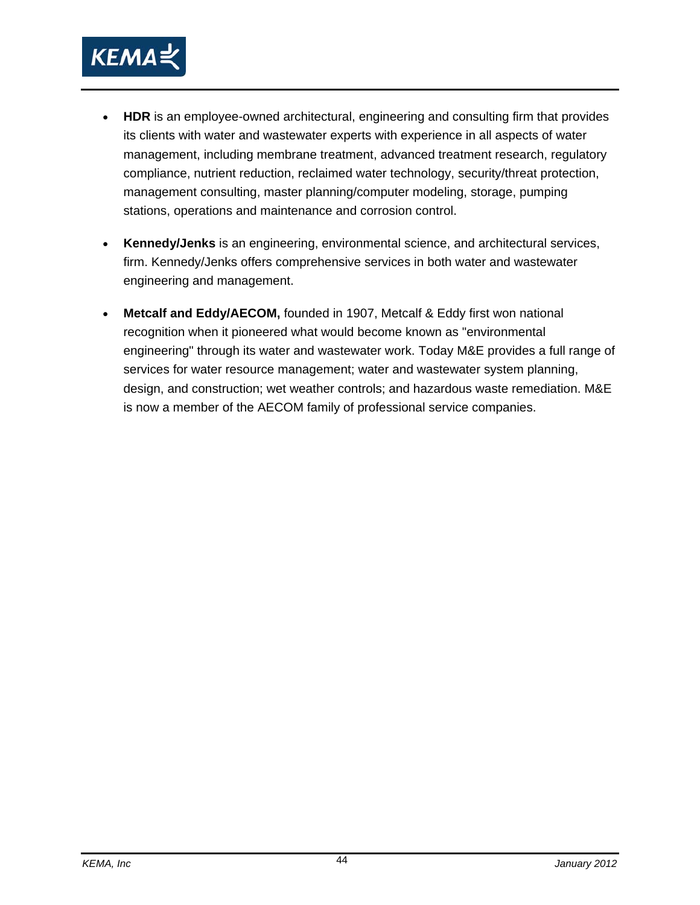- **HDR** is an employee-owned architectural, engineering and consulting firm that provides its clients with water and wastewater experts with experience in all aspects of water management, including membrane treatment, advanced treatment research, regulatory compliance, nutrient reduction, reclaimed water technology, security/threat protection, management consulting, master planning/computer modeling, storage, pumping stations, operations and maintenance and corrosion control.

- **Kennedy/Jenks** is an engineering, environmental science, and architectural services, firm. Kennedy/Jenks offers comprehensive services in both water and wastewater engineering and management.

- **Metcalf and Eddy/AECOM,** founded in 1907, Metcalf & Eddy first won national recognition when it pioneered what would become known as "environmental engineering" through its water and wastewater work. Today M&E provides a full range of services for water resource management; water and wastewater system planning, design, and construction; wet weather controls; and hazardous waste remediation. M&E is now a member of the AECOM family of professional service companies.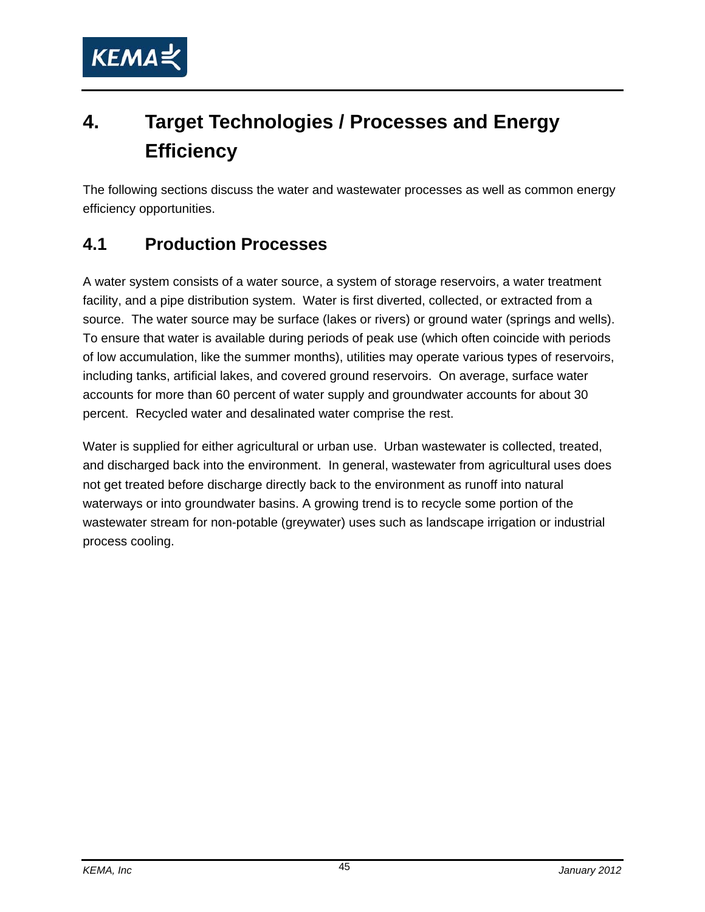# 4. Target Technologies / Processes and Energy Efficiency

The following sections discuss the water and wastewater processes as well as common energy efficiency opportunities.

## 4.1 Production Processes

A water system consists of a water source, a system of storage reservoirs, a water treatment facility, and a pipe distribution system. Water is first diverted, collected, or extracted from a source. The water source may be surface (lakes or rivers) or ground water (springs and wells). To ensure that water is available during periods of peak use (which often coincide with periods of low accumulation, like the summer months), utilities may operate various types of reservoirs, including tanks, artificial lakes, and covered ground reservoirs. On average, surface water accounts for more than 60 percent of water supply and groundwater accounts for about 30 percent. Recycled water and desalinated water comprise the rest.

Water is supplied for either agricultural or urban use. Urban wastewater is collected, treated, and discharged back into the environment. In general, wastewater from agricultural uses does not get treated before discharge directly back to the environment as runoff into natural waterways or into groundwater basins. A growing trend is to recycle some portion of the wastewater stream for non-potable (greywater) uses such as landscape irrigation or industrial process cooling.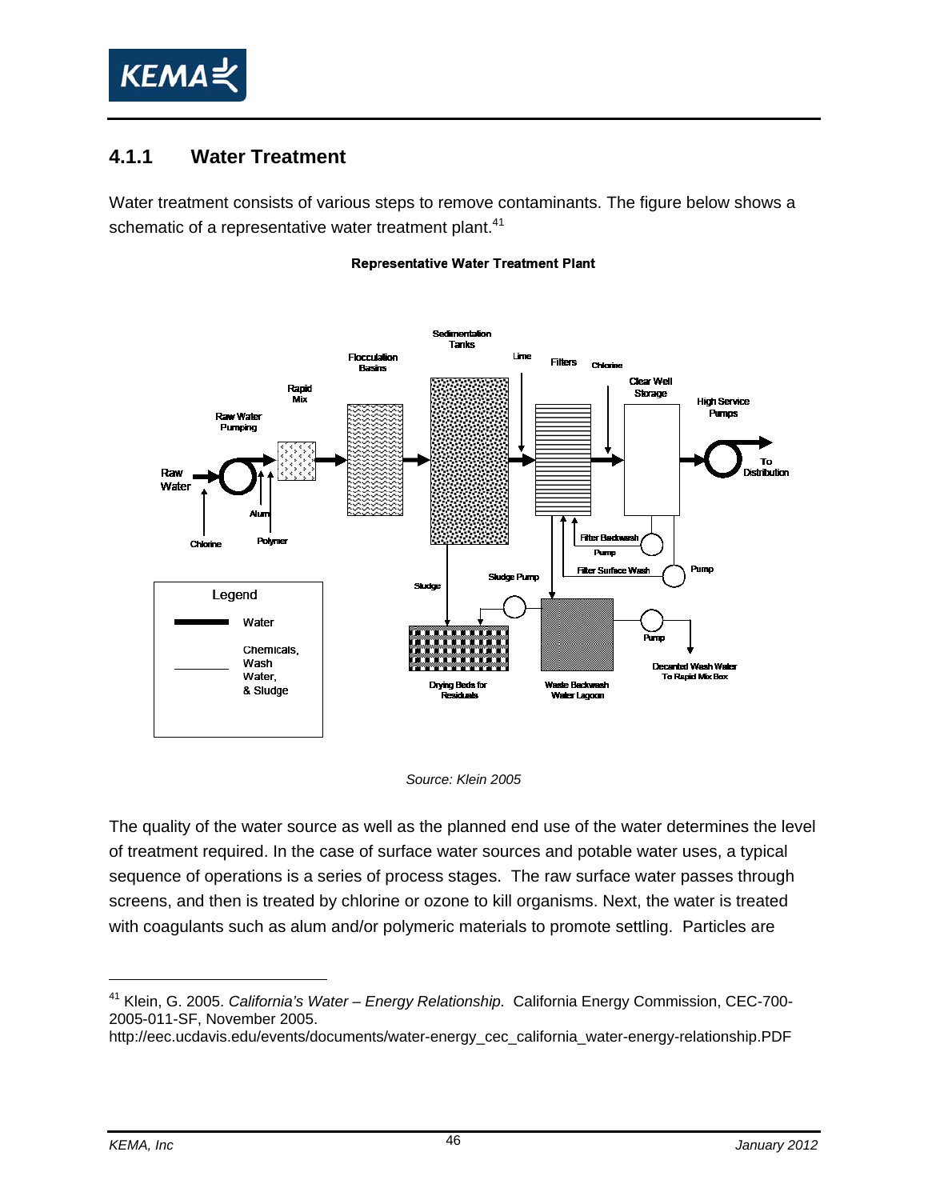### 4.1.1 Water Treatment

Water treatment consists of various steps to remove contaminants. The figure below shows a schematic of a representative water treatment plant.[41]

**Representative Water Treatment Plant**

Source: Klein 2005

The quality of the water source as well as the planned end use of the water determines the level of treatment required. In the case of surface water sources and potable water uses, a typical sequence of operations is a series of process stages. The raw surface water passes through screens, and then is treated by chlorine or ozone to kill organisms. Next, the water is treated with coagulants such as alum and/or polymeric materials to promote settling. Particles are

---

[41] Klein, G. 2005. *California's Water – Energy Relationship.* California Energy Commission, CEC-700-2005-011-SF, November 2005.
http://eec.ucdavis.edu/events/documents/water-energy_cec_california_water-energy-relationship.PDF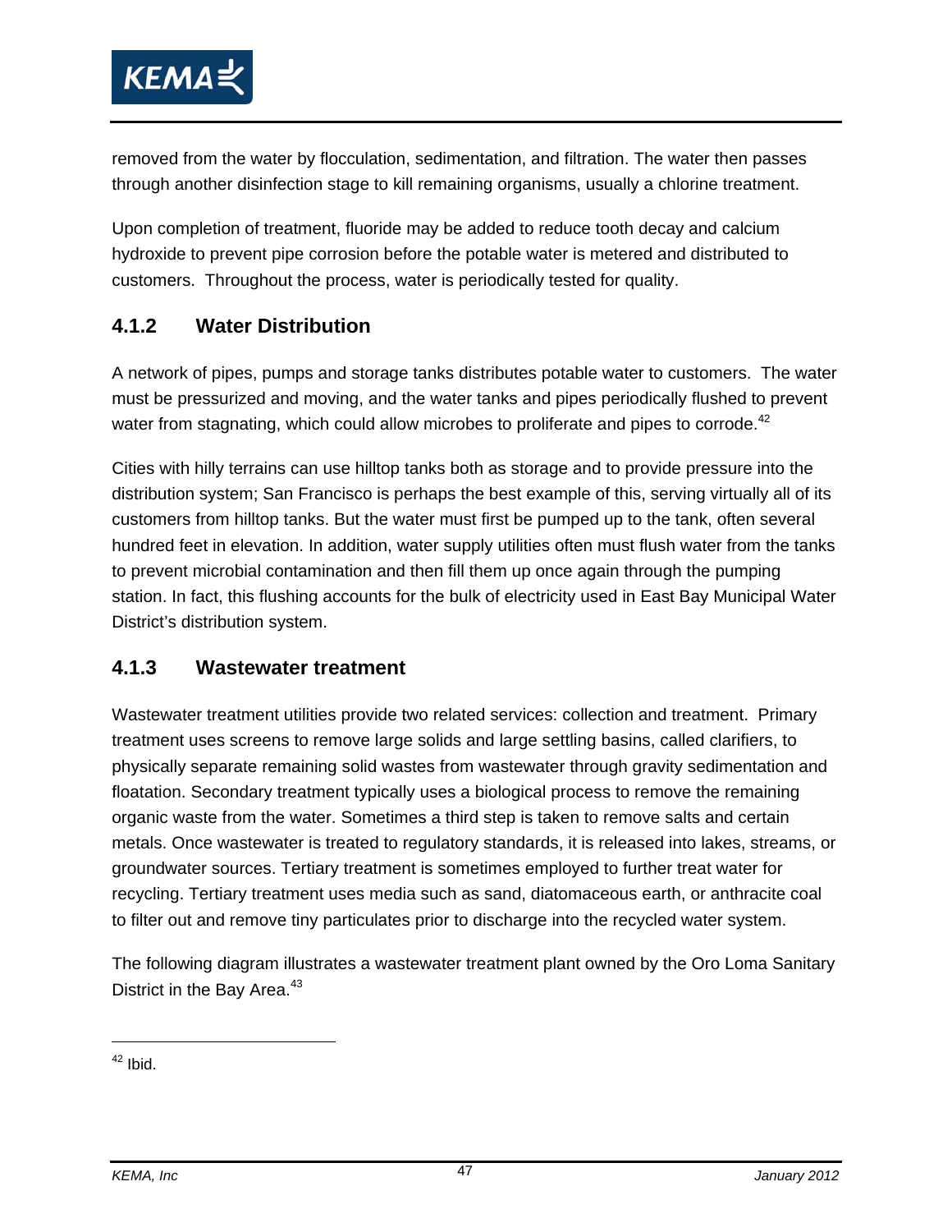removed from the water by flocculation, sedimentation, and filtration. The water then passes through another disinfection stage to kill remaining organisms, usually a chlorine treatment.

Upon completion of treatment, fluoride may be added to reduce tooth decay and calcium hydroxide to prevent pipe corrosion before the potable water is metered and distributed to customers. Throughout the process, water is periodically tested for quality.

### 4.1.2 Water Distribution

A network of pipes, pumps and storage tanks distributes potable water to customers. The water must be pressurized and moving, and the water tanks and pipes periodically flushed to prevent water from stagnating, which could allow microbes to proliferate and pipes to corrode.[42]

Cities with hilly terrains can use hilltop tanks both as storage and to provide pressure into the distribution system; San Francisco is perhaps the best example of this, serving virtually all of its customers from hilltop tanks. But the water must first be pumped up to the tank, often several hundred feet in elevation. In addition, water supply utilities often must flush water from the tanks to prevent microbial contamination and then fill them up once again through the pumping station. In fact, this flushing accounts for the bulk of electricity used in East Bay Municipal Water District's distribution system.

### 4.1.3 Wastewater treatment

Wastewater treatment utilities provide two related services: collection and treatment. Primary treatment uses screens to remove large solids and large settling basins, called clarifiers, to physically separate remaining solid wastes from wastewater through gravity sedimentation and floatation. Secondary treatment typically uses a biological process to remove the remaining organic waste from the water. Sometimes a third step is taken to remove salts and certain metals. Once wastewater is treated to regulatory standards, it is released into lakes, streams, or groundwater sources. Tertiary treatment is sometimes employed to further treat water for recycling. Tertiary treatment uses media such as sand, diatomaceous earth, or anthracite coal to filter out and remove tiny particulates prior to discharge into the recycled water system.

The following diagram illustrates a wastewater treatment plant owned by the Oro Loma Sanitary District in the Bay Area.[43]

---

[42] Ibid.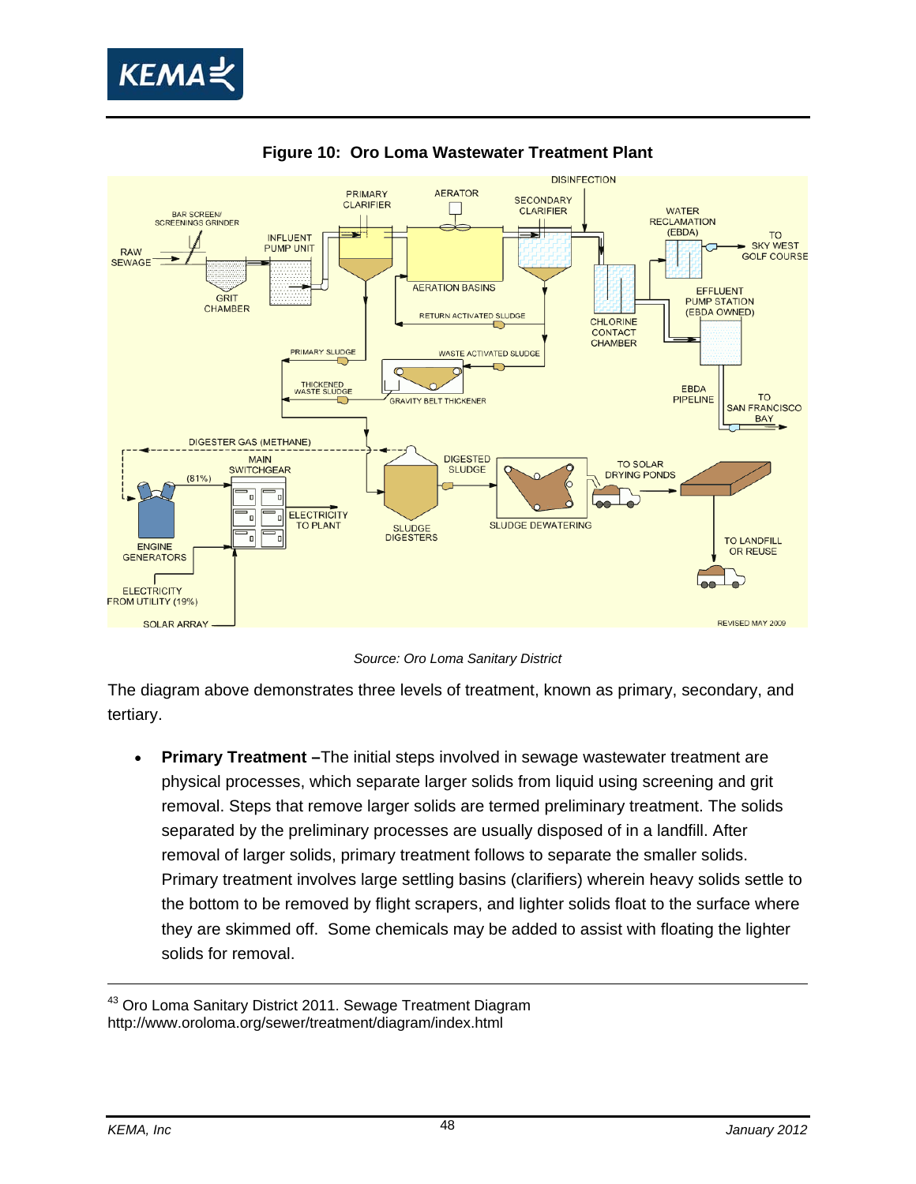**Figure 10: Oro Loma Wastewater Treatment Plant**

*Source: Oro Loma Sanitary District*

The diagram above demonstrates three levels of treatment, known as primary, secondary, and tertiary.

- **Primary Treatment –**The initial steps involved in sewage wastewater treatment are physical processes, which separate larger solids from liquid using screening and grit removal. Steps that remove larger solids are termed preliminary treatment. The solids separated by the preliminary processes are usually disposed of in a landfill. After removal of larger solids, primary treatment follows to separate the smaller solids. Primary treatment involves large settling basins (clarifiers) wherein heavy solids settle to the bottom to be removed by flight scrapers, and lighter solids float to the surface where they are skimmed off. Some chemicals may be added to assist with floating the lighter solids for removal.

---

[43] Oro Loma Sanitary District 2011. Sewage Treatment Diagram http://www.oroloma.org/sewer/treatment/diagram/index.html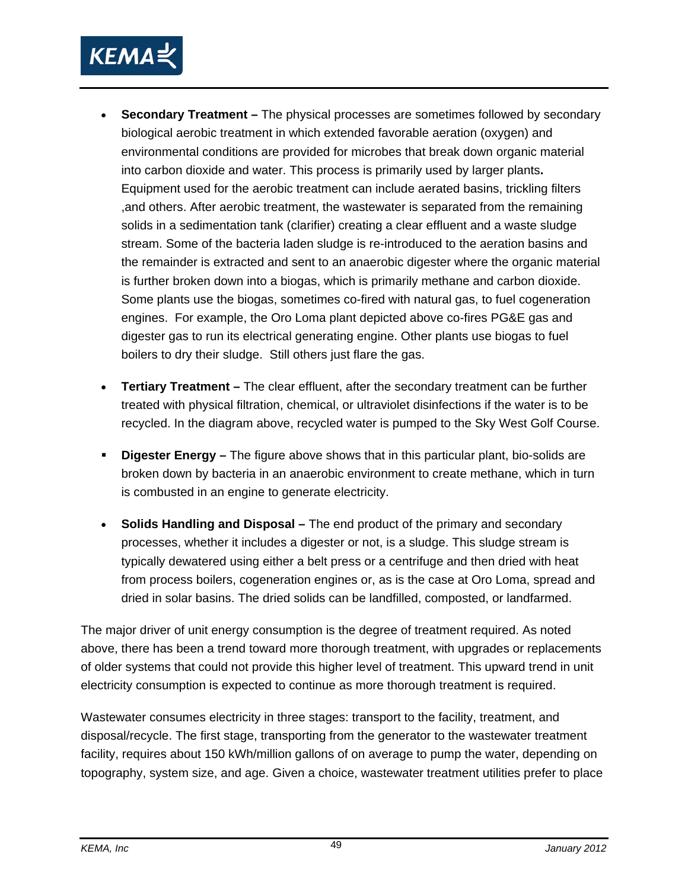- **Secondary Treatment –** The physical processes are sometimes followed by secondary biological aerobic treatment in which extended favorable aeration (oxygen) and environmental conditions are provided for microbes that break down organic material into carbon dioxide and water. This process is primarily used by larger plants**.** Equipment used for the aerobic treatment can include aerated basins, trickling filters ,and others. After aerobic treatment, the wastewater is separated from the remaining solids in a sedimentation tank (clarifier) creating a clear effluent and a waste sludge stream. Some of the bacteria laden sludge is re-introduced to the aeration basins and the remainder is extracted and sent to an anaerobic digester where the organic material is further broken down into a biogas, which is primarily methane and carbon dioxide. Some plants use the biogas, sometimes co-fired with natural gas, to fuel cogeneration engines. For example, the Oro Loma plant depicted above co-fires PG&E gas and digester gas to run its electrical generating engine. Other plants use biogas to fuel boilers to dry their sludge. Still others just flare the gas.

- **Tertiary Treatment –** The clear effluent, after the secondary treatment can be further treated with physical filtration, chemical, or ultraviolet disinfections if the water is to be recycled. In the diagram above, recycled water is pumped to the Sky West Golf Course.

- **Digester Energy –** The figure above shows that in this particular plant, bio-solids are broken down by bacteria in an anaerobic environment to create methane, which in turn is combusted in an engine to generate electricity.

- **Solids Handling and Disposal –** The end product of the primary and secondary processes, whether it includes a digester or not, is a sludge. This sludge stream is typically dewatered using either a belt press or a centrifuge and then dried with heat from process boilers, cogeneration engines or, as is the case at Oro Loma, spread and dried in solar basins. The dried solids can be landfilled, composted, or landfarmed.

The major driver of unit energy consumption is the degree of treatment required. As noted above, there has been a trend toward more thorough treatment, with upgrades or replacements of older systems that could not provide this higher level of treatment. This upward trend in unit electricity consumption is expected to continue as more thorough treatment is required.

Wastewater consumes electricity in three stages: transport to the facility, treatment, and disposal/recycle. The first stage, transporting from the generator to the wastewater treatment facility, requires about 150 kWh/million gallons of on average to pump the water, depending on topography, system size, and age. Given a choice, wastewater treatment utilities prefer to place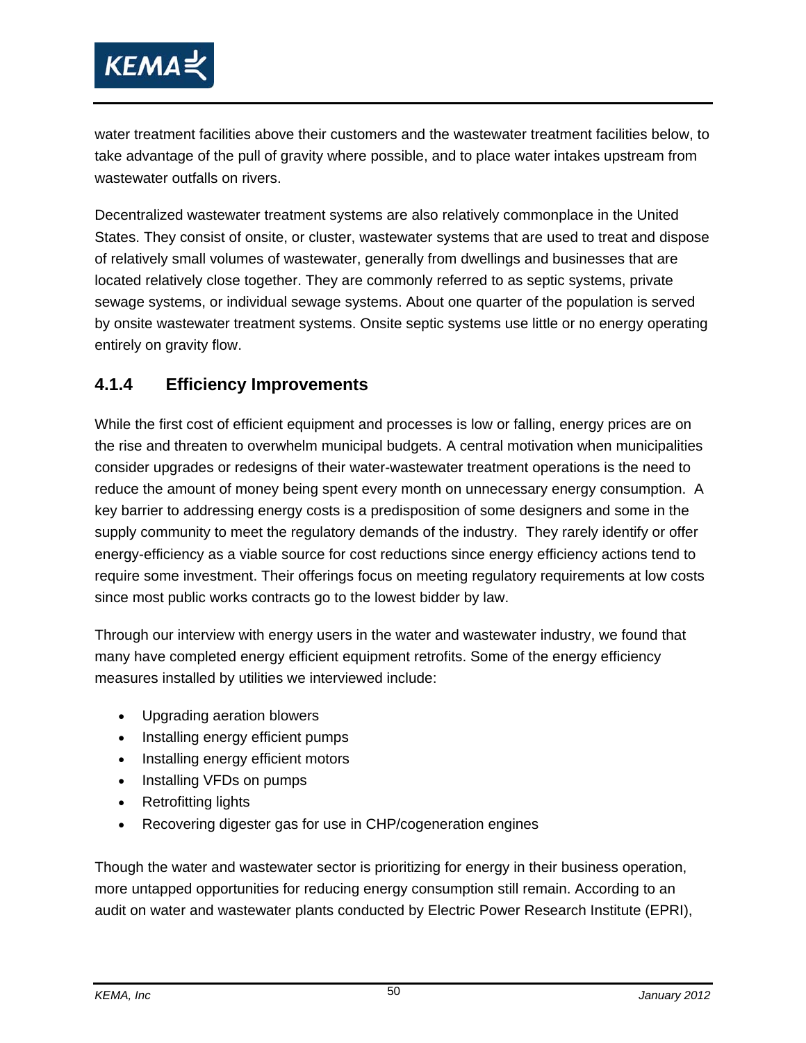water treatment facilities above their customers and the wastewater treatment facilities below, to take advantage of the pull of gravity where possible, and to place water intakes upstream from wastewater outfalls on rivers.

Decentralized wastewater treatment systems are also relatively commonplace in the United States. They consist of onsite, or cluster, wastewater systems that are used to treat and dispose of relatively small volumes of wastewater, generally from dwellings and businesses that are located relatively close together. They are commonly referred to as septic systems, private sewage systems, or individual sewage systems. About one quarter of the population is served by onsite wastewater treatment systems. Onsite septic systems use little or no energy operating entirely on gravity flow.

### 4.1.4 Efficiency Improvements

While the first cost of efficient equipment and processes is low or falling, energy prices are on the rise and threaten to overwhelm municipal budgets. A central motivation when municipalities consider upgrades or redesigns of their water-wastewater treatment operations is the need to reduce the amount of money being spent every month on unnecessary energy consumption. A key barrier to addressing energy costs is a predisposition of some designers and some in the supply community to meet the regulatory demands of the industry. They rarely identify or offer energy-efficiency as a viable source for cost reductions since energy efficiency actions tend to require some investment. Their offerings focus on meeting regulatory requirements at low costs since most public works contracts go to the lowest bidder by law.

Through our interview with energy users in the water and wastewater industry, we found that many have completed energy efficient equipment retrofits. Some of the energy efficiency measures installed by utilities we interviewed include:

- Upgrading aeration blowers
- Installing energy efficient pumps
- Installing energy efficient motors
- Installing VFDs on pumps
- Retrofitting lights
- Recovering digester gas for use in CHP/cogeneration engines

Though the water and wastewater sector is prioritizing for energy in their business operation, more untapped opportunities for reducing energy consumption still remain. According to an audit on water and wastewater plants conducted by Electric Power Research Institute (EPRI),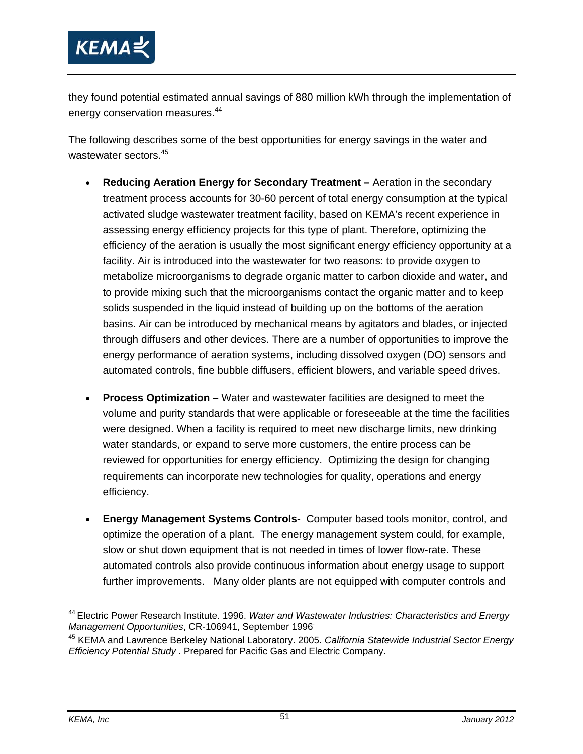they found potential estimated annual savings of 880 million kWh through the implementation of energy conservation measures.[44]

The following describes some of the best opportunities for energy savings in the water and wastewater sectors.[45]

- **Reducing Aeration Energy for Secondary Treatment –** Aeration in the secondary treatment process accounts for 30-60 percent of total energy consumption at the typical activated sludge wastewater treatment facility, based on KEMA's recent experience in assessing energy efficiency projects for this type of plant. Therefore, optimizing the efficiency of the aeration is usually the most significant energy efficiency opportunity at a facility. Air is introduced into the wastewater for two reasons: to provide oxygen to metabolize microorganisms to degrade organic matter to carbon dioxide and water, and to provide mixing such that the microorganisms contact the organic matter and to keep solids suspended in the liquid instead of building up on the bottoms of the aeration basins. Air can be introduced by mechanical means by agitators and blades, or injected through diffusers and other devices. There are a number of opportunities to improve the energy performance of aeration systems, including dissolved oxygen (DO) sensors and automated controls, fine bubble diffusers, efficient blowers, and variable speed drives.

- **Process Optimization –** Water and wastewater facilities are designed to meet the volume and purity standards that were applicable or foreseeable at the time the facilities were designed. When a facility is required to meet new discharge limits, new drinking water standards, or expand to serve more customers, the entire process can be reviewed for opportunities for energy efficiency. Optimizing the design for changing requirements can incorporate new technologies for quality, operations and energy efficiency.

- **Energy Management Systems Controls-** Computer based tools monitor, control, and optimize the operation of a plant. The energy management system could, for example, slow or shut down equipment that is not needed in times of lower flow-rate. These automated controls also provide continuous information about energy usage to support further improvements. Many older plants are not equipped with computer controls and

---

[44] Electric Power Research Institute. 1996. *Water and Wastewater Industries: Characteristics and Energy Management Opportunities*, CR-106941, September 1996.

[45] KEMA and Lawrence Berkeley National Laboratory. 2005. *California Statewide Industrial Sector Energy Efficiency Potential Study .* Prepared for Pacific Gas and Electric Company.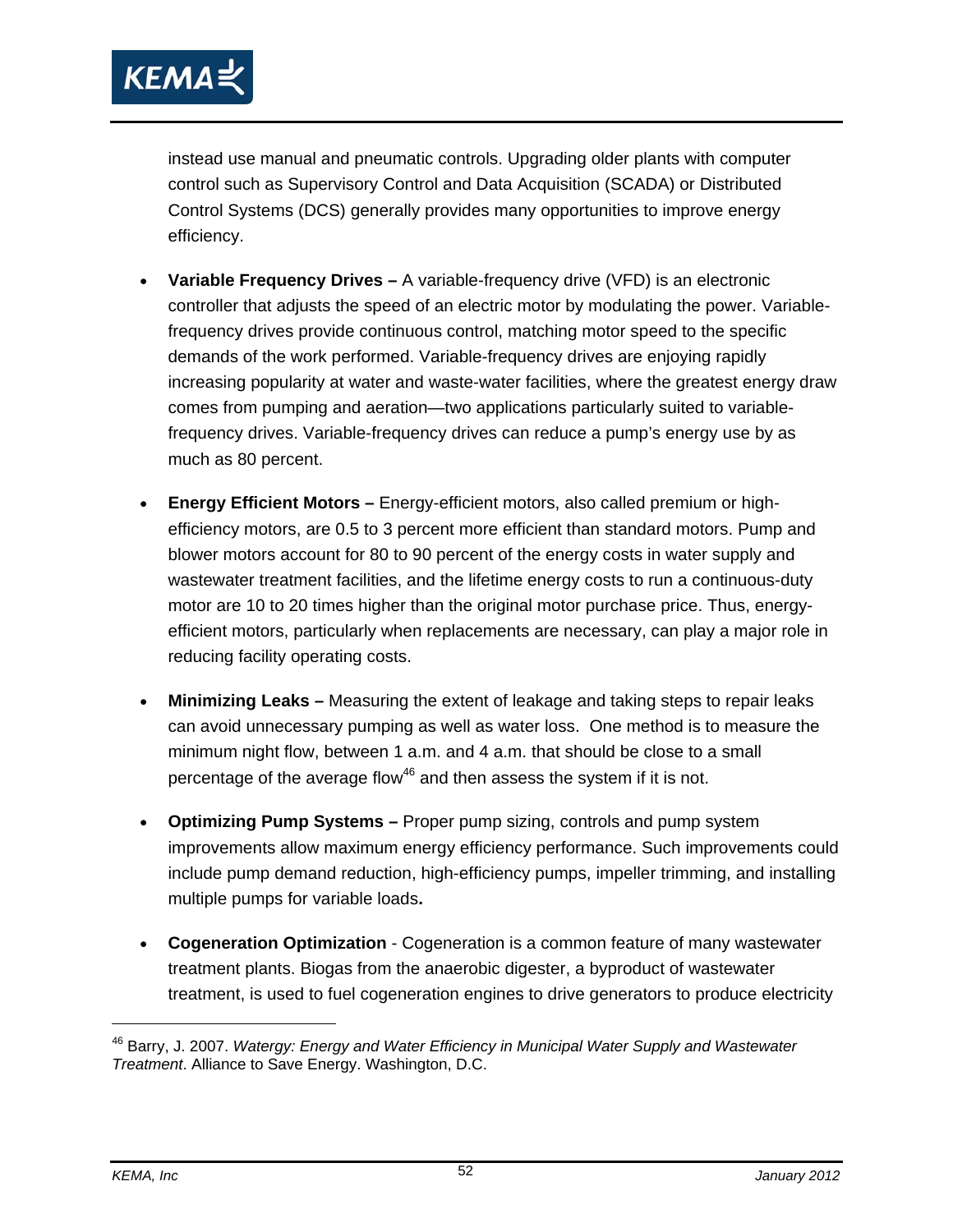instead use manual and pneumatic controls. Upgrading older plants with computer control such as Supervisory Control and Data Acquisition (SCADA) or Distributed Control Systems (DCS) generally provides many opportunities to improve energy efficiency.

- **Variable Frequency Drives –** A variable-frequency drive (VFD) is an electronic controller that adjusts the speed of an electric motor by modulating the power. Variable-frequency drives provide continuous control, matching motor speed to the specific demands of the work performed. Variable-frequency drives are enjoying rapidly increasing popularity at water and waste-water facilities, where the greatest energy draw comes from pumping and aeration—two applications particularly suited to variable-frequency drives. Variable-frequency drives can reduce a pump's energy use by as much as 80 percent.

- **Energy Efficient Motors –** Energy-efficient motors, also called premium or high-efficiency motors, are 0.5 to 3 percent more efficient than standard motors. Pump and blower motors account for 80 to 90 percent of the energy costs in water supply and wastewater treatment facilities, and the lifetime energy costs to run a continuous-duty motor are 10 to 20 times higher than the original motor purchase price. Thus, energy-efficient motors, particularly when replacements are necessary, can play a major role in reducing facility operating costs.

- **Minimizing Leaks –** Measuring the extent of leakage and taking steps to repair leaks can avoid unnecessary pumping as well as water loss. One method is to measure the minimum night flow, between 1 a.m. and 4 a.m. that should be close to a small percentage of the average flow[46] and then assess the system if it is not.

- **Optimizing Pump Systems –** Proper pump sizing, controls and pump system improvements allow maximum energy efficiency performance. Such improvements could include pump demand reduction, high-efficiency pumps, impeller trimming, and installing multiple pumps for variable loads**.**

- **Cogeneration Optimization** - Cogeneration is a common feature of many wastewater treatment plants. Biogas from the anaerobic digester, a byproduct of wastewater treatment, is used to fuel cogeneration engines to drive generators to produce electricity

---

[46] Barry, J. 2007. *Watergy: Energy and Water Efficiency in Municipal Water Supply and Wastewater Treatment*. Alliance to Save Energy. Washington, D.C.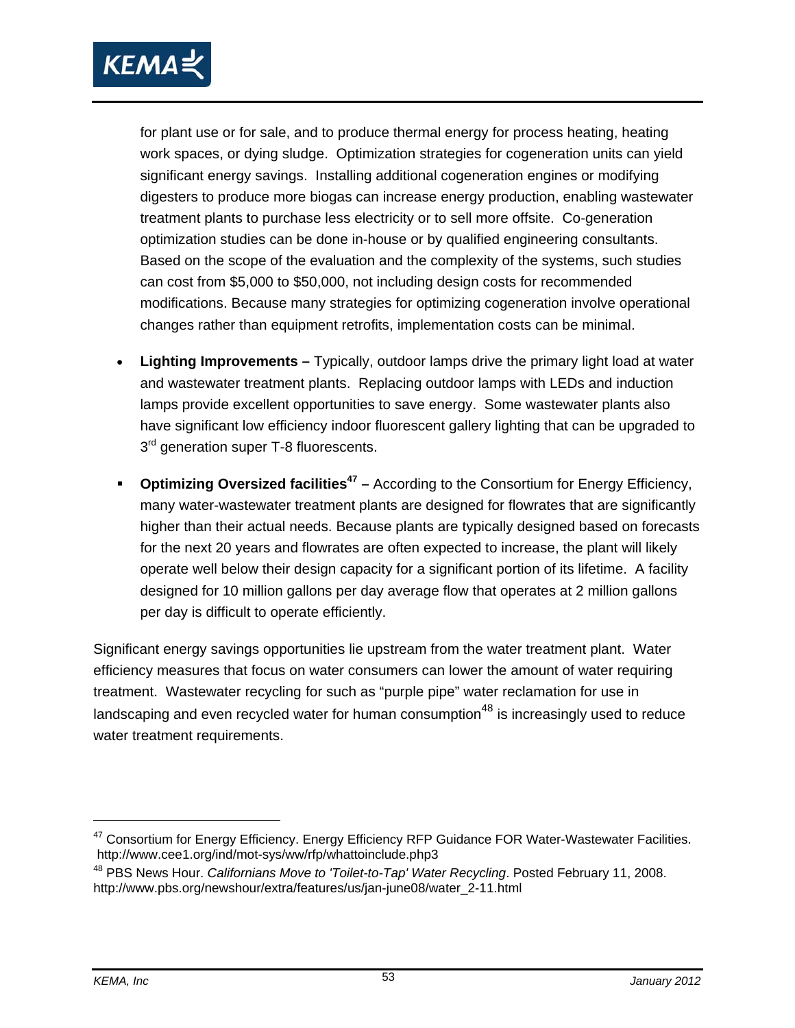for plant use or for sale, and to produce thermal energy for process heating, heating work spaces, or dying sludge. Optimization strategies for cogeneration units can yield significant energy savings. Installing additional cogeneration engines or modifying digesters to produce more biogas can increase energy production, enabling wastewater treatment plants to purchase less electricity or to sell more offsite. Co-generation optimization studies can be done in-house or by qualified engineering consultants. Based on the scope of the evaluation and the complexity of the systems, such studies can cost from $5,000 to $50,000, not including design costs for recommended modifications. Because many strategies for optimizing cogeneration involve operational changes rather than equipment retrofits, implementation costs can be minimal.

- **Lighting Improvements –** Typically, outdoor lamps drive the primary light load at water and wastewater treatment plants. Replacing outdoor lamps with LEDs and induction lamps provide excellent opportunities to save energy. Some wastewater plants also have significant low efficiency indoor fluorescent gallery lighting that can be upgraded to 3rd generation super T-8 fluorescents.

- **Optimizing Oversized facilities[47] –** According to the Consortium for Energy Efficiency, many water-wastewater treatment plants are designed for flowrates that are significantly higher than their actual needs. Because plants are typically designed based on forecasts for the next 20 years and flowrates are often expected to increase, the plant will likely operate well below their design capacity for a significant portion of its lifetime. A facility designed for 10 million gallons per day average flow that operates at 2 million gallons per day is difficult to operate efficiently.

Significant energy savings opportunities lie upstream from the water treatment plant. Water efficiency measures that focus on water consumers can lower the amount of water requiring treatment. Wastewater recycling for such as "purple pipe" water reclamation for use in landscaping and even recycled water for human consumption[48] is increasingly used to reduce water treatment requirements.

---

[47] Consortium for Energy Efficiency. Energy Efficiency RFP Guidance FOR Water-Wastewater Facilities. http://www.cee1.org/ind/mot-sys/ww/rfp/whattoinclude.php3

[48] PBS News Hour. *Californians Move to 'Toilet-to-Tap' Water Recycling*. Posted February 11, 2008. http://www.pbs.org/newshour/extra/features/us/jan-june08/water_2-11.html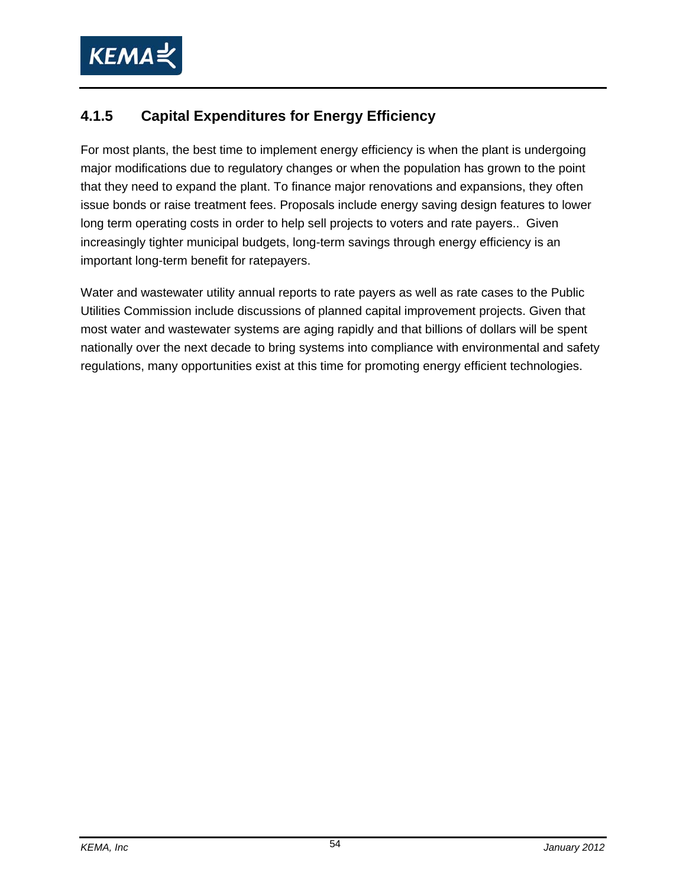### 4.1.5 Capital Expenditures for Energy Efficiency

For most plants, the best time to implement energy efficiency is when the plant is undergoing major modifications due to regulatory changes or when the population has grown to the point that they need to expand the plant. To finance major renovations and expansions, they often issue bonds or raise treatment fees. Proposals include energy saving design features to lower long term operating costs in order to help sell projects to voters and rate payers.. Given increasingly tighter municipal budgets, long-term savings through energy efficiency is an important long-term benefit for ratepayers.

Water and wastewater utility annual reports to rate payers as well as rate cases to the Public Utilities Commission include discussions of planned capital improvement projects. Given that most water and wastewater systems are aging rapidly and that billions of dollars will be spent nationally over the next decade to bring systems into compliance with environmental and safety regulations, many opportunities exist at this time for promoting energy efficient technologies.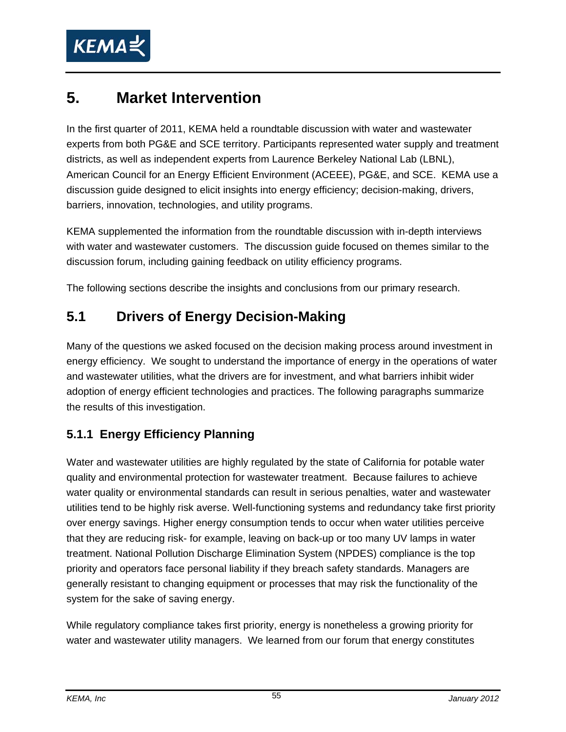# 5. Market Intervention

In the first quarter of 2011, KEMA held a roundtable discussion with water and wastewater experts from both PG&E and SCE territory. Participants represented water supply and treatment districts, as well as independent experts from Laurence Berkeley National Lab (LBNL), American Council for an Energy Efficient Environment (ACEEE), PG&E, and SCE. KEMA use a discussion guide designed to elicit insights into energy efficiency; decision-making, drivers, barriers, innovation, technologies, and utility programs.

KEMA supplemented the information from the roundtable discussion with in-depth interviews with water and wastewater customers. The discussion guide focused on themes similar to the discussion forum, including gaining feedback on utility efficiency programs.

The following sections describe the insights and conclusions from our primary research.

## 5.1 Drivers of Energy Decision-Making

Many of the questions we asked focused on the decision making process around investment in energy efficiency. We sought to understand the importance of energy in the operations of water and wastewater utilities, what the drivers are for investment, and what barriers inhibit wider adoption of energy efficient technologies and practices. The following paragraphs summarize the results of this investigation.

### 5.1.1 Energy Efficiency Planning

Water and wastewater utilities are highly regulated by the state of California for potable water quality and environmental protection for wastewater treatment. Because failures to achieve water quality or environmental standards can result in serious penalties, water and wastewater utilities tend to be highly risk averse. Well-functioning systems and redundancy take first priority over energy savings. Higher energy consumption tends to occur when water utilities perceive that they are reducing risk- for example, leaving on back-up or too many UV lamps in water treatment. National Pollution Discharge Elimination System (NPDES) compliance is the top priority and operators face personal liability if they breach safety standards. Managers are generally resistant to changing equipment or processes that may risk the functionality of the system for the sake of saving energy.

While regulatory compliance takes first priority, energy is nonetheless a growing priority for water and wastewater utility managers. We learned from our forum that energy constitutes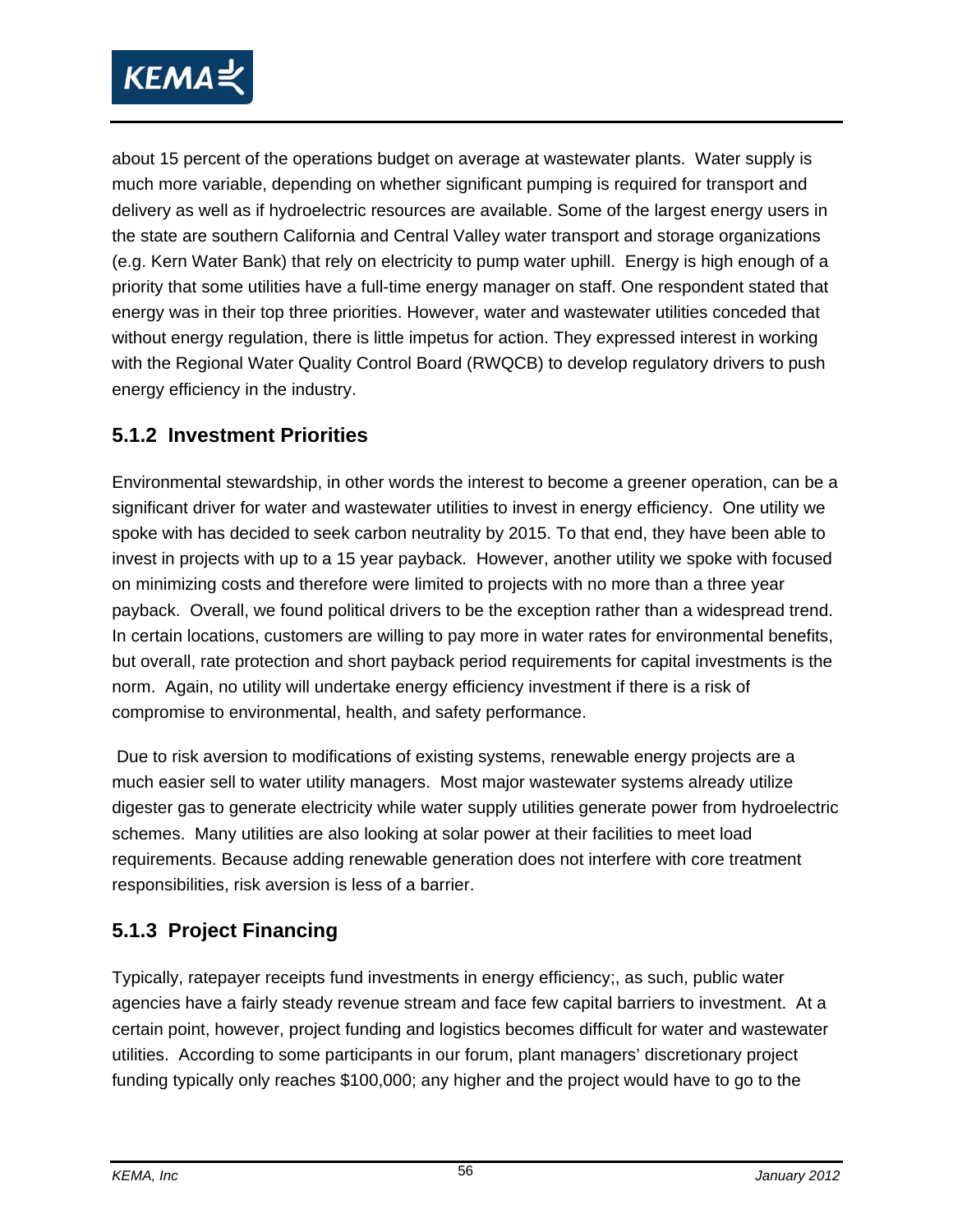about 15 percent of the operations budget on average at wastewater plants. Water supply is much more variable, depending on whether significant pumping is required for transport and delivery as well as if hydroelectric resources are available. Some of the largest energy users in the state are southern California and Central Valley water transport and storage organizations (e.g. Kern Water Bank) that rely on electricity to pump water uphill. Energy is high enough of a priority that some utilities have a full-time energy manager on staff. One respondent stated that energy was in their top three priorities. However, water and wastewater utilities conceded that without energy regulation, there is little impetus for action. They expressed interest in working with the Regional Water Quality Control Board (RWQCB) to develop regulatory drivers to push energy efficiency in the industry.

### 5.1.2 Investment Priorities

Environmental stewardship, in other words the interest to become a greener operation, can be a significant driver for water and wastewater utilities to invest in energy efficiency. One utility we spoke with has decided to seek carbon neutrality by 2015. To that end, they have been able to invest in projects with up to a 15 year payback. However, another utility we spoke with focused on minimizing costs and therefore were limited to projects with no more than a three year payback. Overall, we found political drivers to be the exception rather than a widespread trend. In certain locations, customers are willing to pay more in water rates for environmental benefits, but overall, rate protection and short payback period requirements for capital investments is the norm. Again, no utility will undertake energy efficiency investment if there is a risk of compromise to environmental, health, and safety performance.

Due to risk aversion to modifications of existing systems, renewable energy projects are a much easier sell to water utility managers. Most major wastewater systems already utilize digester gas to generate electricity while water supply utilities generate power from hydroelectric schemes. Many utilities are also looking at solar power at their facilities to meet load requirements. Because adding renewable generation does not interfere with core treatment responsibilities, risk aversion is less of a barrier.

### 5.1.3 Project Financing

Typically, ratepayer receipts fund investments in energy efficiency;, as such, public water agencies have a fairly steady revenue stream and face few capital barriers to investment. At a certain point, however, project funding and logistics becomes difficult for water and wastewater utilities. According to some participants in our forum, plant managers' discretionary project funding typically only reaches $100,000; any higher and the project would have to go to the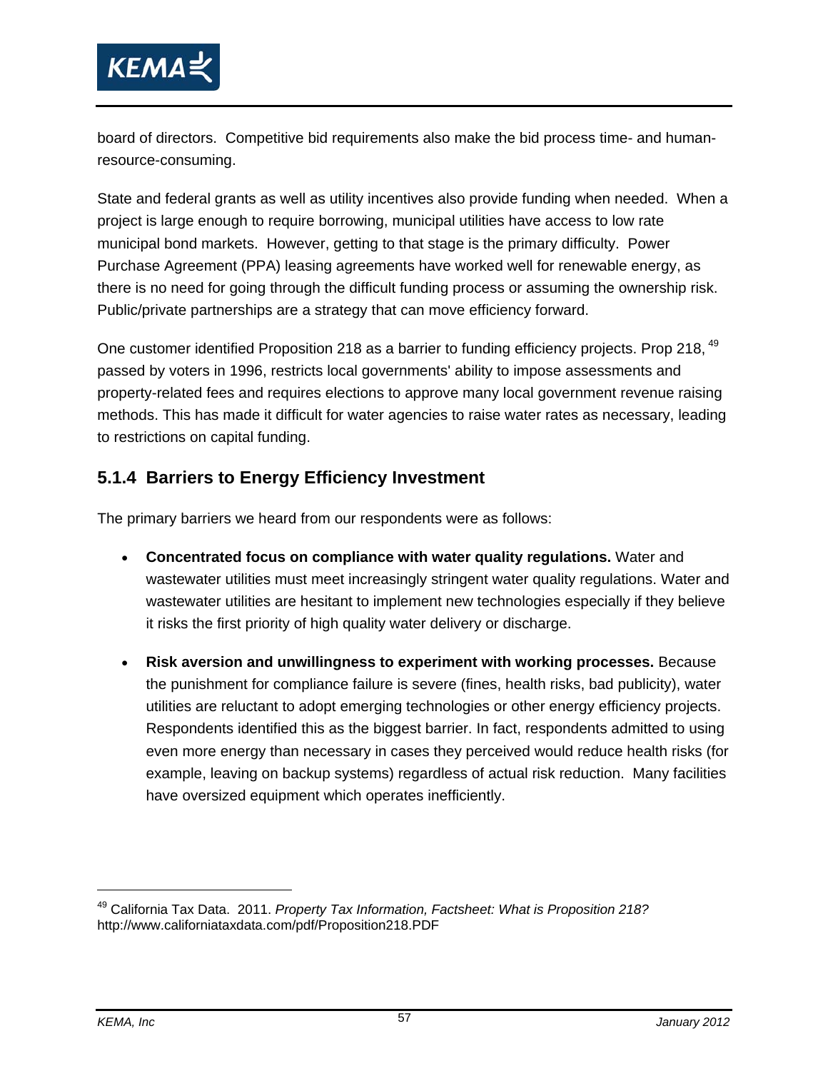board of directors. Competitive bid requirements also make the bid process time- and human-resource-consuming.

State and federal grants as well as utility incentives also provide funding when needed. When a project is large enough to require borrowing, municipal utilities have access to low rate municipal bond markets. However, getting to that stage is the primary difficulty. Power Purchase Agreement (PPA) leasing agreements have worked well for renewable energy, as there is no need for going through the difficult funding process or assuming the ownership risk. Public/private partnerships are a strategy that can move efficiency forward.

One customer identified Proposition 218 as a barrier to funding efficiency projects. Prop 218, [49] passed by voters in 1996, restricts local governments' ability to impose assessments and property-related fees and requires elections to approve many local government revenue raising methods. This has made it difficult for water agencies to raise water rates as necessary, leading to restrictions on capital funding.

### 5.1.4 Barriers to Energy Efficiency Investment

The primary barriers we heard from our respondents were as follows:

- **Concentrated focus on compliance with water quality regulations.** Water and wastewater utilities must meet increasingly stringent water quality regulations. Water and wastewater utilities are hesitant to implement new technologies especially if they believe it risks the first priority of high quality water delivery or discharge.
- **Risk aversion and unwillingness to experiment with working processes.** Because the punishment for compliance failure is severe (fines, health risks, bad publicity), water utilities are reluctant to adopt emerging technologies or other energy efficiency projects. Respondents identified this as the biggest barrier. In fact, respondents admitted to using even more energy than necessary in cases they perceived would reduce health risks (for example, leaving on backup systems) regardless of actual risk reduction. Many facilities have oversized equipment which operates inefficiently.

---

[49] California Tax Data. 2011. *Property Tax Information, Factsheet: What is Proposition 218?* http://www.californiataxdata.com/pdf/Proposition218.PDF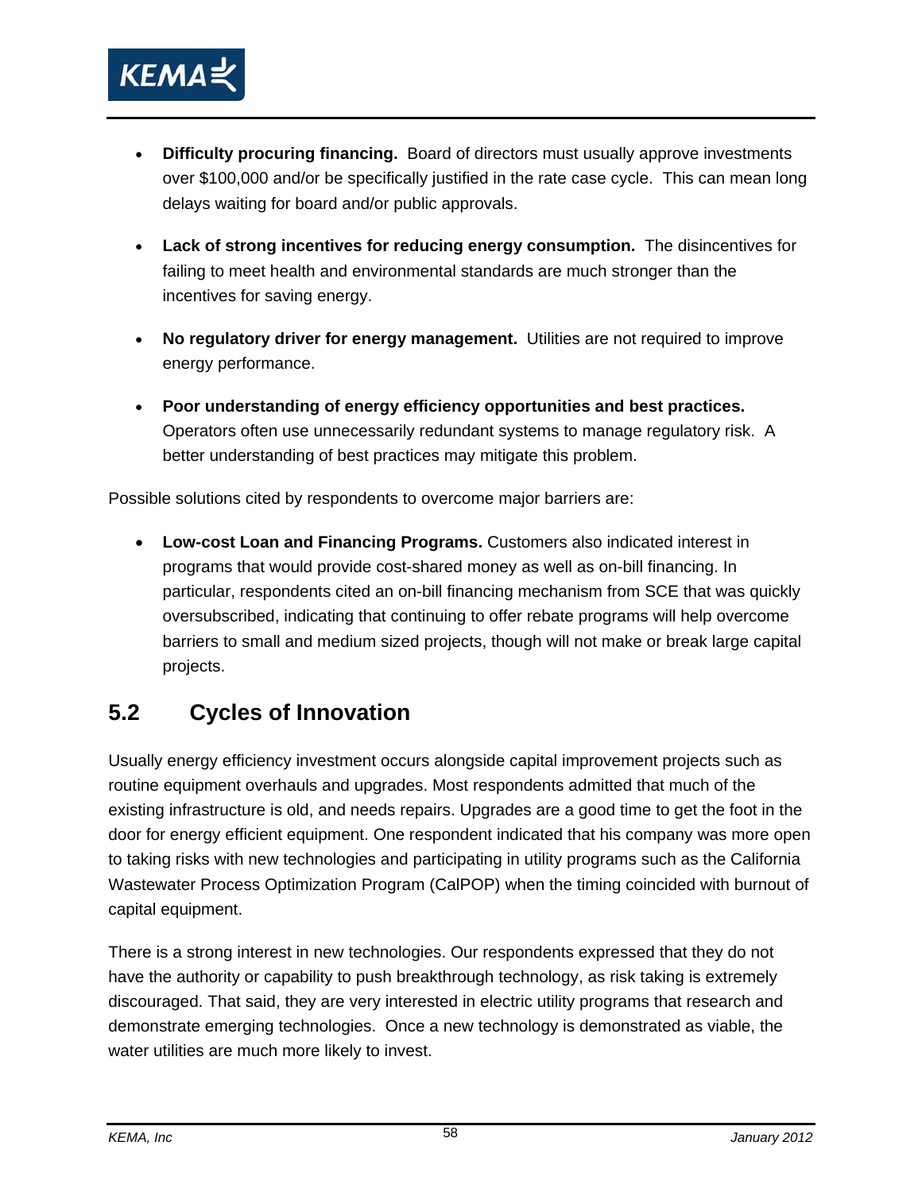- **Difficulty procuring financing.** Board of directors must usually approve investments over $100,000 and/or be specifically justified in the rate case cycle. This can mean long delays waiting for board and/or public approvals.

- **Lack of strong incentives for reducing energy consumption.** The disincentives for failing to meet health and environmental standards are much stronger than the incentives for saving energy.

- **No regulatory driver for energy management.** Utilities are not required to improve energy performance.

- **Poor understanding of energy efficiency opportunities and best practices.** Operators often use unnecessarily redundant systems to manage regulatory risk. A better understanding of best practices may mitigate this problem.

Possible solutions cited by respondents to overcome major barriers are:

- **Low-cost Loan and Financing Programs.** Customers also indicated interest in programs that would provide cost-shared money as well as on-bill financing. In particular, respondents cited an on-bill financing mechanism from SCE that was quickly oversubscribed, indicating that continuing to offer rebate programs will help overcome barriers to small and medium sized projects, though will not make or break large capital projects.

## 5.2 Cycles of Innovation

Usually energy efficiency investment occurs alongside capital improvement projects such as routine equipment overhauls and upgrades. Most respondents admitted that much of the existing infrastructure is old, and needs repairs. Upgrades are a good time to get the foot in the door for energy efficient equipment. One respondent indicated that his company was more open to taking risks with new technologies and participating in utility programs such as the California Wastewater Process Optimization Program (CalPOP) when the timing coincided with burnout of capital equipment.

There is a strong interest in new technologies. Our respondents expressed that they do not have the authority or capability to push breakthrough technology, as risk taking is extremely discouraged. That said, they are very interested in electric utility programs that research and demonstrate emerging technologies. Once a new technology is demonstrated as viable, the water utilities are much more likely to invest.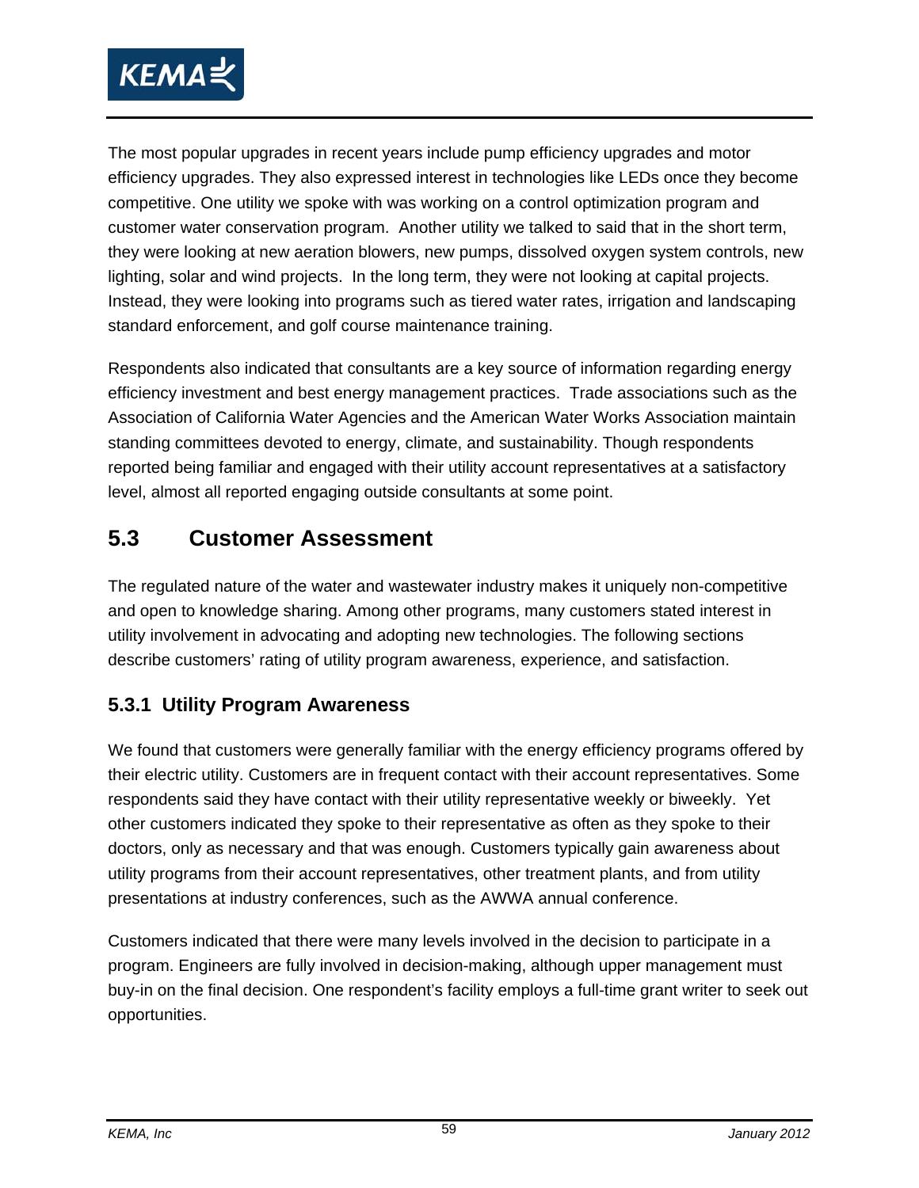The most popular upgrades in recent years include pump efficiency upgrades and motor efficiency upgrades. They also expressed interest in technologies like LEDs once they become competitive. One utility we spoke with was working on a control optimization program and customer water conservation program. Another utility we talked to said that in the short term, they were looking at new aeration blowers, new pumps, dissolved oxygen system controls, new lighting, solar and wind projects. In the long term, they were not looking at capital projects. Instead, they were looking into programs such as tiered water rates, irrigation and landscaping standard enforcement, and golf course maintenance training.

Respondents also indicated that consultants are a key source of information regarding energy efficiency investment and best energy management practices. Trade associations such as the Association of California Water Agencies and the American Water Works Association maintain standing committees devoted to energy, climate, and sustainability. Though respondents reported being familiar and engaged with their utility account representatives at a satisfactory level, almost all reported engaging outside consultants at some point.

## 5.3 Customer Assessment

The regulated nature of the water and wastewater industry makes it uniquely non-competitive and open to knowledge sharing. Among other programs, many customers stated interest in utility involvement in advocating and adopting new technologies. The following sections describe customers' rating of utility program awareness, experience, and satisfaction.

### 5.3.1 Utility Program Awareness

We found that customers were generally familiar with the energy efficiency programs offered by their electric utility. Customers are in frequent contact with their account representatives. Some respondents said they have contact with their utility representative weekly or biweekly. Yet other customers indicated they spoke to their representative as often as they spoke to their doctors, only as necessary and that was enough. Customers typically gain awareness about utility programs from their account representatives, other treatment plants, and from utility presentations at industry conferences, such as the AWWA annual conference.

Customers indicated that there were many levels involved in the decision to participate in a program. Engineers are fully involved in decision-making, although upper management must buy-in on the final decision. One respondent's facility employs a full-time grant writer to seek out opportunities.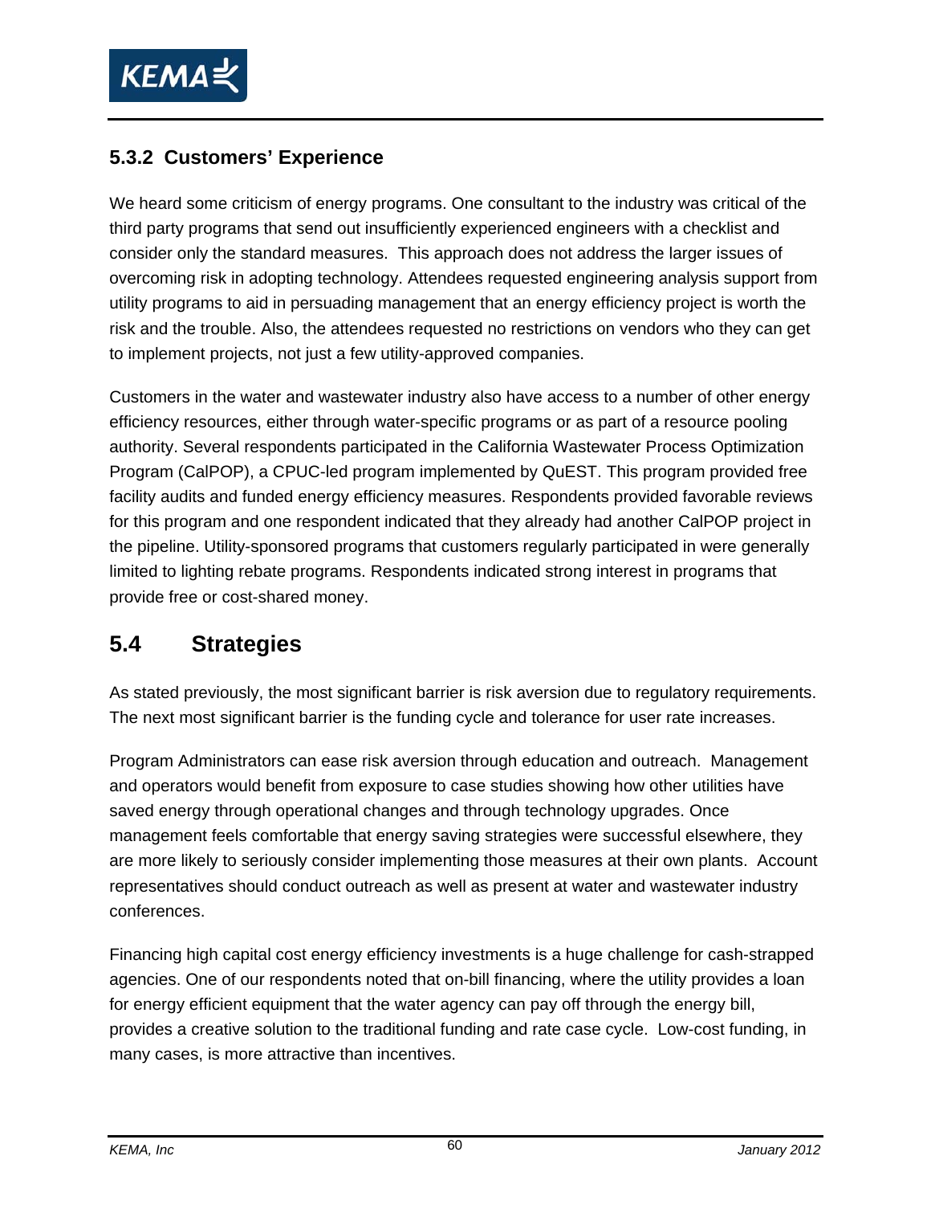### 5.3.2 Customers' Experience

We heard some criticism of energy programs. One consultant to the industry was critical of the third party programs that send out insufficiently experienced engineers with a checklist and consider only the standard measures. This approach does not address the larger issues of overcoming risk in adopting technology. Attendees requested engineering analysis support from utility programs to aid in persuading management that an energy efficiency project is worth the risk and the trouble. Also, the attendees requested no restrictions on vendors who they can get to implement projects, not just a few utility-approved companies.

Customers in the water and wastewater industry also have access to a number of other energy efficiency resources, either through water-specific programs or as part of a resource pooling authority. Several respondents participated in the California Wastewater Process Optimization Program (CalPOP), a CPUC-led program implemented by QuEST. This program provided free facility audits and funded energy efficiency measures. Respondents provided favorable reviews for this program and one respondent indicated that they already had another CalPOP project in the pipeline. Utility-sponsored programs that customers regularly participated in were generally limited to lighting rebate programs. Respondents indicated strong interest in programs that provide free or cost-shared money.

## 5.4 Strategies

As stated previously, the most significant barrier is risk aversion due to regulatory requirements. The next most significant barrier is the funding cycle and tolerance for user rate increases.

Program Administrators can ease risk aversion through education and outreach. Management and operators would benefit from exposure to case studies showing how other utilities have saved energy through operational changes and through technology upgrades. Once management feels comfortable that energy saving strategies were successful elsewhere, they are more likely to seriously consider implementing those measures at their own plants. Account representatives should conduct outreach as well as present at water and wastewater industry conferences.

Financing high capital cost energy efficiency investments is a huge challenge for cash-strapped agencies. One of our respondents noted that on-bill financing, where the utility provides a loan for energy efficient equipment that the water agency can pay off through the energy bill, provides a creative solution to the traditional funding and rate case cycle. Low-cost funding, in many cases, is more attractive than incentives.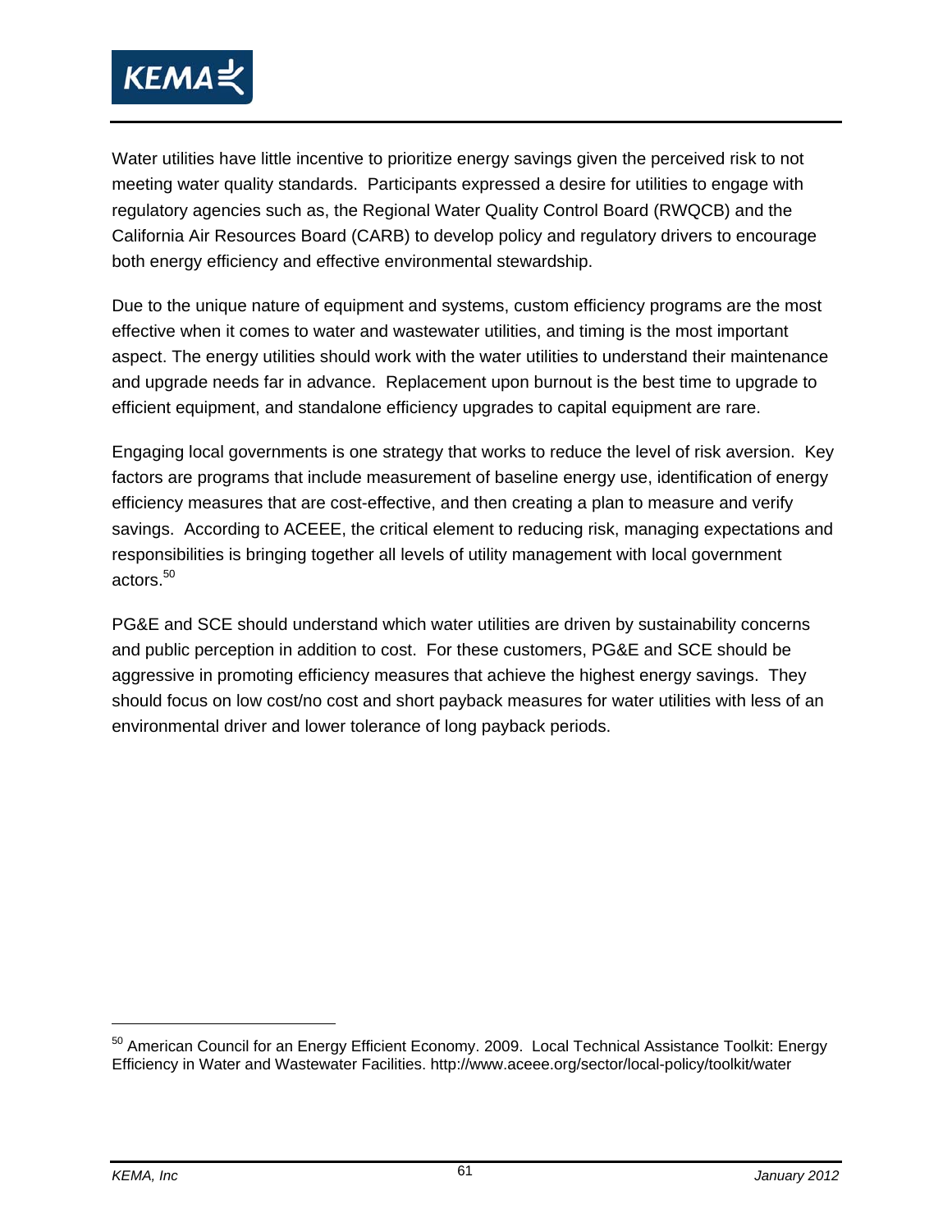Water utilities have little incentive to prioritize energy savings given the perceived risk to not meeting water quality standards. Participants expressed a desire for utilities to engage with regulatory agencies such as, the Regional Water Quality Control Board (RWQCB) and the California Air Resources Board (CARB) to develop policy and regulatory drivers to encourage both energy efficiency and effective environmental stewardship.

Due to the unique nature of equipment and systems, custom efficiency programs are the most effective when it comes to water and wastewater utilities, and timing is the most important aspect. The energy utilities should work with the water utilities to understand their maintenance and upgrade needs far in advance. Replacement upon burnout is the best time to upgrade to efficient equipment, and standalone efficiency upgrades to capital equipment are rare.

Engaging local governments is one strategy that works to reduce the level of risk aversion. Key factors are programs that include measurement of baseline energy use, identification of energy efficiency measures that are cost-effective, and then creating a plan to measure and verify savings. According to ACEEE, the critical element to reducing risk, managing expectations and responsibilities is bringing together all levels of utility management with local government actors.[50]

PG&E and SCE should understand which water utilities are driven by sustainability concerns and public perception in addition to cost. For these customers, PG&E and SCE should be aggressive in promoting efficiency measures that achieve the highest energy savings. They should focus on low cost/no cost and short payback measures for water utilities with less of an environmental driver and lower tolerance of long payback periods.

---

[50] American Council for an Energy Efficient Economy. 2009. Local Technical Assistance Toolkit: Energy Efficiency in Water and Wastewater Facilities. http://www.aceee.org/sector/local-policy/toolkit/water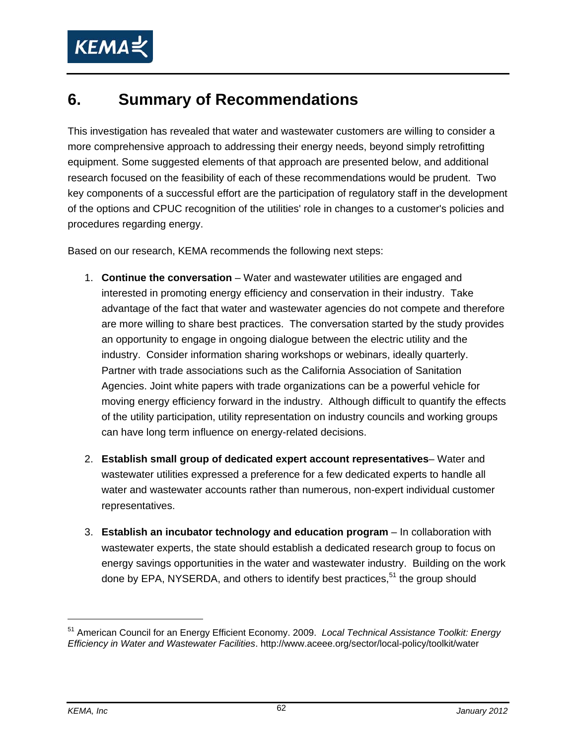# 6. Summary of Recommendations

This investigation has revealed that water and wastewater customers are willing to consider a more comprehensive approach to addressing their energy needs, beyond simply retrofitting equipment. Some suggested elements of that approach are presented below, and additional research focused on the feasibility of each of these recommendations would be prudent. Two key components of a successful effort are the participation of regulatory staff in the development of the options and CPUC recognition of the utilities' role in changes to a customer's policies and procedures regarding energy.

Based on our research, KEMA recommends the following next steps:

1. **Continue the conversation** – Water and wastewater utilities are engaged and interested in promoting energy efficiency and conservation in their industry. Take advantage of the fact that water and wastewater agencies do not compete and therefore are more willing to share best practices. The conversation started by the study provides an opportunity to engage in ongoing dialogue between the electric utility and the industry. Consider information sharing workshops or webinars, ideally quarterly. Partner with trade associations such as the California Association of Sanitation Agencies. Joint white papers with trade organizations can be a powerful vehicle for moving energy efficiency forward in the industry. Although difficult to quantify the effects of the utility participation, utility representation on industry councils and working groups can have long term influence on energy-related decisions.

2. **Establish small group of dedicated expert account representatives**– Water and wastewater utilities expressed a preference for a few dedicated experts to handle all water and wastewater accounts rather than numerous, non-expert individual customer representatives.

3. **Establish an incubator technology and education program** – In collaboration with wastewater experts, the state should establish a dedicated research group to focus on energy savings opportunities in the water and wastewater industry. Building on the work done by EPA, NYSERDA, and others to identify best practices,[51] the group should

[51] American Council for an Energy Efficient Economy. 2009. *Local Technical Assistance Toolkit: Energy Efficiency in Water and Wastewater Facilities*. http://www.aceee.org/sector/local-policy/toolkit/water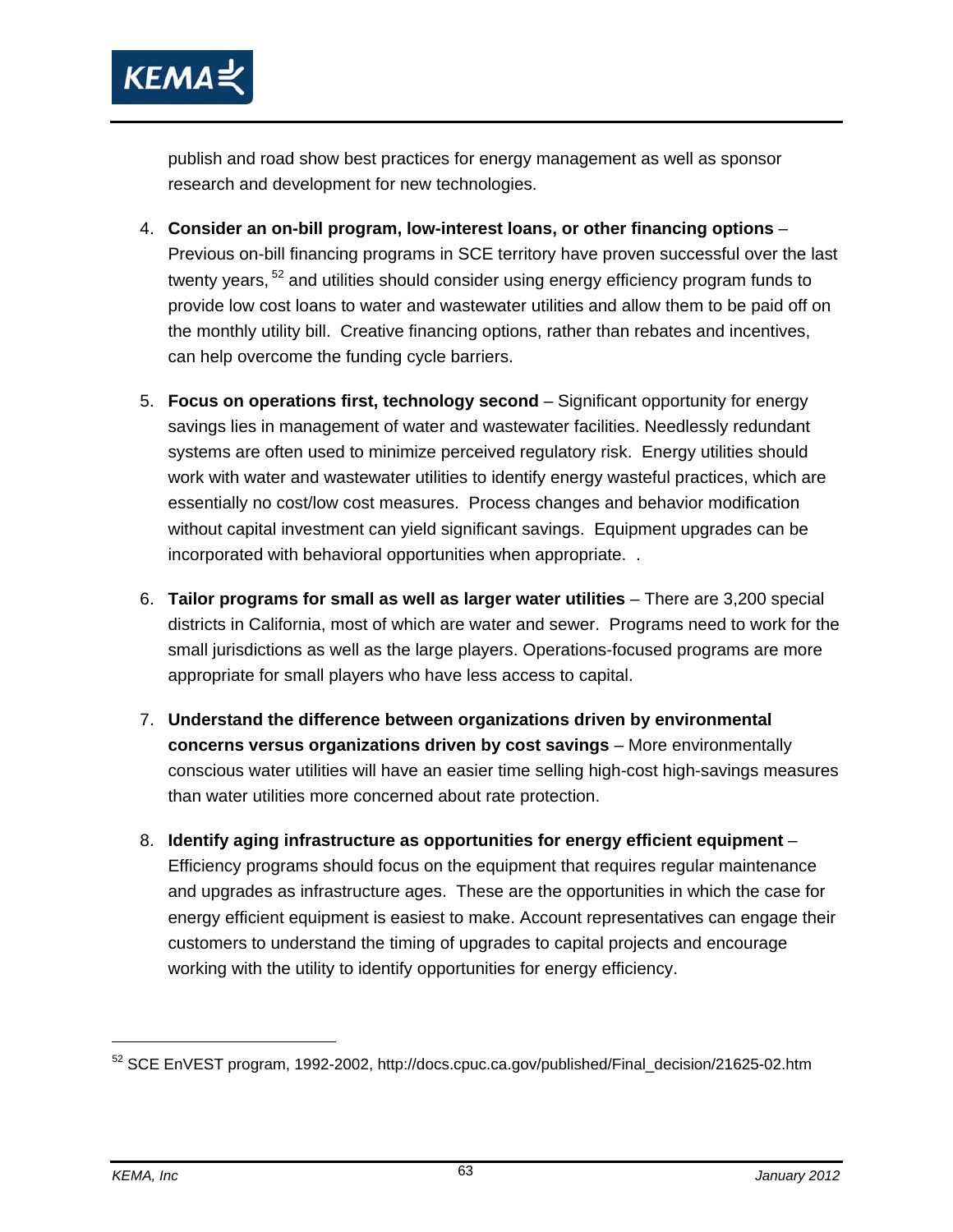publish and road show best practices for energy management as well as sponsor research and development for new technologies.

4. **Consider an on-bill program, low-interest loans, or other financing options** – Previous on-bill financing programs in SCE territory have proven successful over the last twenty years, [52] and utilities should consider using energy efficiency program funds to provide low cost loans to water and wastewater utilities and allow them to be paid off on the monthly utility bill. Creative financing options, rather than rebates and incentives, can help overcome the funding cycle barriers.

5. **Focus on operations first, technology second** – Significant opportunity for energy savings lies in management of water and wastewater facilities. Needlessly redundant systems are often used to minimize perceived regulatory risk. Energy utilities should work with water and wastewater utilities to identify energy wasteful practices, which are essentially no cost/low cost measures. Process changes and behavior modification without capital investment can yield significant savings. Equipment upgrades can be incorporated with behavioral opportunities when appropriate. .

6. **Tailor programs for small as well as larger water utilities** – There are 3,200 special districts in California, most of which are water and sewer. Programs need to work for the small jurisdictions as well as the large players. Operations-focused programs are more appropriate for small players who have less access to capital.

7. **Understand the difference between organizations driven by environmental concerns versus organizations driven by cost savings** – More environmentally conscious water utilities will have an easier time selling high-cost high-savings measures than water utilities more concerned about rate protection.

8. **Identify aging infrastructure as opportunities for energy efficient equipment** – Efficiency programs should focus on the equipment that requires regular maintenance and upgrades as infrastructure ages. These are the opportunities in which the case for energy efficient equipment is easiest to make. Account representatives can engage their customers to understand the timing of upgrades to capital projects and encourage working with the utility to identify opportunities for energy efficiency.

---

[52] SCE EnVEST program, 1992-2002, http://docs.cpuc.ca.gov/published/Final_decision/21625-02.htm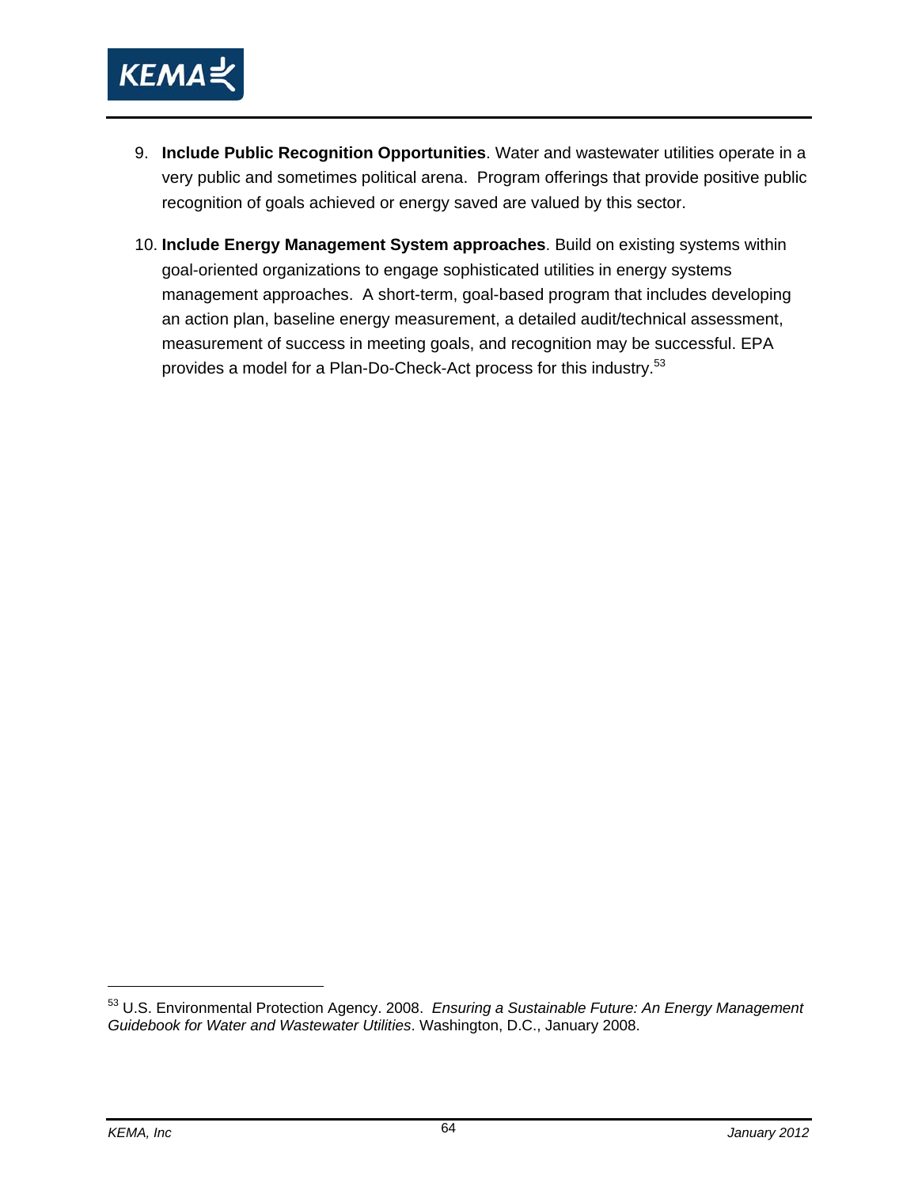9. **Include Public Recognition Opportunities**. Water and wastewater utilities operate in a very public and sometimes political arena. Program offerings that provide positive public recognition of goals achieved or energy saved are valued by this sector.

10. **Include Energy Management System approaches**. Build on existing systems within goal-oriented organizations to engage sophisticated utilities in energy systems management approaches. A short-term, goal-based program that includes developing an action plan, baseline energy measurement, a detailed audit/technical assessment, measurement of success in meeting goals, and recognition may be successful. EPA provides a model for a Plan-Do-Check-Act process for this industry.[53]

---

[53] U.S. Environmental Protection Agency. 2008. *Ensuring a Sustainable Future: An Energy Management Guidebook for Water and Wastewater Utilities*. Washington, D.C., January 2008.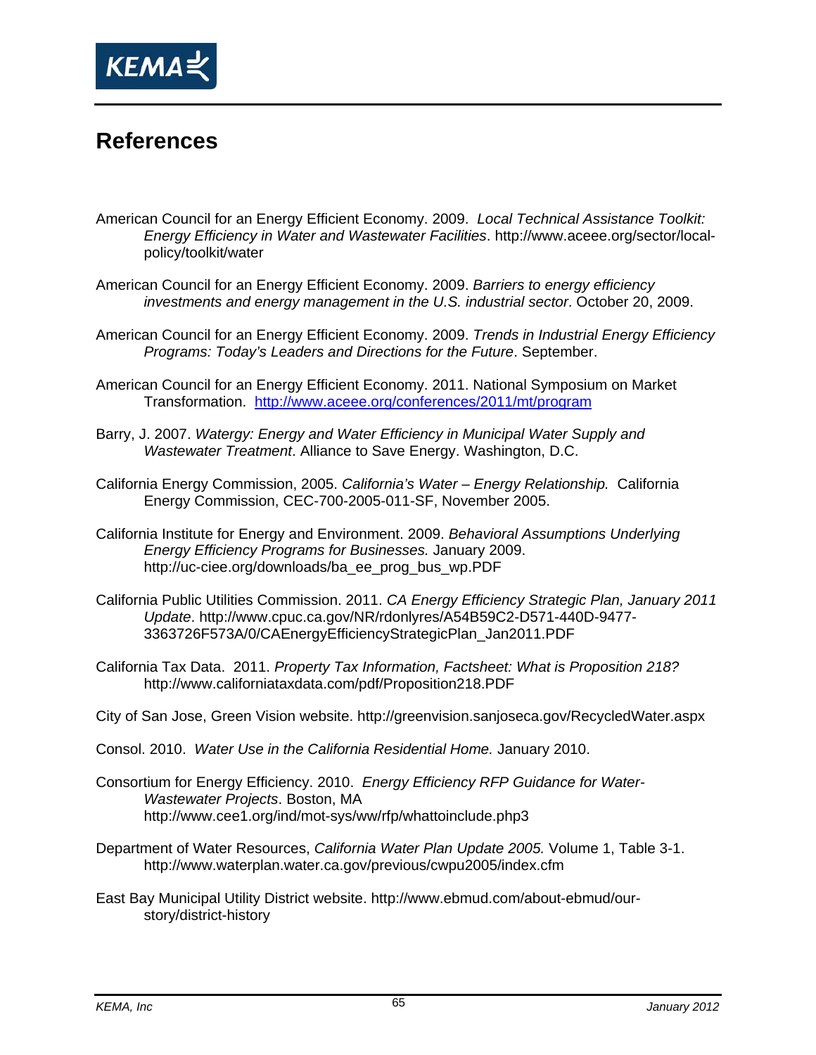# References

American Council for an Energy Efficient Economy. 2009. *Local Technical Assistance Toolkit: Energy Efficiency in Water and Wastewater Facilities*. http://www.aceee.org/sector/local-policy/toolkit/water

American Council for an Energy Efficient Economy. 2009. *Barriers to energy efficiency investments and energy management in the U.S. industrial sector*. October 20, 2009.

American Council for an Energy Efficient Economy. 2009. *Trends in Industrial Energy Efficiency Programs: Today's Leaders and Directions for the Future*. September.

American Council for an Energy Efficient Economy. 2011. National Symposium on Market Transformation. http://www.aceee.org/conferences/2011/mt/program

Barry, J. 2007. *Watergy: Energy and Water Efficiency in Municipal Water Supply and Wastewater Treatment*. Alliance to Save Energy. Washington, D.C.

California Energy Commission, 2005. *California's Water – Energy Relationship.* California Energy Commission, CEC-700-2005-011-SF, November 2005.

California Institute for Energy and Environment. 2009. *Behavioral Assumptions Underlying Energy Efficiency Programs for Businesses.* January 2009. http://uc-ciee.org/downloads/ba_ee_prog_bus_wp.PDF

California Public Utilities Commission. 2011. *CA Energy Efficiency Strategic Plan, January 2011 Update*. http://www.cpuc.ca.gov/NR/rdonlyres/A54B59C2-D571-440D-9477-3363726F573A/0/CAEnergyEfficiencyStrategicPlan_Jan2011.PDF

California Tax Data. 2011. *Property Tax Information, Factsheet: What is Proposition 218?* http://www.californiataxdata.com/pdf/Proposition218.PDF

City of San Jose, Green Vision website. http://greenvision.sanjoseca.gov/RecycledWater.aspx

Consol. 2010. *Water Use in the California Residential Home.* January 2010.

Consortium for Energy Efficiency. 2010. *Energy Efficiency RFP Guidance for Water-Wastewater Projects*. Boston, MA http://www.cee1.org/ind/mot-sys/ww/rfp/whattoinclude.php3

Department of Water Resources, *California Water Plan Update 2005.* Volume 1, Table 3-1. http://www.waterplan.water.ca.gov/previous/cwpu2005/index.cfm

East Bay Municipal Utility District website. http://www.ebmud.com/about-ebmud/our-story/district-history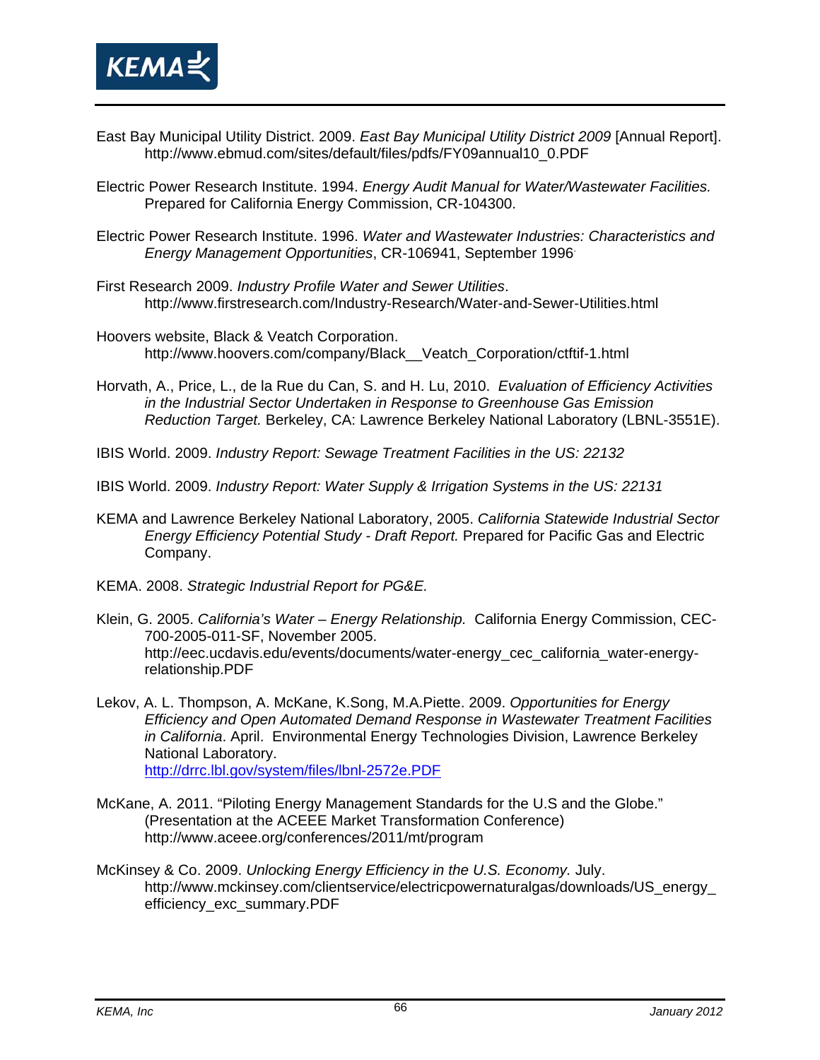East Bay Municipal Utility District. 2009. *East Bay Municipal Utility District 2009* [Annual Report]. http://www.ebmud.com/sites/default/files/pdfs/FY09annual10_0.PDF

Electric Power Research Institute. 1994. *Energy Audit Manual for Water/Wastewater Facilities.* Prepared for California Energy Commission, CR-104300.

Electric Power Research Institute. 1996. *Water and Wastewater Industries: Characteristics and Energy Management Opportunities*, CR-106941, September 1996.

First Research 2009. *Industry Profile Water and Sewer Utilities*. http://www.firstresearch.com/Industry-Research/Water-and-Sewer-Utilities.html

Hoovers website, Black & Veatch Corporation. http://www.hoovers.com/company/Black__Veatch_Corporation/ctftif-1.html

Horvath, A., Price, L., de la Rue du Can, S. and H. Lu, 2010. *Evaluation of Efficiency Activities in the Industrial Sector Undertaken in Response to Greenhouse Gas Emission Reduction Target.* Berkeley, CA: Lawrence Berkeley National Laboratory (LBNL-3551E).

IBIS World. 2009. *Industry Report: Sewage Treatment Facilities in the US: 22132*

IBIS World. 2009. *Industry Report: Water Supply & Irrigation Systems in the US: 22131*

KEMA and Lawrence Berkeley National Laboratory, 2005. *California Statewide Industrial Sector Energy Efficiency Potential Study - Draft Report.* Prepared for Pacific Gas and Electric Company.

KEMA. 2008. *Strategic Industrial Report for PG&E.*

Klein, G. 2005. *California's Water – Energy Relationship.* California Energy Commission, CEC-700-2005-011-SF, November 2005. http://eec.ucdavis.edu/events/documents/water-energy_cec_california_water-energy-relationship.PDF

Lekov, A. L. Thompson, A. McKane, K.Song, M.A.Piette. 2009. *Opportunities for Energy Efficiency and Open Automated Demand Response in Wastewater Treatment Facilities in California*. April. Environmental Energy Technologies Division, Lawrence Berkeley National Laboratory. http://drrc.lbl.gov/system/files/lbnl-2572e.PDF

McKane, A. 2011. "Piloting Energy Management Standards for the U.S and the Globe." (Presentation at the ACEEE Market Transformation Conference) http://www.aceee.org/conferences/2011/mt/program

McKinsey & Co. 2009. *Unlocking Energy Efficiency in the U.S. Economy.* July. http://www.mckinsey.com/clientservice/electricpowernaturalgas/downloads/US_energy_efficiency_exc_summary.PDF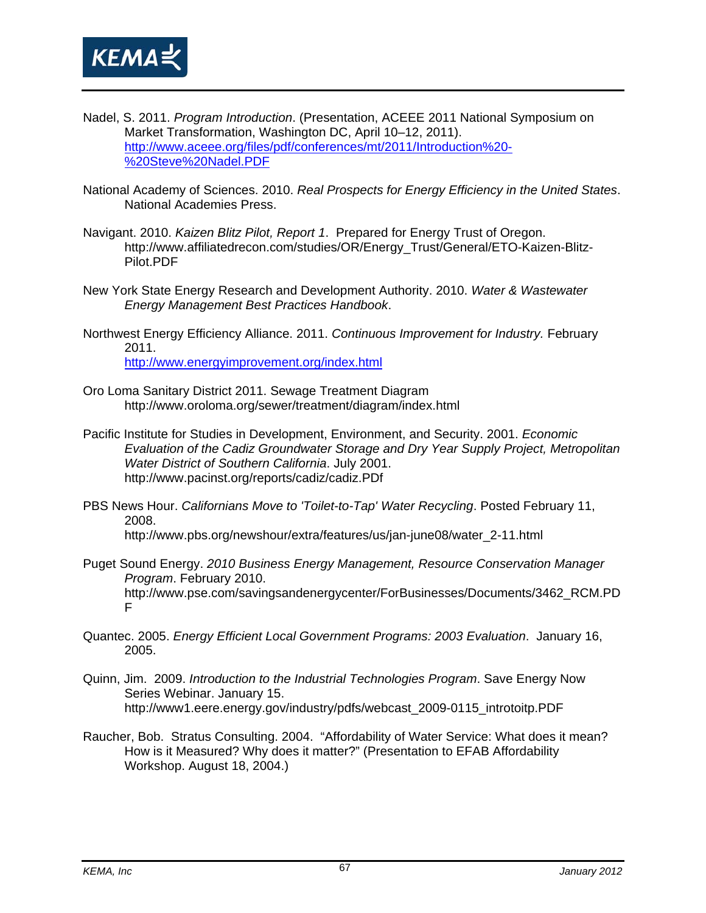Nadel, S. 2011. *Program Introduction*. (Presentation, ACEEE 2011 National Symposium on Market Transformation, Washington DC, April 10–12, 2011). http://www.aceee.org/files/pdf/conferences/mt/2011/Introduction%20-%20Steve%20Nadel.PDF

National Academy of Sciences. 2010. *Real Prospects for Energy Efficiency in the United States*. National Academies Press.

Navigant. 2010. *Kaizen Blitz Pilot, Report 1*. Prepared for Energy Trust of Oregon. http://www.affiliatedrecon.com/studies/OR/Energy_Trust/General/ETO-Kaizen-Blitz-Pilot.PDF

New York State Energy Research and Development Authority. 2010. *Water & Wastewater Energy Management Best Practices Handbook*.

Northwest Energy Efficiency Alliance. 2011. *Continuous Improvement for Industry.* February 2011. http://www.energyimprovement.org/index.html

Oro Loma Sanitary District 2011. Sewage Treatment Diagram http://www.oroloma.org/sewer/treatment/diagram/index.html

Pacific Institute for Studies in Development, Environment, and Security. 2001. *Economic Evaluation of the Cadiz Groundwater Storage and Dry Year Supply Project, Metropolitan Water District of Southern California*. July 2001. http://www.pacinst.org/reports/cadiz/cadiz.PDf

PBS News Hour. *Californians Move to 'Toilet-to-Tap' Water Recycling*. Posted February 11, 2008. http://www.pbs.org/newshour/extra/features/us/jan-june08/water_2-11.html

Puget Sound Energy. *2010 Business Energy Management, Resource Conservation Manager Program*. February 2010. http://www.pse.com/savingsandenergycenter/ForBusinesses/Documents/3462_RCM.PDF

Quantec. 2005. *Energy Efficient Local Government Programs: 2003 Evaluation*. January 16, 2005.

Quinn, Jim. 2009. *Introduction to the Industrial Technologies Program*. Save Energy Now Series Webinar. January 15. http://www1.eere.energy.gov/industry/pdfs/webcast_2009-0115_introtoitp.PDF

Raucher, Bob. Stratus Consulting. 2004. "Affordability of Water Service: What does it mean? How is it Measured? Why does it matter?" (Presentation to EFAB Affordability Workshop. August 18, 2004.)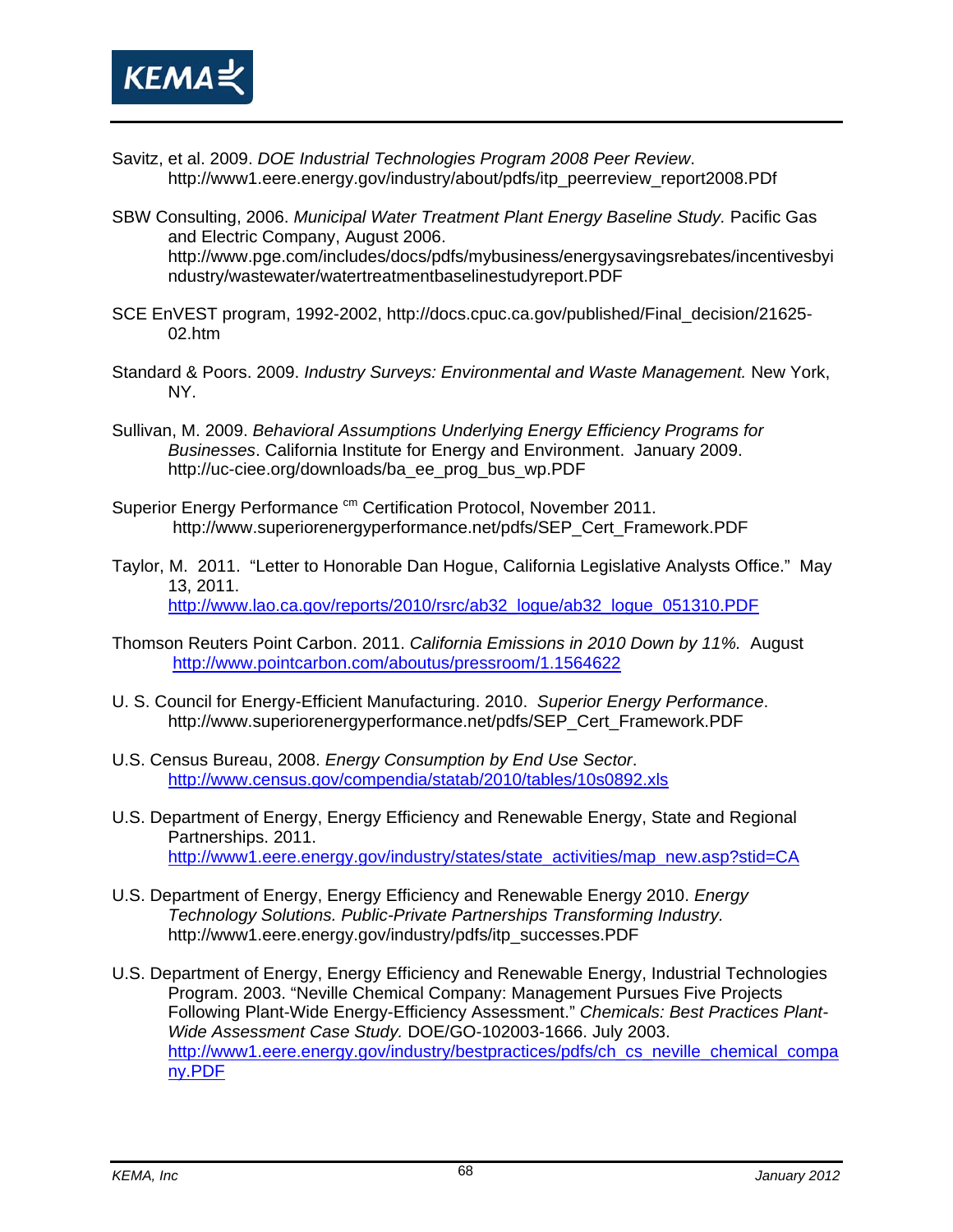Savitz, et al. 2009. *DOE Industrial Technologies Program 2008 Peer Review*. http://www1.eere.energy.gov/industry/about/pdfs/itp_peerreview_report2008.PDf

SBW Consulting, 2006. *Municipal Water Treatment Plant Energy Baseline Study.* Pacific Gas and Electric Company, August 2006. http://www.pge.com/includes/docs/pdfs/mybusiness/energysavingsrebates/incentivesbyindustry/wastewater/watertreatmentbaselinestudyreport.PDF

SCE EnVEST program, 1992-2002, http://docs.cpuc.ca.gov/published/Final_decision/21625-02.htm

Standard & Poors. 2009. *Industry Surveys: Environmental and Waste Management.* New York, NY.

Sullivan, M. 2009. *Behavioral Assumptions Underlying Energy Efficiency Programs for Businesses*. California Institute for Energy and Environment. January 2009. http://uc-ciee.org/downloads/ba_ee_prog_bus_wp.PDF

Superior Energy Performance [cm] Certification Protocol, November 2011. http://www.superiorenergyperformance.net/pdfs/SEP_Cert_Framework.PDF

Taylor, M. 2011. "Letter to Honorable Dan Hogue, California Legislative Analysts Office." May 13, 2011. http://www.lao.ca.gov/reports/2010/rsrc/ab32_logue/ab32_logue_051310.PDF

Thomson Reuters Point Carbon. 2011. *California Emissions in 2010 Down by 11%.* August http://www.pointcarbon.com/aboutus/pressroom/1.1564622

U. S. Council for Energy-Efficient Manufacturing. 2010. *Superior Energy Performance*. http://www.superiorenergyperformance.net/pdfs/SEP_Cert_Framework.PDF

U.S. Census Bureau, 2008. *Energy Consumption by End Use Sector*. http://www.census.gov/compendia/statab/2010/tables/10s0892.xls

U.S. Department of Energy, Energy Efficiency and Renewable Energy, State and Regional Partnerships. 2011. http://www1.eere.energy.gov/industry/states/state_activities/map_new.asp?stid=CA

U.S. Department of Energy, Energy Efficiency and Renewable Energy 2010. *Energy Technology Solutions. Public-Private Partnerships Transforming Industry.* http://www1.eere.energy.gov/industry/pdfs/itp_successes.PDF

U.S. Department of Energy, Energy Efficiency and Renewable Energy, Industrial Technologies Program. 2003. "Neville Chemical Company: Management Pursues Five Projects Following Plant-Wide Energy-Efficiency Assessment." *Chemicals: Best Practices Plant-Wide Assessment Case Study.* DOE/GO-102003-1666. July 2003. http://www1.eere.energy.gov/industry/bestpractices/pdfs/ch_cs_neville_chemical_company.PDF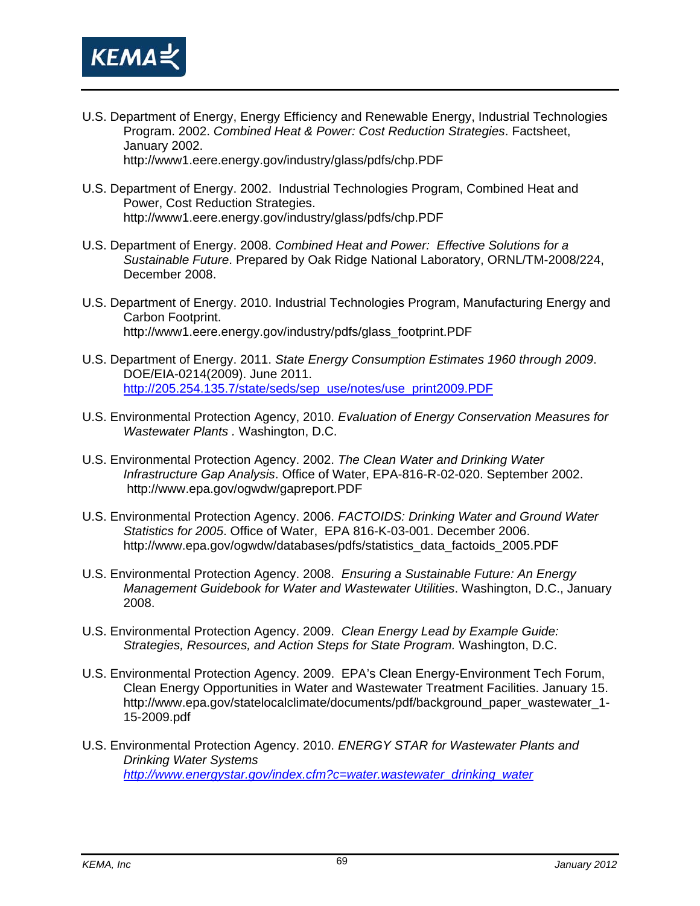U.S. Department of Energy, Energy Efficiency and Renewable Energy, Industrial Technologies Program. 2002. *Combined Heat & Power: Cost Reduction Strategies*. Factsheet, January 2002. http://www1.eere.energy.gov/industry/glass/pdfs/chp.PDF

U.S. Department of Energy. 2002. Industrial Technologies Program, Combined Heat and Power, Cost Reduction Strategies. http://www1.eere.energy.gov/industry/glass/pdfs/chp.PDF

U.S. Department of Energy. 2008. *Combined Heat and Power: Effective Solutions for a Sustainable Future*. Prepared by Oak Ridge National Laboratory, ORNL/TM-2008/224, December 2008.

U.S. Department of Energy. 2010. Industrial Technologies Program, Manufacturing Energy and Carbon Footprint. http://www1.eere.energy.gov/industry/pdfs/glass_footprint.PDF

U.S. Department of Energy. 2011. *State Energy Consumption Estimates 1960 through 2009*. DOE/EIA-0214(2009). June 2011. http://205.254.135.7/state/seds/sep_use/notes/use_print2009.PDF

U.S. Environmental Protection Agency, 2010. *Evaluation of Energy Conservation Measures for Wastewater Plants* . Washington, D.C.

U.S. Environmental Protection Agency. 2002. *The Clean Water and Drinking Water Infrastructure Gap Analysis*. Office of Water, EPA-816-R-02-020. September 2002. http://www.epa.gov/ogwdw/gapreport.PDF

U.S. Environmental Protection Agency. 2006. *FACTOIDS: Drinking Water and Ground Water Statistics for 2005*. Office of Water, EPA 816-K-03-001. December 2006. http://www.epa.gov/ogwdw/databases/pdfs/statistics_data_factoids_2005.PDF

U.S. Environmental Protection Agency. 2008. *Ensuring a Sustainable Future: An Energy Management Guidebook for Water and Wastewater Utilities*. Washington, D.C., January 2008.

U.S. Environmental Protection Agency. 2009. *Clean Energy Lead by Example Guide: Strategies, Resources, and Action Steps for State Program.* Washington, D.C.

U.S. Environmental Protection Agency. 2009. EPA's Clean Energy-Environment Tech Forum, Clean Energy Opportunities in Water and Wastewater Treatment Facilities. January 15. http://www.epa.gov/statelocalclimate/documents/pdf/background_paper_wastewater_1-15-2009.pdf

U.S. Environmental Protection Agency. 2010. *ENERGY STAR for Wastewater Plants and Drinking Water Systems* *http://www.energystar.gov/index.cfm?c=water.wastewater_drinking_water*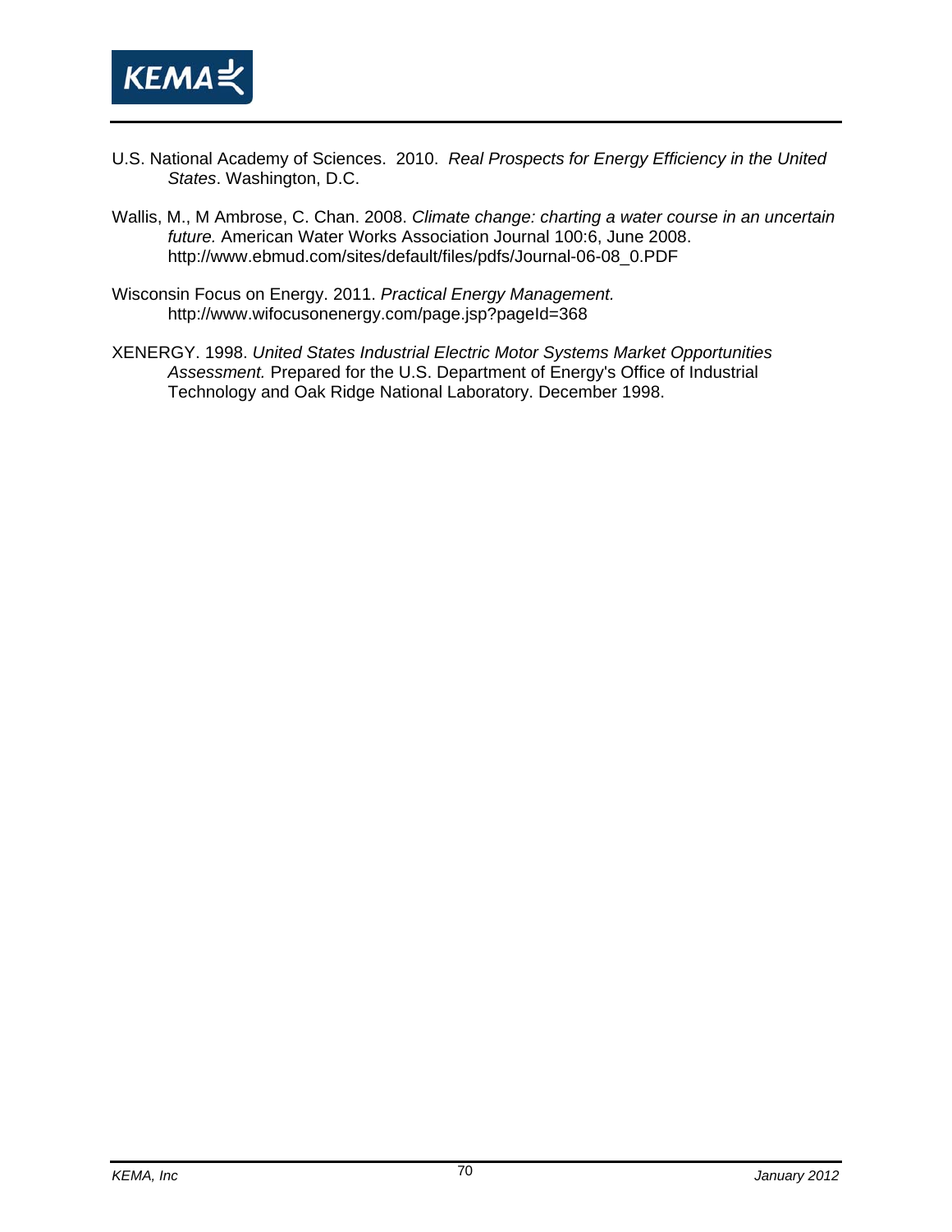U.S. National Academy of Sciences. 2010. *Real Prospects for Energy Efficiency in the United States*. Washington, D.C.

Wallis, M., M Ambrose, C. Chan. 2008. *Climate change: charting a water course in an uncertain future.* American Water Works Association Journal 100:6, June 2008. http://www.ebmud.com/sites/default/files/pdfs/Journal-06-08_0.PDF

Wisconsin Focus on Energy. 2011. *Practical Energy Management.* http://www.wifocusonenergy.com/page.jsp?pageId=368

XENERGY. 1998. *United States Industrial Electric Motor Systems Market Opportunities Assessment.* Prepared for the U.S. Department of Energy's Office of Industrial Technology and Oak Ridge National Laboratory. December 1998.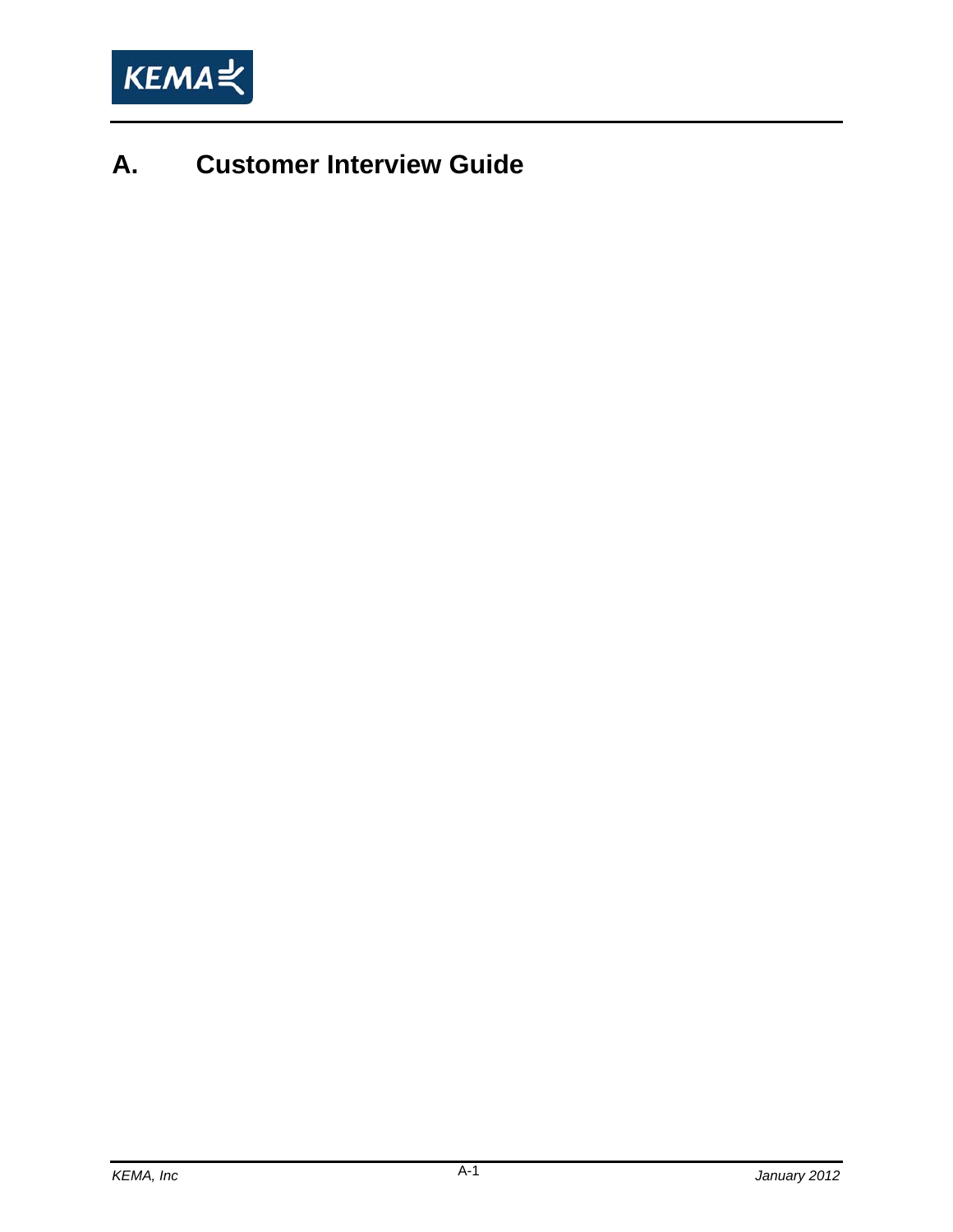# A. Customer Interview Guide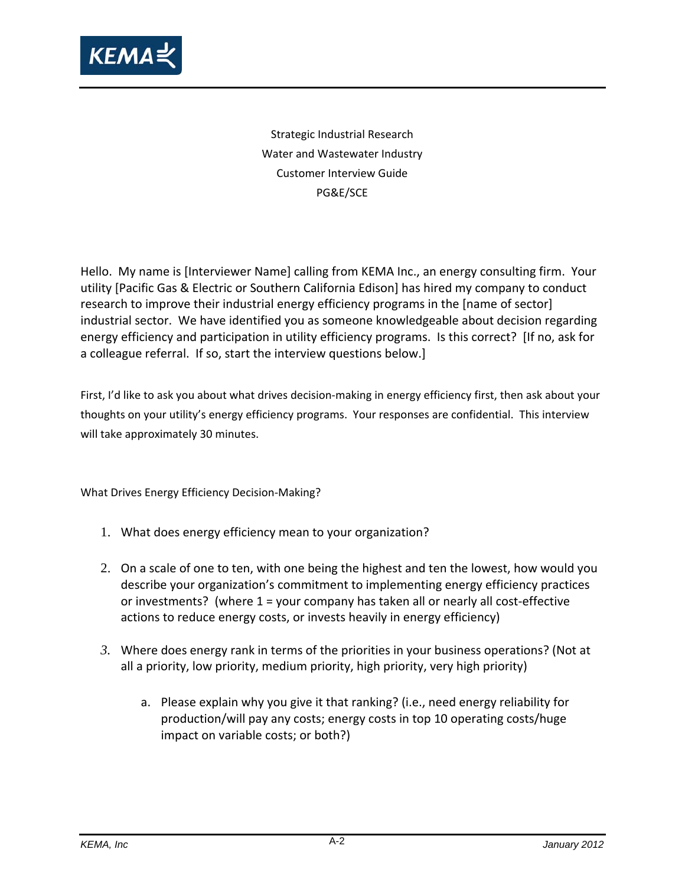Strategic Industrial Research
Water and Wastewater Industry
Customer Interview Guide
PG&E/SCE

Hello. My name is [Interviewer Name] calling from KEMA Inc., an energy consulting firm. Your utility [Pacific Gas & Electric or Southern California Edison] has hired my company to conduct research to improve their industrial energy efficiency programs in the [name of sector] industrial sector. We have identified you as someone knowledgeable about decision regarding energy efficiency and participation in utility efficiency programs. Is this correct? [If no, ask for a colleague referral. If so, start the interview questions below.]

First, I'd like to ask you about what drives decision-making in energy efficiency first, then ask about your thoughts on your utility's energy efficiency programs. Your responses are confidential. This interview will take approximately 30 minutes.

What Drives Energy Efficiency Decision-Making?

1. What does energy efficiency mean to your organization?
2. On a scale of one to ten, with one being the highest and ten the lowest, how would you describe your organization's commitment to implementing energy efficiency practices or investments? (where 1 = your company has taken all or nearly all cost-effective actions to reduce energy costs, or invests heavily in energy efficiency)
3. Where does energy rank in terms of the priorities in your business operations? (Not at all a priority, low priority, medium priority, high priority, very high priority)
    a. Please explain why you give it that ranking? (i.e., need energy reliability for production/will pay any costs; energy costs in top 10 operating costs/huge impact on variable costs; or both?)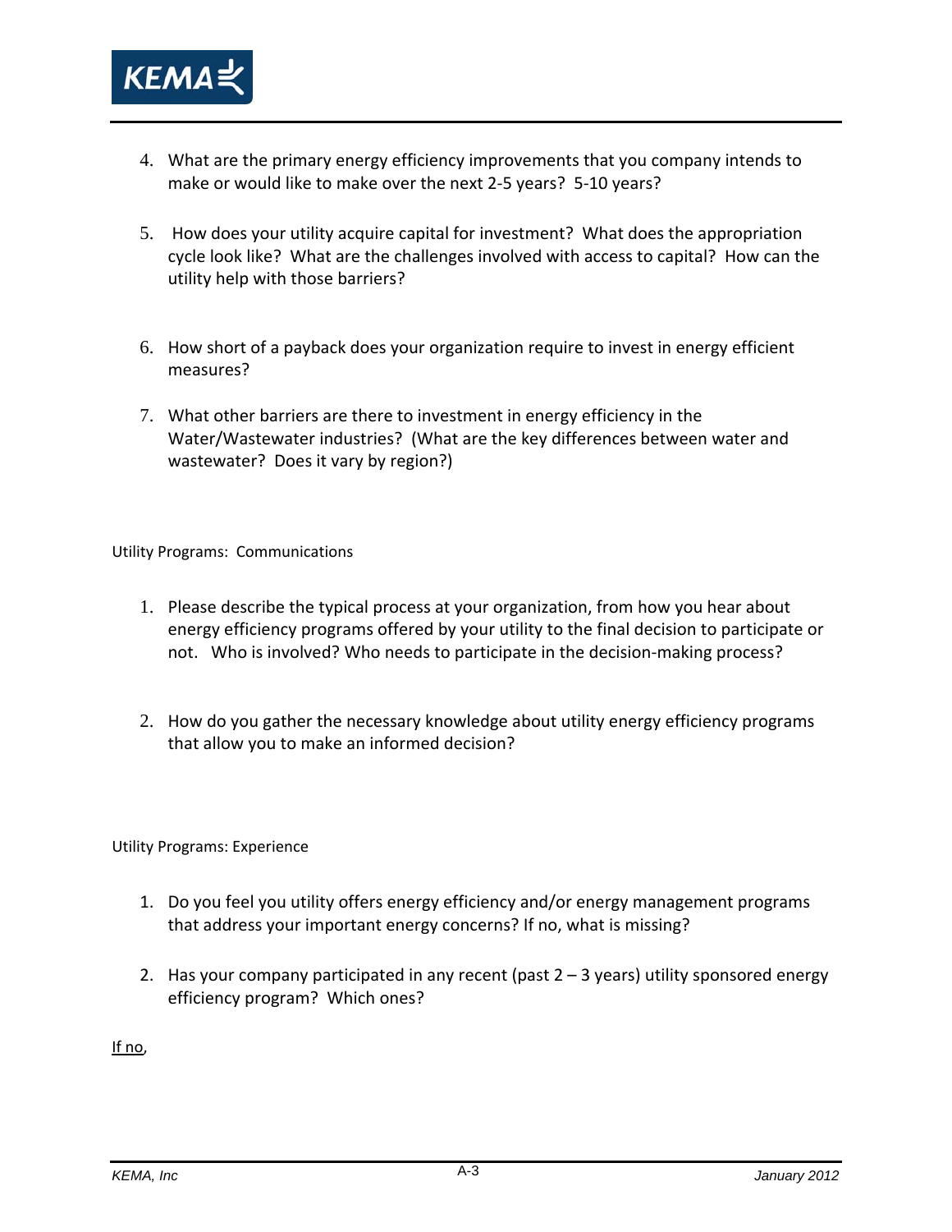4. What are the primary energy efficiency improvements that you company intends to make or would like to make over the next 2-5 years? 5-10 years?

5. How does your utility acquire capital for investment? What does the appropriation cycle look like? What are the challenges involved with access to capital? How can the utility help with those barriers?

6. How short of a payback does your organization require to invest in energy efficient measures?

7. What other barriers are there to investment in energy efficiency in the Water/Wastewater industries? (What are the key differences between water and wastewater? Does it vary by region?)

Utility Programs: Communications

1. Please describe the typical process at your organization, from how you hear about energy efficiency programs offered by your utility to the final decision to participate or not. Who is involved? Who needs to participate in the decision-making process?

2. How do you gather the necessary knowledge about utility energy efficiency programs that allow you to make an informed decision?

Utility Programs: Experience

1. Do you feel you utility offers energy efficiency and/or energy management programs that address your important energy concerns? If no, what is missing?

2. Has your company participated in any recent (past 2 – 3 years) utility sponsored energy efficiency program? Which ones?

<u>If no</u>,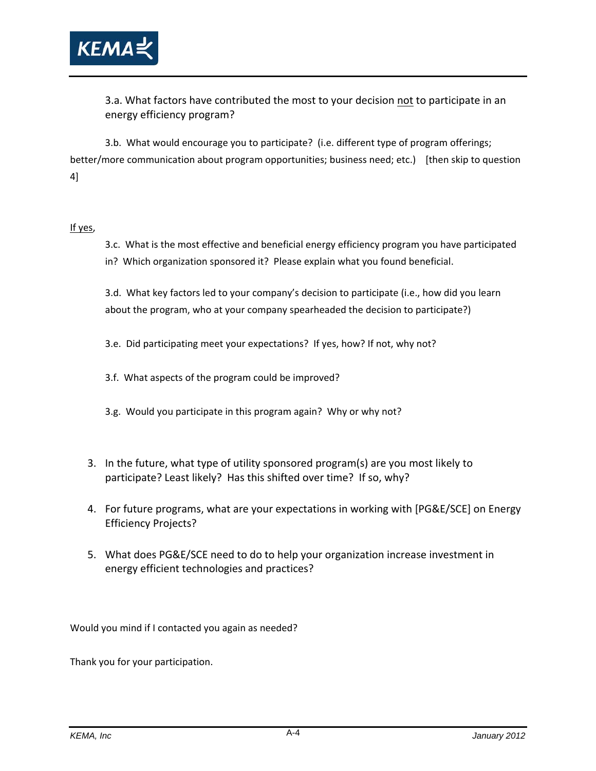3.a. What factors have contributed the most to your decision not to participate in an energy efficiency program?

3.b. What would encourage you to participate? (i.e. different type of program offerings; better/more communication about program opportunities; business need; etc.) [then skip to question 4]

If yes,

3.c. What is the most effective and beneficial energy efficiency program you have participated in? Which organization sponsored it? Please explain what you found beneficial.

3.d. What key factors led to your company's decision to participate (i.e., how did you learn about the program, who at your company spearheaded the decision to participate?)

3.e. Did participating meet your expectations? If yes, how? If not, why not?

3.f. What aspects of the program could be improved?

3.g. Would you participate in this program again? Why or why not?

3. In the future, what type of utility sponsored program(s) are you most likely to participate? Least likely? Has this shifted over time? If so, why?
4. For future programs, what are your expectations in working with [PG&E/SCE] on Energy Efficiency Projects?
5. What does PG&E/SCE need to do to help your organization increase investment in energy efficient technologies and practices?

Would you mind if I contacted you again as needed?

Thank you for your participation.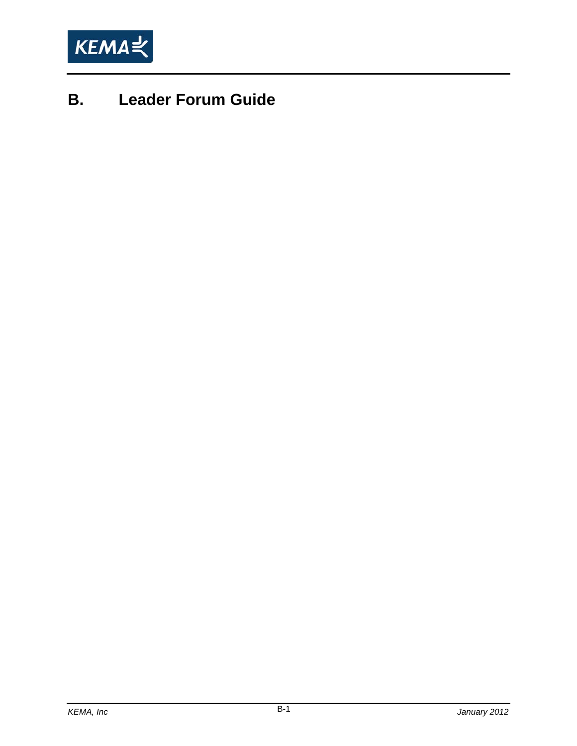# B. Leader Forum Guide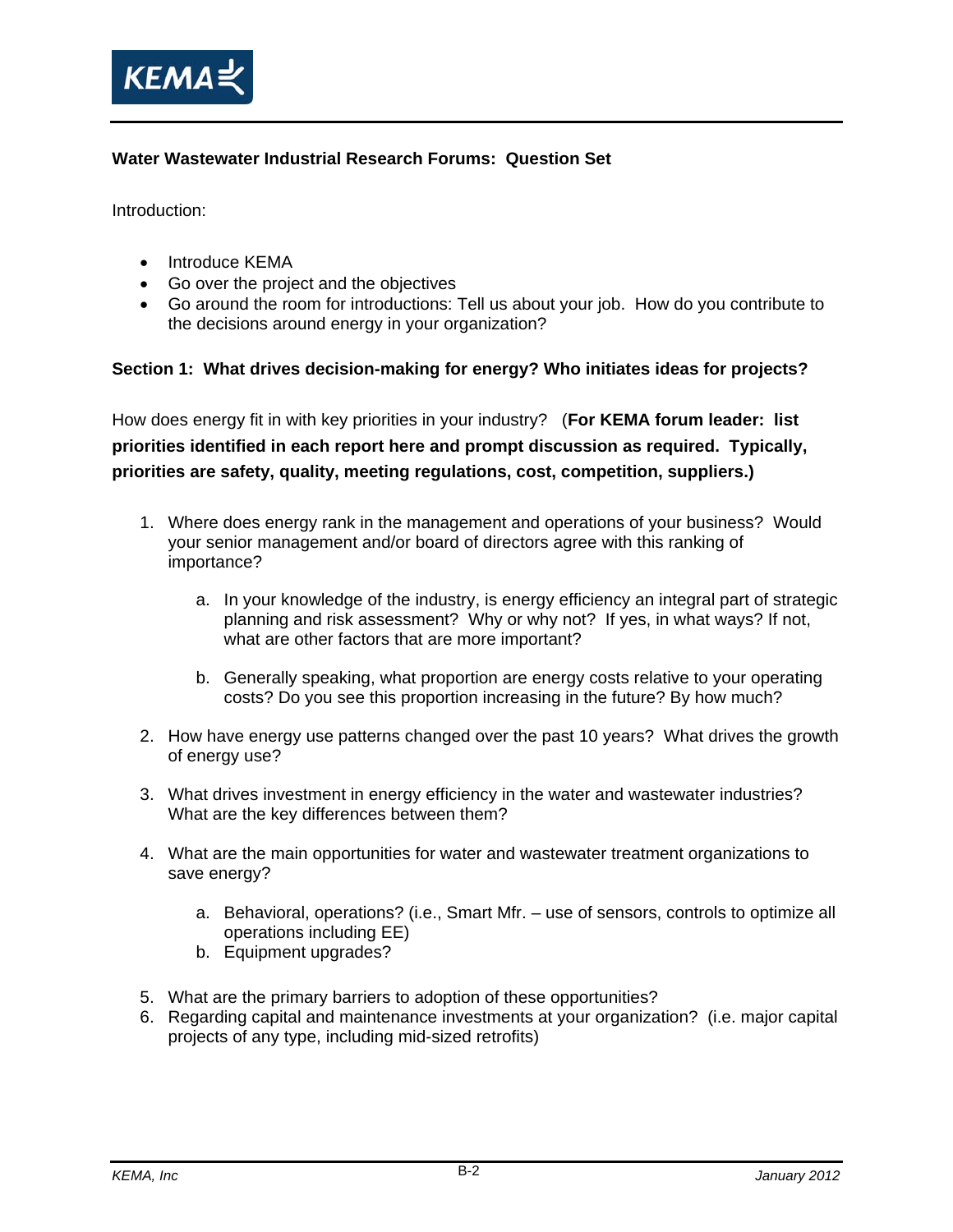**Water Wastewater Industrial Research Forums: Question Set**

Introduction:

- Introduce KEMA
- Go over the project and the objectives
- Go around the room for introductions: Tell us about your job. How do you contribute to the decisions around energy in your organization?

**Section 1: What drives decision-making for energy? Who initiates ideas for projects?**

How does energy fit in with key priorities in your industry? (**For KEMA forum leader: list priorities identified in each report here and prompt discussion as required. Typically, priorities are safety, quality, meeting regulations, cost, competition, suppliers.)**

1. Where does energy rank in the management and operations of your business? Would your senior management and/or board of directors agree with this ranking of importance?

    a. In your knowledge of the industry, is energy efficiency an integral part of strategic planning and risk assessment? Why or why not? If yes, in what ways? If not, what are other factors that are more important?

    b. Generally speaking, what proportion are energy costs relative to your operating costs? Do you see this proportion increasing in the future? By how much?

2. How have energy use patterns changed over the past 10 years? What drives the growth of energy use?

3. What drives investment in energy efficiency in the water and wastewater industries? What are the key differences between them?

4. What are the main opportunities for water and wastewater treatment organizations to save energy?

    a. Behavioral, operations? (i.e., Smart Mfr. – use of sensors, controls to optimize all operations including EE)
    b. Equipment upgrades?

5. What are the primary barriers to adoption of these opportunities?
6. Regarding capital and maintenance investments at your organization? (i.e. major capital projects of any type, including mid-sized retrofits)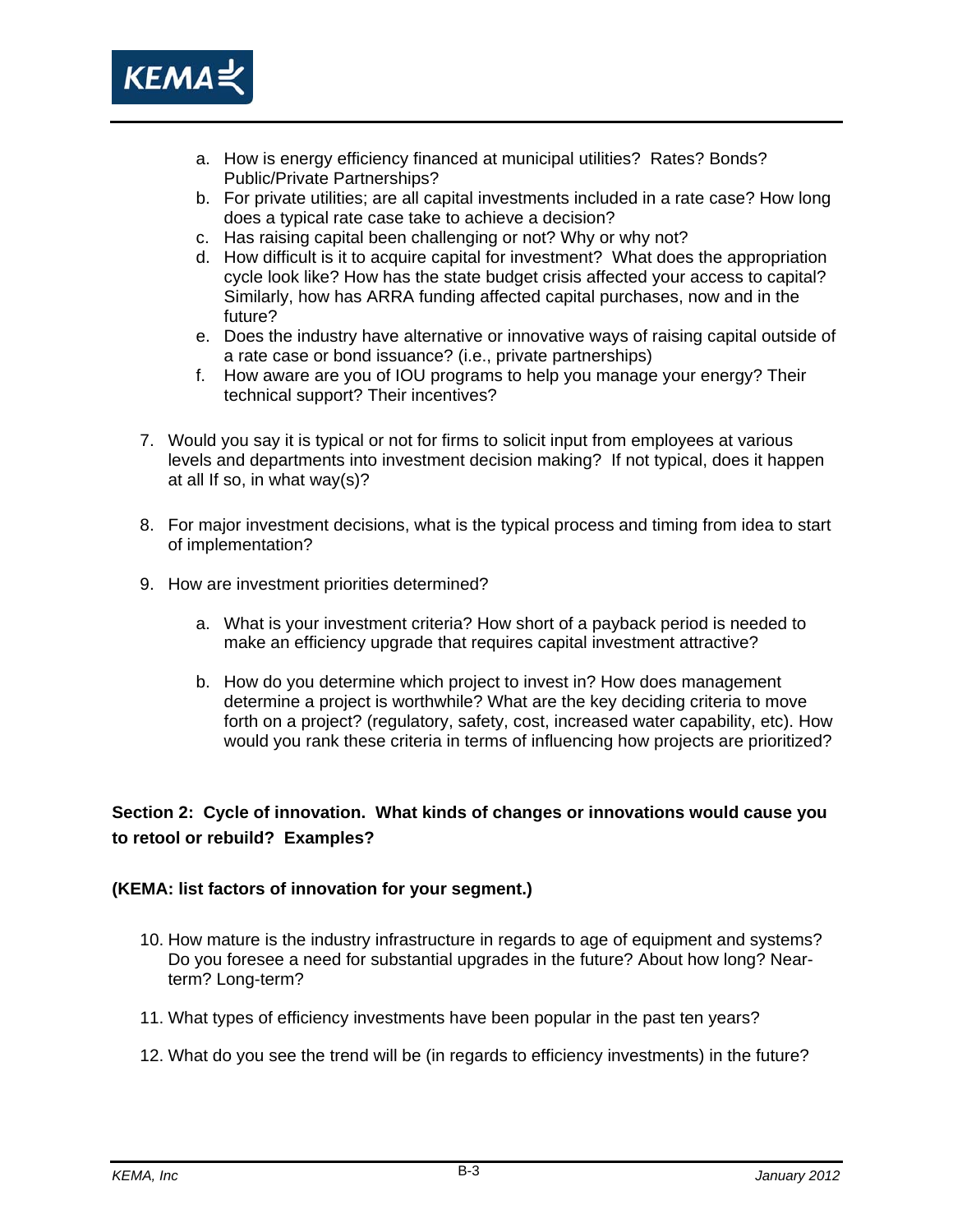a. How is energy efficiency financed at municipal utilities? Rates? Bonds? Public/Private Partnerships?
b. For private utilities; are all capital investments included in a rate case? How long does a typical rate case take to achieve a decision?
c. Has raising capital been challenging or not? Why or why not?
d. How difficult is it to acquire capital for investment? What does the appropriation cycle look like? How has the state budget crisis affected your access to capital? Similarly, how has ARRA funding affected capital purchases, now and in the future?
e. Does the industry have alternative or innovative ways of raising capital outside of a rate case or bond issuance? (i.e., private partnerships)
f. How aware are you of IOU programs to help you manage your energy? Their technical support? Their incentives?

7. Would you say it is typical or not for firms to solicit input from employees at various levels and departments into investment decision making? If not typical, does it happen at all If so, in what way(s)?

8. For major investment decisions, what is the typical process and timing from idea to start of implementation?

9. How are investment priorities determined?

    a. What is your investment criteria? How short of a payback period is needed to make an efficiency upgrade that requires capital investment attractive?

    b. How do you determine which project to invest in? How does management determine a project is worthwhile? What are the key deciding criteria to move forth on a project? (regulatory, safety, cost, increased water capability, etc). How would you rank these criteria in terms of influencing how projects are prioritized?

**Section 2: Cycle of innovation. What kinds of changes or innovations would cause you to retool or rebuild? Examples?**

**(KEMA: list factors of innovation for your segment.)**

10. How mature is the industry infrastructure in regards to age of equipment and systems? Do you foresee a need for substantial upgrades in the future? About how long? Near-term? Long-term?

11. What types of efficiency investments have been popular in the past ten years?

12. What do you see the trend will be (in regards to efficiency investments) in the future?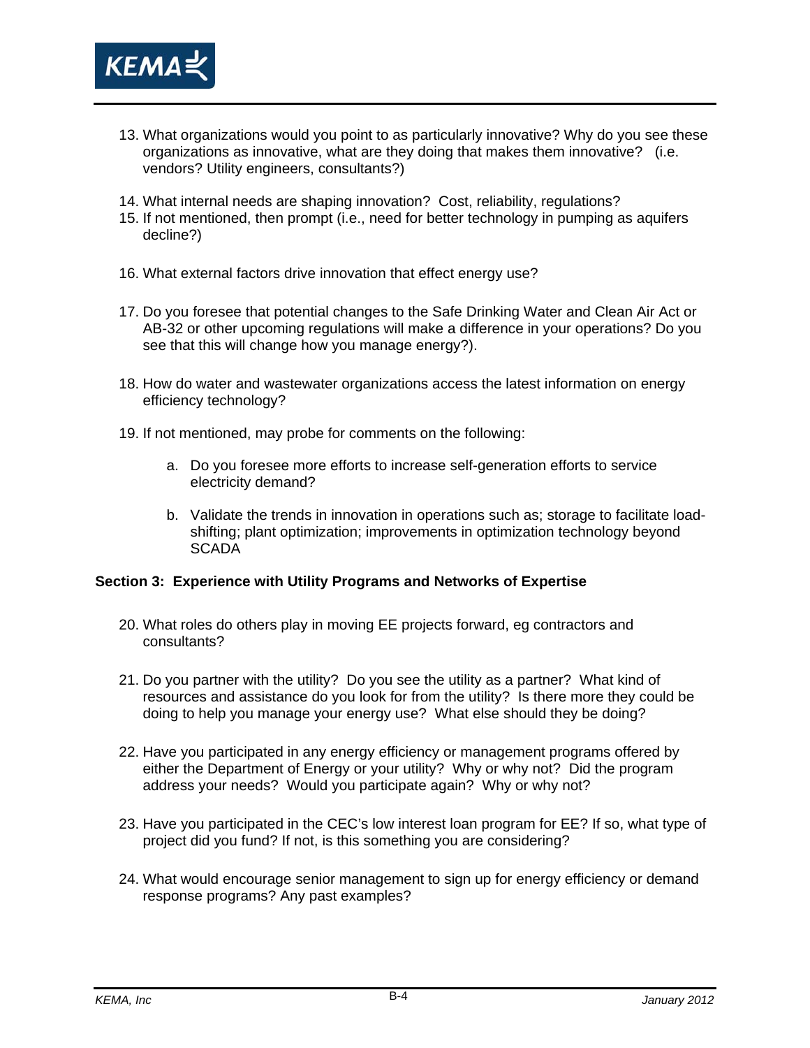13. What organizations would you point to as particularly innovative? Why do you see these organizations as innovative, what are they doing that makes them innovative? (i.e. vendors? Utility engineers, consultants?)

14. What internal needs are shaping innovation? Cost, reliability, regulations?
15. If not mentioned, then prompt (i.e., need for better technology in pumping as aquifers decline?)

16. What external factors drive innovation that effect energy use?

17. Do you foresee that potential changes to the Safe Drinking Water and Clean Air Act or AB-32 or other upcoming regulations will make a difference in your operations? Do you see that this will change how you manage energy?).

18. How do water and wastewater organizations access the latest information on energy efficiency technology?

19. If not mentioned, may probe for comments on the following:

    a. Do you foresee more efforts to increase self-generation efforts to service electricity demand?

    b. Validate the trends in innovation in operations such as; storage to facilitate load-shifting; plant optimization; improvements in optimization technology beyond SCADA

**Section 3: Experience with Utility Programs and Networks of Expertise**

20. What roles do others play in moving EE projects forward, eg contractors and consultants?

21. Do you partner with the utility? Do you see the utility as a partner? What kind of resources and assistance do you look for from the utility? Is there more they could be doing to help you manage your energy use? What else should they be doing?

22. Have you participated in any energy efficiency or management programs offered by either the Department of Energy or your utility? Why or why not? Did the program address your needs? Would you participate again? Why or why not?

23. Have you participated in the CEC's low interest loan program for EE? If so, what type of project did you fund? If not, is this something you are considering?

24. What would encourage senior management to sign up for energy efficiency or demand response programs? Any past examples?